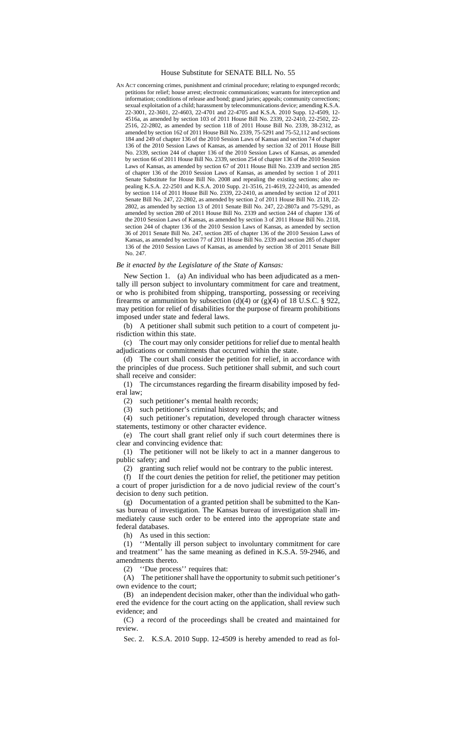# House Substitute for SENATE BILL No. 55

AN ACT concerning crimes, punishment and criminal procedure; relating to expunged records; petitions for relief; house arrest; electronic communications; warrants for interception and information; conditions of release and bond; grand juries; appeals; community corrections; sexual exploitation of a child; harassment by telecommunications device; amending K.S.A. 22-3001, 22-3601, 22-4603, 22-4701 and 22-4705 and K.S.A. 2010 Supp. 12-4509, 12-4516a, as amended by section 103 of 2011 House Bill No. 2339, 22-2410, 22-2502, 22-2516, 22-2802, as amended by section 118 of 2011 House Bill No. 2339, 38-2312, as amended by section 162 of 2011 House Bill No. 2339, 75-5291 and 75-52,112 and sections 184 and 249 of chapter 136 of the 2010 Session Laws of Kansas and section 74 of chapter 136 of the 2010 Session Laws of Kansas, as amended by section 32 of 2011 House Bill No. 2339, section 244 of chapter 136 of the 2010 Session Laws of Kansas, as amended by section 66 of 2011 House Bill No. 2339, section 254 of chapter 136 of the 2010 Session Laws of Kansas, as amended by section 67 of 2011 House Bill No. 2339 and section 285 of chapter 136 of the 2010 Session Laws of Kansas, as amended by section 1 of 2011 Senate Substitute for House Bill No. 2008 and repealing the existing sections; also repealing K.S.A. 22-2501 and K.S.A. 2010 Supp. 21-3516, 21-4619, 22-2410, as amended by section 114 of 2011 House Bill No. 2339, 22-2410, as amended by section 12 of 2011 Senate Bill No. 247, 22-2802, as amended by section 2 of 2011 House Bill No. 2118, 22-2802, as amended by section 13 of 2011 Senate Bill No. 247, 22-2807a and 75-5291, as amended by section 280 of 2011 House Bill No. 2339 and section 244 of chapter 136 of the 2010 Session Laws of Kansas, as amended by section 3 of 2011 House Bill No. 2118, section 244 of chapter 136 of the 2010 Session Laws of Kansas, as amended by section 36 of 2011 Senate Bill No. 247, section 285 of chapter 136 of the 2010 Session Laws of Kansas, as amended by section 77 of 2011 House Bill No. 2339 and section 285 of chapter 136 of the 2010 Session Laws of Kansas, as amended by section 38 of 2011 Senate Bill No. 247.

*Be it enacted by the Legislature of the State of Kansas:*

New Section 1. (a) An individual who has been adjudicated as a mentally ill person subject to involuntary commitment for care and treatment, or who is prohibited from shipping, transporting, possessing or receiving firearms or ammunition by subsection (d)(4) or (g)(4) of 18 U.S.C. § 922, may petition for relief of disabilities for the purpose of firearm prohibitions imposed under state and federal laws.

(b) A petitioner shall submit such petition to a court of competent jurisdiction within this state.

(c) The court may only consider petitions for relief due to mental health adjudications or commitments that occurred within the state.

(d) The court shall consider the petition for relief, in accordance with the principles of due process. Such petitioner shall submit, and such court shall receive and consider:

(1) The circumstances regarding the firearm disability imposed by federal law;

(2) such petitioner's mental health records;

(3) such petitioner's criminal history records; and

(4) such petitioner's reputation, developed through character witness statements, testimony or other character evidence.

(e) The court shall grant relief only if such court determines there is clear and convincing evidence that:

(1) The petitioner will not be likely to act in a manner dangerous to public safety; and

(2) granting such relief would not be contrary to the public interest.

(f) If the court denies the petition for relief, the petitioner may petition a court of proper jurisdiction for a de novo judicial review of the court's decision to deny such petition.

(g) Documentation of a granted petition shall be submitted to the Kansas bureau of investigation. The Kansas bureau of investigation shall immediately cause such order to be entered into the appropriate state and federal databases.

(h) As used in this section:

(1) ''Mentally ill person subject to involuntary commitment for care and treatment'' has the same meaning as defined in K.S.A. 59-2946, and amendments thereto.

(2) ''Due process'' requires that:

(A) The petitioner shall have the opportunity to submit such petitioner's own evidence to the court;

(B) an independent decision maker, other than the individual who gathered the evidence for the court acting on the application, shall review such evidence; and

(C) a record of the proceedings shall be created and maintained for review.

Sec. 2. K.S.A. 2010 Supp. 12-4509 is hereby amended to read as fol-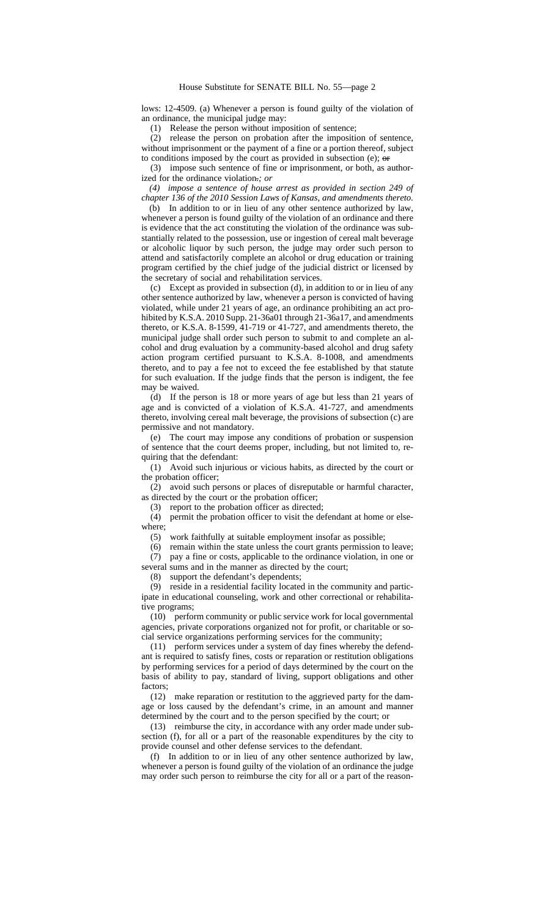lows: 12-4509. (a) Whenever a person is found guilty of the violation of an ordinance, the municipal judge may:

(1) Release the person without imposition of sentence;

(2) release the person on probation after the imposition of sentence, without imprisonment or the payment of a fine or a portion thereof, subject to conditions imposed by the court as provided in subsection (e); ~~or~~

(3) impose such sentence of fine or imprisonment, or both, as authorized for the ordinance violation~~.~~*; or*

*(4) impose a sentence of house arrest as provided in section 249 of chapter 136 of the 2010 Session Laws of Kansas, and amendments thereto.*

(b) In addition to or in lieu of any other sentence authorized by law, whenever a person is found guilty of the violation of an ordinance and there is evidence that the act constituting the violation of the ordinance was substantially related to the possession, use or ingestion of cereal malt beverage or alcoholic liquor by such person, the judge may order such person to attend and satisfactorily complete an alcohol or drug education or training program certified by the chief judge of the judicial district or licensed by the secretary of social and rehabilitation services.

(c) Except as provided in subsection (d), in addition to or in lieu of any other sentence authorized by law, whenever a person is convicted of having violated, while under 21 years of age, an ordinance prohibiting an act prohibited by K.S.A. 2010 Supp. 21-36a01 through 21-36a17, and amendments thereto, or K.S.A. 8-1599, 41-719 or 41-727, and amendments thereto, the municipal judge shall order such person to submit to and complete an alcohol and drug evaluation by a community-based alcohol and drug safety action program certified pursuant to K.S.A. 8-1008, and amendments thereto, and to pay a fee not to exceed the fee established by that statute for such evaluation. If the judge finds that the person is indigent, the fee may be waived.

(d) If the person is 18 or more years of age but less than 21 years of age and is convicted of a violation of K.S.A. 41-727, and amendments thereto, involving cereal malt beverage, the provisions of subsection (c) are permissive and not mandatory.

(e) The court may impose any conditions of probation or suspension of sentence that the court deems proper, including, but not limited to, requiring that the defendant:

(1) Avoid such injurious or vicious habits, as directed by the court or the probation officer;

(2) avoid such persons or places of disreputable or harmful character, as directed by the court or the probation officer;

(3) report to the probation officer as directed;

(4) permit the probation officer to visit the defendant at home or elsewhere;

(5) work faithfully at suitable employment insofar as possible;

(6) remain within the state unless the court grants permission to leave;

(7) pay a fine or costs, applicable to the ordinance violation, in one or several sums and in the manner as directed by the court;

(8) support the defendant's dependents;

(9) reside in a residential facility located in the community and participate in educational counseling, work and other correctional or rehabilitative programs;

(10) perform community or public service work for local governmental agencies, private corporations organized not for profit, or charitable or social service organizations performing services for the community;

(11) perform services under a system of day fines whereby the defendant is required to satisfy fines, costs or reparation or restitution obligations by performing services for a period of days determined by the court on the basis of ability to pay, standard of living, support obligations and other factors;

(12) make reparation or restitution to the aggrieved party for the damage or loss caused by the defendant's crime, in an amount and manner determined by the court and to the person specified by the court; or

(13) reimburse the city, in accordance with any order made under subsection (f), for all or a part of the reasonable expenditures by the city to provide counsel and other defense services to the defendant.

(f) In addition to or in lieu of any other sentence authorized by law, whenever a person is found guilty of the violation of an ordinance the judge may order such person to reimburse the city for all or a part of the reason-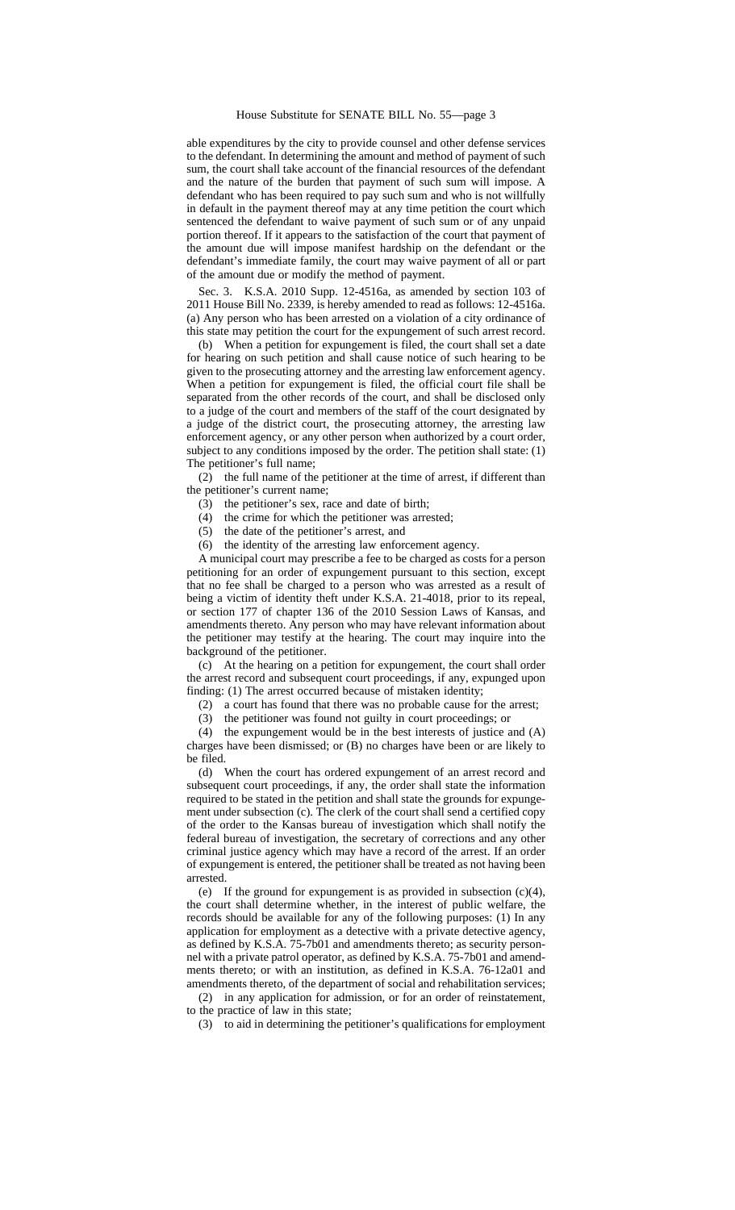able expenditures by the city to provide counsel and other defense services to the defendant. In determining the amount and method of payment of such sum, the court shall take account of the financial resources of the defendant and the nature of the burden that payment of such sum will impose. A defendant who has been required to pay such sum and who is not willfully in default in the payment thereof may at any time petition the court which sentenced the defendant to waive payment of such sum or of any unpaid portion thereof. If it appears to the satisfaction of the court that payment of the amount due will impose manifest hardship on the defendant or the defendant's immediate family, the court may waive payment of all or part of the amount due or modify the method of payment.

Sec. 3. K.S.A. 2010 Supp. 12-4516a, as amended by section 103 of 2011 House Bill No. 2339, is hereby amended to read as follows: 12-4516a. (a) Any person who has been arrested on a violation of a city ordinance of this state may petition the court for the expungement of such arrest record.

(b) When a petition for expungement is filed, the court shall set a date for hearing on such petition and shall cause notice of such hearing to be given to the prosecuting attorney and the arresting law enforcement agency. When a petition for expungement is filed, the official court file shall be separated from the other records of the court, and shall be disclosed only to a judge of the court and members of the staff of the court designated by a judge of the district court, the prosecuting attorney, the arresting law enforcement agency, or any other person when authorized by a court order, subject to any conditions imposed by the order. The petition shall state: (1) The petitioner's full name;

(2) the full name of the petitioner at the time of arrest, if different than the petitioner's current name;

(3) the petitioner's sex, race and date of birth;

(4) the crime for which the petitioner was arrested;

(5) the date of the petitioner's arrest, and

(6) the identity of the arresting law enforcement agency.

A municipal court may prescribe a fee to be charged as costs for a person petitioning for an order of expungement pursuant to this section, except that no fee shall be charged to a person who was arrested as a result of being a victim of identity theft under K.S.A. 21-4018, prior to its repeal, or section 177 of chapter 136 of the 2010 Session Laws of Kansas, and amendments thereto. Any person who may have relevant information about the petitioner may testify at the hearing. The court may inquire into the background of the petitioner.

(c) At the hearing on a petition for expungement, the court shall order the arrest record and subsequent court proceedings, if any, expunged upon finding: (1) The arrest occurred because of mistaken identity;

(2) a court has found that there was no probable cause for the arrest;

(3) the petitioner was found not guilty in court proceedings; or

(4) the expungement would be in the best interests of justice and (A) charges have been dismissed; or (B) no charges have been or are likely to be filed.

(d) When the court has ordered expungement of an arrest record and subsequent court proceedings, if any, the order shall state the information required to be stated in the petition and shall state the grounds for expungement under subsection (c). The clerk of the court shall send a certified copy of the order to the Kansas bureau of investigation which shall notify the federal bureau of investigation, the secretary of corrections and any other criminal justice agency which may have a record of the arrest. If an order of expungement is entered, the petitioner shall be treated as not having been arrested.

(e) If the ground for expungement is as provided in subsection (c)(4), the court shall determine whether, in the interest of public welfare, the records should be available for any of the following purposes: (1) In any application for employment as a detective with a private detective agency, as defined by K.S.A. 75-7b01 and amendments thereto; as security personnel with a private patrol operator, as defined by K.S.A. 75-7b01 and amendments thereto; or with an institution, as defined in K.S.A. 76-12a01 and amendments thereto, of the department of social and rehabilitation services;

(2) in any application for admission, or for an order of reinstatement, to the practice of law in this state;

(3) to aid in determining the petitioner's qualifications for employment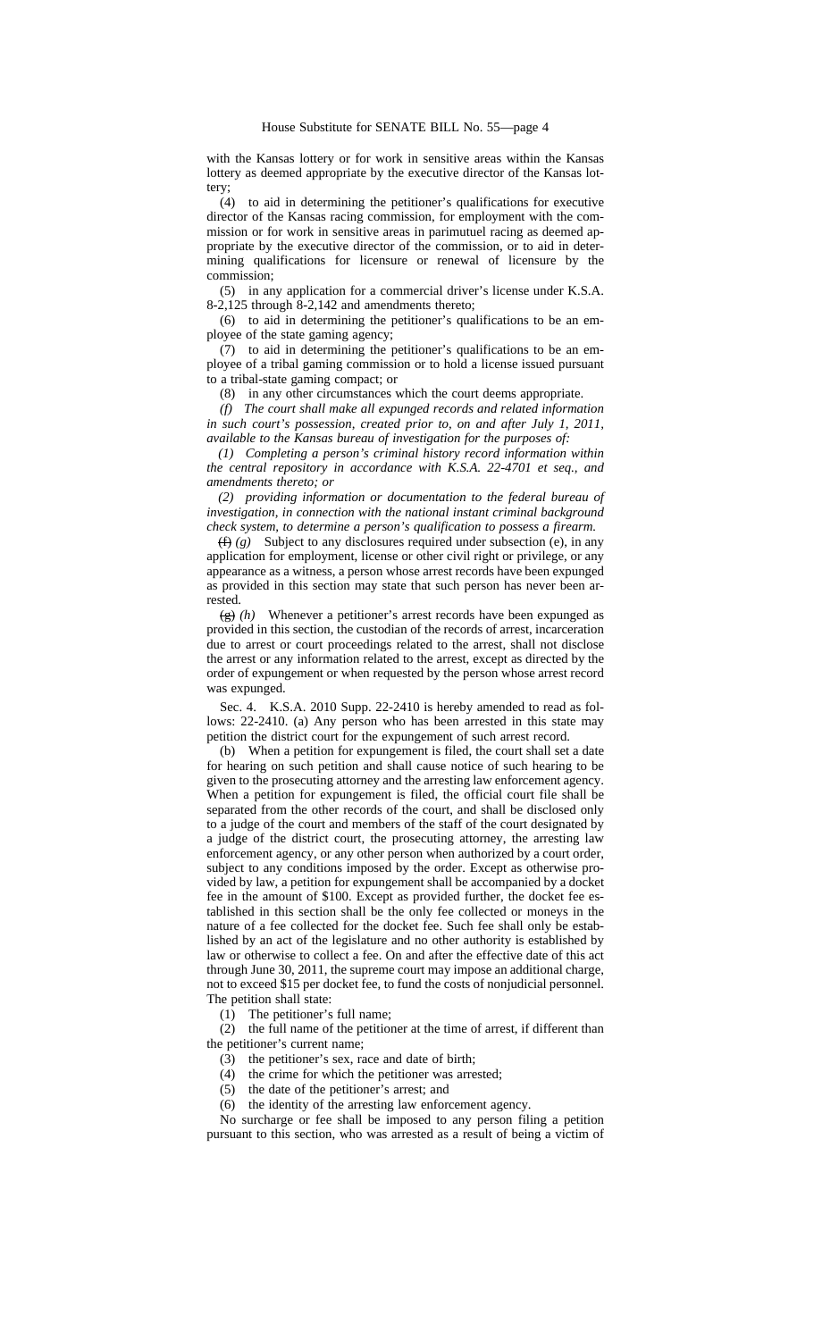with the Kansas lottery or for work in sensitive areas within the Kansas lottery as deemed appropriate by the executive director of the Kansas lottery;

(4) to aid in determining the petitioner's qualifications for executive director of the Kansas racing commission, for employment with the commission or for work in sensitive areas in parimutuel racing as deemed appropriate by the executive director of the commission, or to aid in determining qualifications for licensure or renewal of licensure by the commission;

(5) in any application for a commercial driver's license under K.S.A. 8-2,125 through 8-2,142 and amendments thereto;

(6) to aid in determining the petitioner's qualifications to be an employee of the state gaming agency;

(7) to aid in determining the petitioner's qualifications to be an employee of a tribal gaming commission or to hold a license issued pursuant to a tribal-state gaming compact; or

(8) in any other circumstances which the court deems appropriate.

*(f) The court shall make all expunged records and related information in such court's possession, created prior to, on and after July 1, 2011, available to the Kansas bureau of investigation for the purposes of:*

*(1) Completing a person's criminal history record information within the central repository in accordance with K.S.A. 22-4701 et seq., and amendments thereto; or*

*(2) providing information or documentation to the federal bureau of investigation, in connection with the national instant criminal background check system, to determine a person's qualification to possess a firearm.*

~~(f)~~ *(g)* Subject to any disclosures required under subsection (e), in any application for employment, license or other civil right or privilege, or any appearance as a witness, a person whose arrest records have been expunged as provided in this section may state that such person has never been arrested.

~~(g)~~ *(h)* Whenever a petitioner's arrest records have been expunged as provided in this section, the custodian of the records of arrest, incarceration due to arrest or court proceedings related to the arrest, shall not disclose the arrest or any information related to the arrest, except as directed by the order of expungement or when requested by the person whose arrest record was expunged.

Sec. 4. K.S.A. 2010 Supp. 22-2410 is hereby amended to read as follows: 22-2410. (a) Any person who has been arrested in this state may petition the district court for the expungement of such arrest record.

(b) When a petition for expungement is filed, the court shall set a date for hearing on such petition and shall cause notice of such hearing to be given to the prosecuting attorney and the arresting law enforcement agency. When a petition for expungement is filed, the official court file shall be separated from the other records of the court, and shall be disclosed only to a judge of the court and members of the staff of the court designated by a judge of the district court, the prosecuting attorney, the arresting law enforcement agency, or any other person when authorized by a court order, subject to any conditions imposed by the order. Except as otherwise provided by law, a petition for expungement shall be accompanied by a docket fee in the amount of $100. Except as provided further, the docket fee established in this section shall be the only fee collected or moneys in the nature of a fee collected for the docket fee. Such fee shall only be established by an act of the legislature and no other authority is established by law or otherwise to collect a fee. On and after the effective date of this act through June 30, 2011, the supreme court may impose an additional charge, not to exceed $15 per docket fee, to fund the costs of nonjudicial personnel. The petition shall state:

(1) The petitioner's full name;

(2) the full name of the petitioner at the time of arrest, if different than the petitioner's current name;

(3) the petitioner's sex, race and date of birth;

(4) the crime for which the petitioner was arrested;

(5) the date of the petitioner's arrest; and

(6) the identity of the arresting law enforcement agency.

No surcharge or fee shall be imposed to any person filing a petition pursuant to this section, who was arrested as a result of being a victim of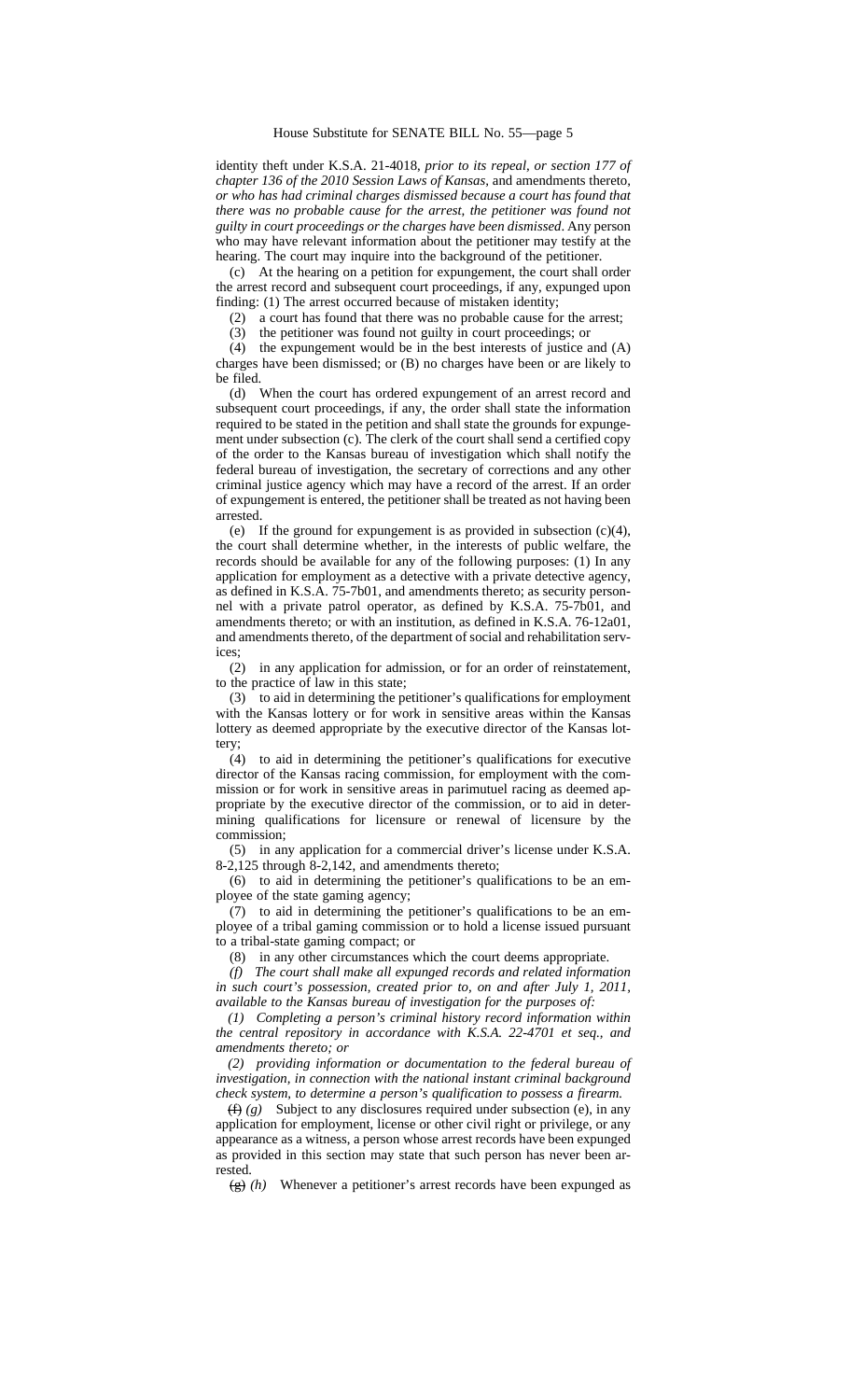identity theft under K.S.A. 21-4018, *prior to its repeal, or section 177 of chapter 136 of the 2010 Session Laws of Kansas,* and amendments thereto, *or who has had criminal charges dismissed because a court has found that there was no probable cause for the arrest, the petitioner was found not guilty in court proceedings or the charges have been dismissed*. Any person who may have relevant information about the petitioner may testify at the hearing. The court may inquire into the background of the petitioner.

(c) At the hearing on a petition for expungement, the court shall order the arrest record and subsequent court proceedings, if any, expunged upon finding: (1) The arrest occurred because of mistaken identity;

(2) a court has found that there was no probable cause for the arrest;

(3) the petitioner was found not guilty in court proceedings; or

(4) the expungement would be in the best interests of justice and (A) charges have been dismissed; or (B) no charges have been or are likely to be filed.

(d) When the court has ordered expungement of an arrest record and subsequent court proceedings, if any, the order shall state the information required to be stated in the petition and shall state the grounds for expungement under subsection (c). The clerk of the court shall send a certified copy of the order to the Kansas bureau of investigation which shall notify the federal bureau of investigation, the secretary of corrections and any other criminal justice agency which may have a record of the arrest. If an order of expungement is entered, the petitioner shall be treated as not having been arrested.

(e) If the ground for expungement is as provided in subsection (c)(4), the court shall determine whether, in the interests of public welfare, the records should be available for any of the following purposes: (1) In any application for employment as a detective with a private detective agency, as defined in K.S.A. 75-7b01, and amendments thereto; as security personnel with a private patrol operator, as defined by K.S.A. 75-7b01, and amendments thereto; or with an institution, as defined in K.S.A. 76-12a01, and amendments thereto, of the department of social and rehabilitation services;

(2) in any application for admission, or for an order of reinstatement, to the practice of law in this state;

(3) to aid in determining the petitioner's qualifications for employment with the Kansas lottery or for work in sensitive areas within the Kansas lottery as deemed appropriate by the executive director of the Kansas lottery;

(4) to aid in determining the petitioner's qualifications for executive director of the Kansas racing commission, for employment with the commission or for work in sensitive areas in parimutuel racing as deemed appropriate by the executive director of the commission, or to aid in determining qualifications for licensure or renewal of licensure by the commission;

(5) in any application for a commercial driver's license under K.S.A. 8-2,125 through 8-2,142, and amendments thereto;

(6) to aid in determining the petitioner's qualifications to be an employee of the state gaming agency;

(7) to aid in determining the petitioner's qualifications to be an employee of a tribal gaming commission or to hold a license issued pursuant to a tribal-state gaming compact; or

(8) in any other circumstances which the court deems appropriate.

*(f) The court shall make all expunged records and related information in such court's possession, created prior to, on and after July 1, 2011, available to the Kansas bureau of investigation for the purposes of:*

*(1) Completing a person's criminal history record information within the central repository in accordance with K.S.A. 22-4701 et seq., and amendments thereto; or*

*(2) providing information or documentation to the federal bureau of investigation, in connection with the national instant criminal background check system, to determine a person's qualification to possess a firearm.*

~~(f)~~ *(g)* Subject to any disclosures required under subsection (e), in any application for employment, license or other civil right or privilege, or any appearance as a witness, a person whose arrest records have been expunged as provided in this section may state that such person has never been arrested.

~~(g)~~ *(h)* Whenever a petitioner's arrest records have been expunged as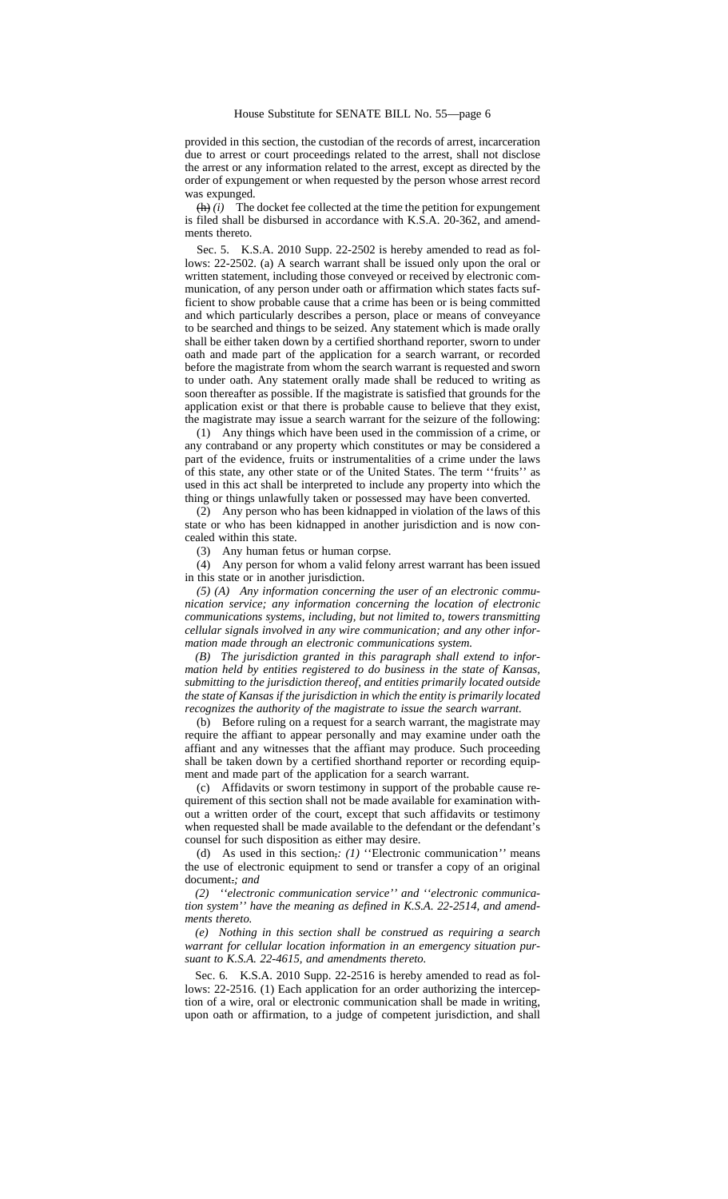provided in this section, the custodian of the records of arrest, incarceration due to arrest or court proceedings related to the arrest, shall not disclose the arrest or any information related to the arrest, except as directed by the order of expungement or when requested by the person whose arrest record was expunged.

~~(h)~~ *(i)* The docket fee collected at the time the petition for expungement is filed shall be disbursed in accordance with K.S.A. 20-362, and amendments thereto.

Sec. 5. K.S.A. 2010 Supp. 22-2502 is hereby amended to read as follows: 22-2502. (a) A search warrant shall be issued only upon the oral or written statement, including those conveyed or received by electronic communication, of any person under oath or affirmation which states facts sufficient to show probable cause that a crime has been or is being committed and which particularly describes a person, place or means of conveyance to be searched and things to be seized. Any statement which is made orally shall be either taken down by a certified shorthand reporter, sworn to under oath and made part of the application for a search warrant, or recorded before the magistrate from whom the search warrant is requested and sworn to under oath. Any statement orally made shall be reduced to writing as soon thereafter as possible. If the magistrate is satisfied that grounds for the application exist or that there is probable cause to believe that they exist, the magistrate may issue a search warrant for the seizure of the following:

(1) Any things which have been used in the commission of a crime, or any contraband or any property which constitutes or may be considered a part of the evidence, fruits or instrumentalities of a crime under the laws of this state, any other state or of the United States. The term ''fruits'' as used in this act shall be interpreted to include any property into which the thing or things unlawfully taken or possessed may have been converted.

(2) Any person who has been kidnapped in violation of the laws of this state or who has been kidnapped in another jurisdiction and is now concealed within this state.

(3) Any human fetus or human corpse.

(4) Any person for whom a valid felony arrest warrant has been issued in this state or in another jurisdiction.

*(5) (A) Any information concerning the user of an electronic communication service; any information concerning the location of electronic communications systems, including, but not limited to, towers transmitting cellular signals involved in any wire communication; and any other information made through an electronic communications system.*

*(B) The jurisdiction granted in this paragraph shall extend to information held by entities registered to do business in the state of Kansas, submitting to the jurisdiction thereof, and entities primarily located outside the state of Kansas if the jurisdiction in which the entity is primarily located recognizes the authority of the magistrate to issue the search warrant.*

(b) Before ruling on a request for a search warrant, the magistrate may require the affiant to appear personally and may examine under oath the affiant and any witnesses that the affiant may produce. Such proceeding shall be taken down by a certified shorthand reporter or recording equipment and made part of the application for a search warrant.

(c) Affidavits or sworn testimony in support of the probable cause requirement of this section shall not be made available for examination without a written order of the court, except that such affidavits or testimony when requested shall be made available to the defendant or the defendant's counsel for such disposition as either may desire.

(d) As used in this section~~,~~*: (1)* ''Electronic communication'' means the use of electronic equipment to send or transfer a copy of an original document~~.~~*; and*

*(2) ''electronic communication service'' and ''electronic communication system'' have the meaning as defined in K.S.A. 22-2514, and amendments thereto.*

*(e) Nothing in this section shall be construed as requiring a search warrant for cellular location information in an emergency situation pursuant to K.S.A. 22-4615, and amendments thereto.*

Sec. 6. K.S.A. 2010 Supp. 22-2516 is hereby amended to read as follows: 22-2516. (1) Each application for an order authorizing the interception of a wire, oral or electronic communication shall be made in writing, upon oath or affirmation, to a judge of competent jurisdiction, and shall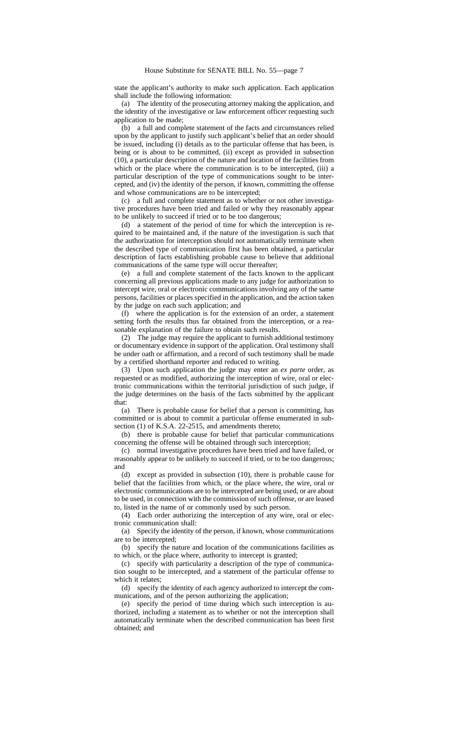state the applicant's authority to make such application. Each application shall include the following information:

(a) The identity of the prosecuting attorney making the application, and the identity of the investigative or law enforcement officer requesting such application to be made;

(b) a full and complete statement of the facts and circumstances relied upon by the applicant to justify such applicant's belief that an order should be issued, including (i) details as to the particular offense that has been, is being or is about to be committed, (ii) except as provided in subsection (10), a particular description of the nature and location of the facilities from which or the place where the communication is to be intercepted, (iii) a particular description of the type of communications sought to be intercepted, and (iv) the identity of the person, if known, committing the offense and whose communications are to be intercepted;

(c) a full and complete statement as to whether or not other investigative procedures have been tried and failed or why they reasonably appear to be unlikely to succeed if tried or to be too dangerous;

(d) a statement of the period of time for which the interception is required to be maintained and, if the nature of the investigation is such that the authorization for interception should not automatically terminate when the described type of communication first has been obtained, a particular description of facts establishing probable cause to believe that additional communications of the same type will occur thereafter;

(e) a full and complete statement of the facts known to the applicant concerning all previous applications made to any judge for authorization to intercept wire, oral or electronic communications involving any of the same persons, facilities or places specified in the application, and the action taken by the judge on each such application; and

(f) where the application is for the extension of an order, a statement setting forth the results thus far obtained from the interception, or a reasonable explanation of the failure to obtain such results.

(2) The judge may require the applicant to furnish additional testimony or documentary evidence in support of the application. Oral testimony shall be under oath or affirmation, and a record of such testimony shall be made by a certified shorthand reporter and reduced to writing.

(3) Upon such application the judge may enter an *ex parte* order, as requested or as modified, authorizing the interception of wire, oral or electronic communications within the territorial jurisdiction of such judge, if the judge determines on the basis of the facts submitted by the applicant that:

(a) There is probable cause for belief that a person is committing, has committed or is about to commit a particular offense enumerated in subsection (1) of K.S.A. 22-2515, and amendments thereto;

(b) there is probable cause for belief that particular communications concerning the offense will be obtained through such interception;

(c) normal investigative procedures have been tried and have failed, or reasonably appear to be unlikely to succeed if tried, or to be too dangerous; and

(d) except as provided in subsection (10), there is probable cause for belief that the facilities from which, or the place where, the wire, oral or electronic communications are to be intercepted are being used, or are about to be used, in connection with the commission of such offense, or are leased to, listed in the name of or commonly used by such person.

(4) Each order authorizing the interception of any wire, oral or electronic communication shall:

(a) Specify the identity of the person, if known, whose communications are to be intercepted;

(b) specify the nature and location of the communications facilities as to which, or the place where, authority to intercept is granted;

(c) specify with particularity a description of the type of communication sought to be intercepted, and a statement of the particular offense to which it relates;

(d) specify the identity of each agency authorized to intercept the communications, and of the person authorizing the application;

(e) specify the period of time during which such interception is authorized, including a statement as to whether or not the interception shall automatically terminate when the described communication has been first obtained; and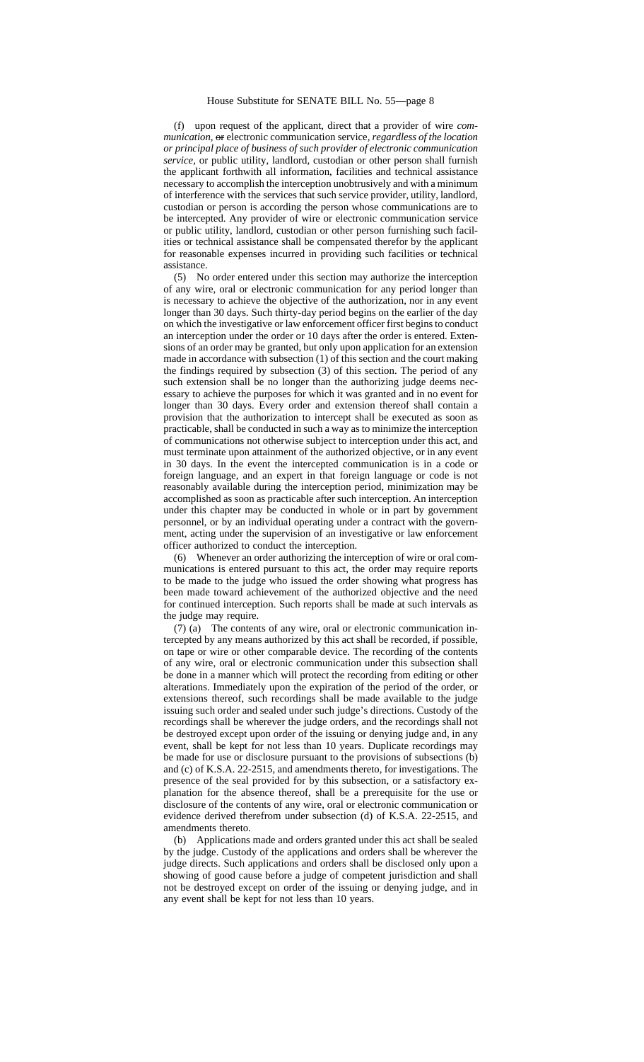(f) upon request of the applicant, direct that a provider of wire *communication*, ~~or~~ electronic communication service, *regardless of the location or principal place of business of such provider of electronic communication service*, or public utility, landlord, custodian or other person shall furnish the applicant forthwith all information, facilities and technical assistance necessary to accomplish the interception unobtrusively and with a minimum of interference with the services that such service provider, utility, landlord, custodian or person is according the person whose communications are to be intercepted. Any provider of wire or electronic communication service or public utility, landlord, custodian or other person furnishing such facilities or technical assistance shall be compensated therefor by the applicant for reasonable expenses incurred in providing such facilities or technical assistance.

(5) No order entered under this section may authorize the interception of any wire, oral or electronic communication for any period longer than is necessary to achieve the objective of the authorization, nor in any event longer than 30 days. Such thirty-day period begins on the earlier of the day on which the investigative or law enforcement officer first begins to conduct an interception under the order or 10 days after the order is entered. Extensions of an order may be granted, but only upon application for an extension made in accordance with subsection (1) of this section and the court making the findings required by subsection (3) of this section. The period of any such extension shall be no longer than the authorizing judge deems necessary to achieve the purposes for which it was granted and in no event for longer than 30 days. Every order and extension thereof shall contain a provision that the authorization to intercept shall be executed as soon as practicable, shall be conducted in such a way as to minimize the interception of communications not otherwise subject to interception under this act, and must terminate upon attainment of the authorized objective, or in any event in 30 days. In the event the intercepted communication is in a code or foreign language, and an expert in that foreign language or code is not reasonably available during the interception period, minimization may be accomplished as soon as practicable after such interception. An interception under this chapter may be conducted in whole or in part by government personnel, or by an individual operating under a contract with the government, acting under the supervision of an investigative or law enforcement officer authorized to conduct the interception.

(6) Whenever an order authorizing the interception of wire or oral communications is entered pursuant to this act, the order may require reports to be made to the judge who issued the order showing what progress has been made toward achievement of the authorized objective and the need for continued interception. Such reports shall be made at such intervals as the judge may require.

(7) (a) The contents of any wire, oral or electronic communication intercepted by any means authorized by this act shall be recorded, if possible, on tape or wire or other comparable device. The recording of the contents of any wire, oral or electronic communication under this subsection shall be done in a manner which will protect the recording from editing or other alterations. Immediately upon the expiration of the period of the order, or extensions thereof, such recordings shall be made available to the judge issuing such order and sealed under such judge's directions. Custody of the recordings shall be wherever the judge orders, and the recordings shall not be destroyed except upon order of the issuing or denying judge and, in any event, shall be kept for not less than 10 years. Duplicate recordings may be made for use or disclosure pursuant to the provisions of subsections (b) and (c) of K.S.A. 22-2515, and amendments thereto, for investigations. The presence of the seal provided for by this subsection, or a satisfactory explanation for the absence thereof, shall be a prerequisite for the use or disclosure of the contents of any wire, oral or electronic communication or evidence derived therefrom under subsection (d) of K.S.A. 22-2515, and amendments thereto.

(b) Applications made and orders granted under this act shall be sealed by the judge. Custody of the applications and orders shall be wherever the judge directs. Such applications and orders shall be disclosed only upon a showing of good cause before a judge of competent jurisdiction and shall not be destroyed except on order of the issuing or denying judge, and in any event shall be kept for not less than 10 years.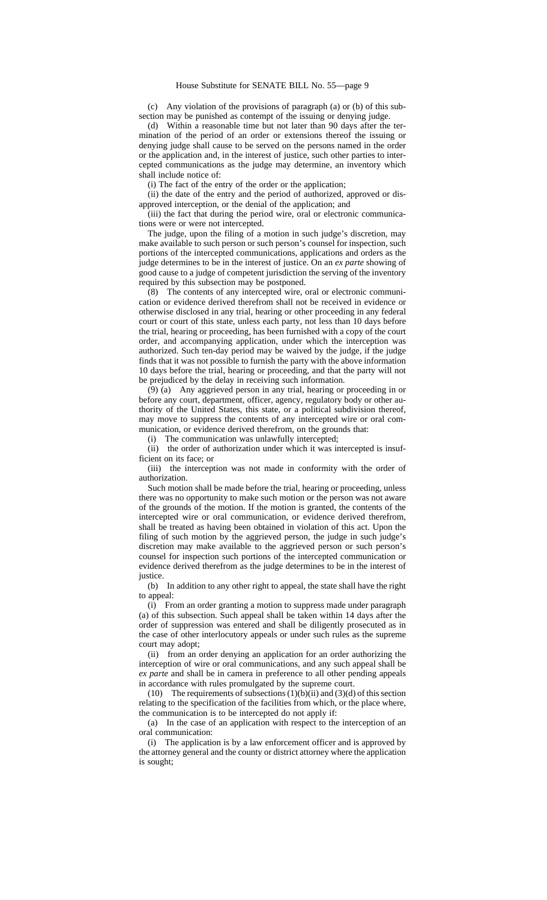(c) Any violation of the provisions of paragraph (a) or (b) of this subsection may be punished as contempt of the issuing or denying judge.

(d) Within a reasonable time but not later than 90 days after the termination of the period of an order or extensions thereof the issuing or denying judge shall cause to be served on the persons named in the order or the application and, in the interest of justice, such other parties to intercepted communications as the judge may determine, an inventory which shall include notice of:

(i) The fact of the entry of the order or the application;

(ii) the date of the entry and the period of authorized, approved or disapproved interception, or the denial of the application; and

(iii) the fact that during the period wire, oral or electronic communications were or were not intercepted.

The judge, upon the filing of a motion in such judge's discretion, may make available to such person or such person's counsel for inspection, such portions of the intercepted communications, applications and orders as the judge determines to be in the interest of justice. On an *ex parte* showing of good cause to a judge of competent jurisdiction the serving of the inventory required by this subsection may be postponed.

(8) The contents of any intercepted wire, oral or electronic communication or evidence derived therefrom shall not be received in evidence or otherwise disclosed in any trial, hearing or other proceeding in any federal court or court of this state, unless each party, not less than 10 days before the trial, hearing or proceeding, has been furnished with a copy of the court order, and accompanying application, under which the interception was authorized. Such ten-day period may be waived by the judge, if the judge finds that it was not possible to furnish the party with the above information 10 days before the trial, hearing or proceeding, and that the party will not be prejudiced by the delay in receiving such information.

(9) (a) Any aggrieved person in any trial, hearing or proceeding in or before any court, department, officer, agency, regulatory body or other authority of the United States, this state, or a political subdivision thereof, may move to suppress the contents of any intercepted wire or oral communication, or evidence derived therefrom, on the grounds that:

(i) The communication was unlawfully intercepted;

(ii) the order of authorization under which it was intercepted is insufficient on its face; or

(iii) the interception was not made in conformity with the order of authorization.

Such motion shall be made before the trial, hearing or proceeding, unless there was no opportunity to make such motion or the person was not aware of the grounds of the motion. If the motion is granted, the contents of the intercepted wire or oral communication, or evidence derived therefrom, shall be treated as having been obtained in violation of this act. Upon the filing of such motion by the aggrieved person, the judge in such judge's discretion may make available to the aggrieved person or such person's counsel for inspection such portions of the intercepted communication or evidence derived therefrom as the judge determines to be in the interest of justice.

(b) In addition to any other right to appeal, the state shall have the right to appeal:

(i) From an order granting a motion to suppress made under paragraph (a) of this subsection. Such appeal shall be taken within 14 days after the order of suppression was entered and shall be diligently prosecuted as in the case of other interlocutory appeals or under such rules as the supreme court may adopt;

(ii) from an order denying an application for an order authorizing the interception of wire or oral communications, and any such appeal shall be *ex parte* and shall be in camera in preference to all other pending appeals in accordance with rules promulgated by the supreme court.

(10) The requirements of subsections (1)(b)(ii) and (3)(d) of this section relating to the specification of the facilities from which, or the place where, the communication is to be intercepted do not apply if:

(a) In the case of an application with respect to the interception of an oral communication:

(i) The application is by a law enforcement officer and is approved by the attorney general and the county or district attorney where the application is sought;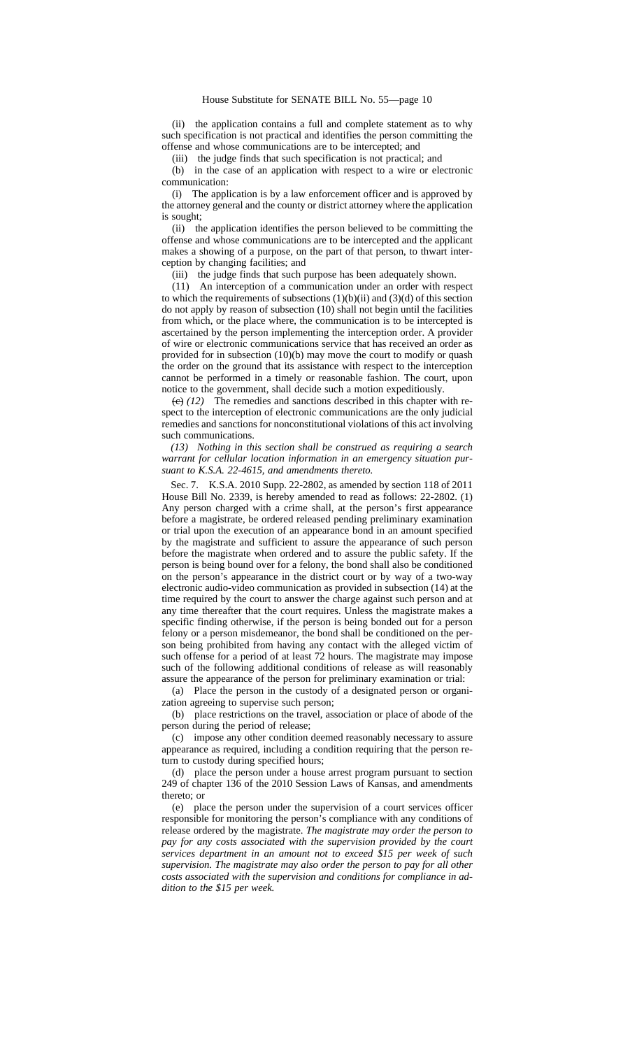(ii) the application contains a full and complete statement as to why such specification is not practical and identifies the person committing the offense and whose communications are to be intercepted; and

(iii) the judge finds that such specification is not practical; and

(b) in the case of an application with respect to a wire or electronic communication:

(i) The application is by a law enforcement officer and is approved by the attorney general and the county or district attorney where the application is sought;

(ii) the application identifies the person believed to be committing the offense and whose communications are to be intercepted and the applicant makes a showing of a purpose, on the part of that person, to thwart interception by changing facilities; and

(iii) the judge finds that such purpose has been adequately shown.

(11) An interception of a communication under an order with respect to which the requirements of subsections (1)(b)(ii) and (3)(d) of this section do not apply by reason of subsection (10) shall not begin until the facilities from which, or the place where, the communication is to be intercepted is ascertained by the person implementing the interception order. A provider of wire or electronic communications service that has received an order as provided for in subsection (10)(b) may move the court to modify or quash the order on the ground that its assistance with respect to the interception cannot be performed in a timely or reasonable fashion. The court, upon notice to the government, shall decide such a motion expeditiously.

~~(c)~~ *(12)* The remedies and sanctions described in this chapter with respect to the interception of electronic communications are the only judicial remedies and sanctions for nonconstitutional violations of this act involving such communications.

*(13) Nothing in this section shall be construed as requiring a search warrant for cellular location information in an emergency situation pursuant to K.S.A. 22-4615, and amendments thereto.*

Sec. 7. K.S.A. 2010 Supp. 22-2802, as amended by section 118 of 2011 House Bill No. 2339, is hereby amended to read as follows: 22-2802. (1) Any person charged with a crime shall, at the person's first appearance before a magistrate, be ordered released pending preliminary examination or trial upon the execution of an appearance bond in an amount specified by the magistrate and sufficient to assure the appearance of such person before the magistrate when ordered and to assure the public safety. If the person is being bound over for a felony, the bond shall also be conditioned on the person's appearance in the district court or by way of a two-way electronic audio-video communication as provided in subsection (14) at the time required by the court to answer the charge against such person and at any time thereafter that the court requires. Unless the magistrate makes a specific finding otherwise, if the person is being bonded out for a person felony or a person misdemeanor, the bond shall be conditioned on the person being prohibited from having any contact with the alleged victim of such offense for a period of at least 72 hours. The magistrate may impose such of the following additional conditions of release as will reasonably assure the appearance of the person for preliminary examination or trial:

(a) Place the person in the custody of a designated person or organization agreeing to supervise such person;

(b) place restrictions on the travel, association or place of abode of the person during the period of release;

(c) impose any other condition deemed reasonably necessary to assure appearance as required, including a condition requiring that the person return to custody during specified hours;

(d) place the person under a house arrest program pursuant to section 249 of chapter 136 of the 2010 Session Laws of Kansas, and amendments thereto; or

(e) place the person under the supervision of a court services officer responsible for monitoring the person's compliance with any conditions of release ordered by the magistrate. *The magistrate may order the person to pay for any costs associated with the supervision provided by the court services department in an amount not to exceed $15 per week of such supervision. The magistrate may also order the person to pay for all other costs associated with the supervision and conditions for compliance in addition to the $15 per week.*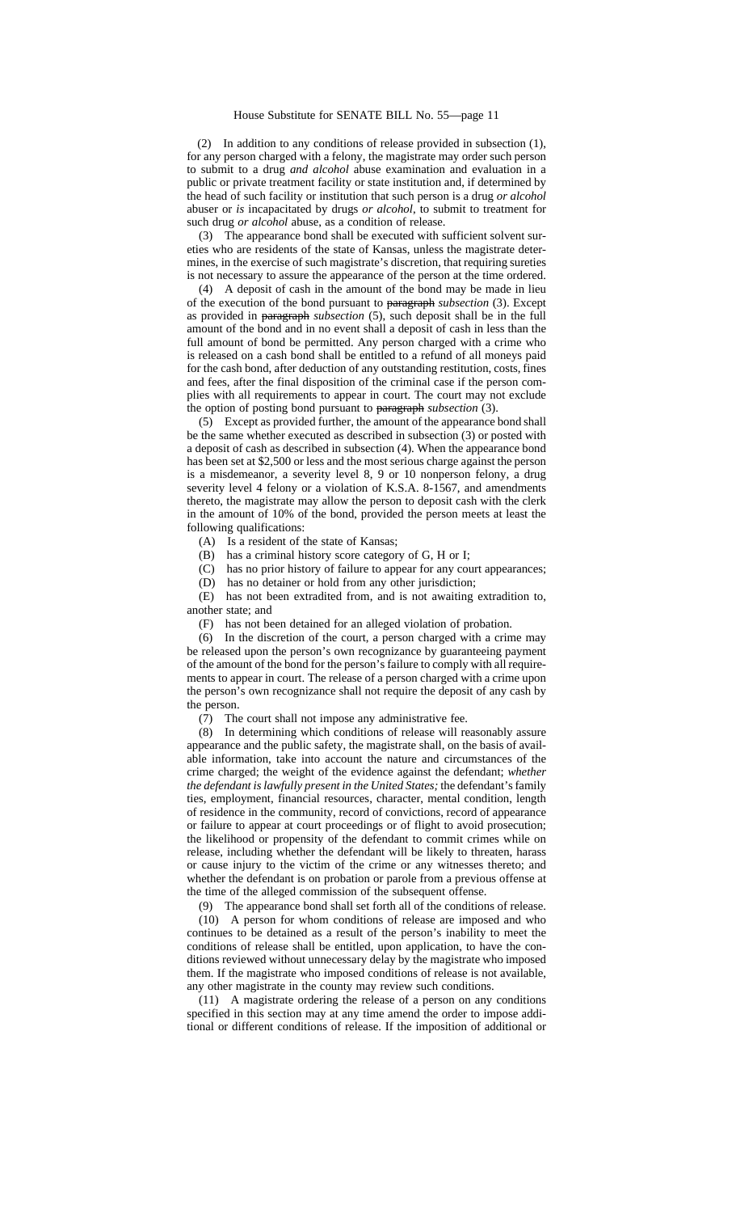(2) In addition to any conditions of release provided in subsection (1), for any person charged with a felony, the magistrate may order such person to submit to a drug *and alcohol* abuse examination and evaluation in a public or private treatment facility or state institution and, if determined by the head of such facility or institution that such person is a drug *or alcohol* abuser or *is* incapacitated by drugs *or alcohol*, to submit to treatment for such drug *or alcohol* abuse, as a condition of release.

(3) The appearance bond shall be executed with sufficient solvent sureties who are residents of the state of Kansas, unless the magistrate determines, in the exercise of such magistrate's discretion, that requiring sureties is not necessary to assure the appearance of the person at the time ordered.

(4) A deposit of cash in the amount of the bond may be made in lieu of the execution of the bond pursuant to ~~paragraph~~ *subsection* (3). Except as provided in ~~paragraph~~ *subsection* (5), such deposit shall be in the full amount of the bond and in no event shall a deposit of cash in less than the full amount of bond be permitted. Any person charged with a crime who is released on a cash bond shall be entitled to a refund of all moneys paid for the cash bond, after deduction of any outstanding restitution, costs, fines and fees, after the final disposition of the criminal case if the person complies with all requirements to appear in court. The court may not exclude the option of posting bond pursuant to ~~paragraph~~ *subsection* (3).

(5) Except as provided further, the amount of the appearance bond shall be the same whether executed as described in subsection (3) or posted with a deposit of cash as described in subsection (4). When the appearance bond has been set at $2,500 or less and the most serious charge against the person is a misdemeanor, a severity level 8, 9 or 10 nonperson felony, a drug severity level 4 felony or a violation of K.S.A. 8-1567, and amendments thereto, the magistrate may allow the person to deposit cash with the clerk in the amount of 10% of the bond, provided the person meets at least the following qualifications:

(A) Is a resident of the state of Kansas;

(B) has a criminal history score category of G, H or I;

(C) has no prior history of failure to appear for any court appearances;

(D) has no detainer or hold from any other jurisdiction;

(E) has not been extradited from, and is not awaiting extradition to, another state; and

(F) has not been detained for an alleged violation of probation.

(6) In the discretion of the court, a person charged with a crime may be released upon the person's own recognizance by guaranteeing payment of the amount of the bond for the person's failure to comply with all requirements to appear in court. The release of a person charged with a crime upon the person's own recognizance shall not require the deposit of any cash by the person.

(7) The court shall not impose any administrative fee.

(8) In determining which conditions of release will reasonably assure appearance and the public safety, the magistrate shall, on the basis of available information, take into account the nature and circumstances of the crime charged; the weight of the evidence against the defendant; *whether the defendant is lawfully present in the United States;* the defendant's family ties, employment, financial resources, character, mental condition, length of residence in the community, record of convictions, record of appearance or failure to appear at court proceedings or of flight to avoid prosecution; the likelihood or propensity of the defendant to commit crimes while on release, including whether the defendant will be likely to threaten, harass or cause injury to the victim of the crime or any witnesses thereto; and whether the defendant is on probation or parole from a previous offense at the time of the alleged commission of the subsequent offense.

(9) The appearance bond shall set forth all of the conditions of release.

(10) A person for whom conditions of release are imposed and who continues to be detained as a result of the person's inability to meet the conditions of release shall be entitled, upon application, to have the conditions reviewed without unnecessary delay by the magistrate who imposed them. If the magistrate who imposed conditions of release is not available, any other magistrate in the county may review such conditions.

(11) A magistrate ordering the release of a person on any conditions specified in this section may at any time amend the order to impose additional or different conditions of release. If the imposition of additional or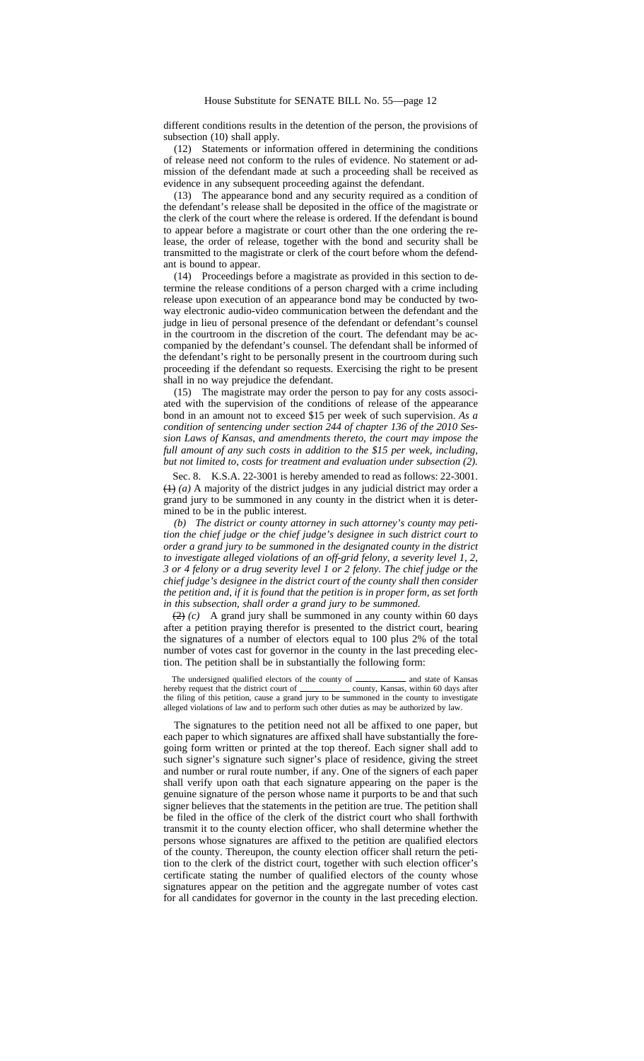different conditions results in the detention of the person, the provisions of subsection (10) shall apply.

(12) Statements or information offered in determining the conditions of release need not conform to the rules of evidence. No statement or admission of the defendant made at such a proceeding shall be received as evidence in any subsequent proceeding against the defendant.

(13) The appearance bond and any security required as a condition of the defendant's release shall be deposited in the office of the magistrate or the clerk of the court where the release is ordered. If the defendant is bound to appear before a magistrate or court other than the one ordering the release, the order of release, together with the bond and security shall be transmitted to the magistrate or clerk of the court before whom the defendant is bound to appear.

(14) Proceedings before a magistrate as provided in this section to determine the release conditions of a person charged with a crime including release upon execution of an appearance bond may be conducted by two-way electronic audio-video communication between the defendant and the judge in lieu of personal presence of the defendant or defendant's counsel in the courtroom in the discretion of the court. The defendant may be accompanied by the defendant's counsel. The defendant shall be informed of the defendant's right to be personally present in the courtroom during such proceeding if the defendant so requests. Exercising the right to be present shall in no way prejudice the defendant.

(15) The magistrate may order the person to pay for any costs associated with the supervision of the conditions of release of the appearance bond in an amount not to exceed $15 per week of such supervision. *As a condition of sentencing under section 244 of chapter 136 of the 2010 Session Laws of Kansas, and amendments thereto, the court may impose the full amount of any such costs in addition to the $15 per week, including, but not limited to, costs for treatment and evaluation under subsection (2).*

Sec. 8. K.S.A. 22-3001 is hereby amended to read as follows: 22-3001. ~~(1)~~ *(a)* A majority of the district judges in any judicial district may order a grand jury to be summoned in any county in the district when it is determined to be in the public interest.

*(b) The district or county attorney in such attorney's county may petition the chief judge or the chief judge's designee in such district court to order a grand jury to be summoned in the designated county in the district to investigate alleged violations of an off-grid felony, a severity level 1, 2, 3 or 4 felony or a drug severity level 1 or 2 felony. The chief judge or the chief judge's designee in the district court of the county shall then consider the petition and, if it is found that the petition is in proper form, as set forth in this subsection, shall order a grand jury to be summoned.*

~~(2)~~ *(c)* A grand jury shall be summoned in any county within 60 days after a petition praying therefor is presented to the district court, bearing the signatures of a number of electors equal to 100 plus 2% of the total number of votes cast for governor in the county in the last preceding election. The petition shall be in substantially the following form:

The undersigned qualified electors of the county of \_\_\_\_\_\_\_\_\_\_ and state of Kansas hereby request that the district court of \_\_\_\_\_\_\_\_\_\_ county, Kansas, within 60 days after the filing of this petition, cause a grand jury to be summoned in the county to investigate alleged violations of law and to perform such other duties as may be authorized by law.

The signatures to the petition need not all be affixed to one paper, but each paper to which signatures are affixed shall have substantially the foregoing form written or printed at the top thereof. Each signer shall add to such signer's signature such signer's place of residence, giving the street and number or rural route number, if any. One of the signers of each paper shall verify upon oath that each signature appearing on the paper is the genuine signature of the person whose name it purports to be and that such signer believes that the statements in the petition are true. The petition shall be filed in the office of the clerk of the district court who shall forthwith transmit it to the county election officer, who shall determine whether the persons whose signatures are affixed to the petition are qualified electors of the county. Thereupon, the county election officer shall return the petition to the clerk of the district court, together with such election officer's certificate stating the number of qualified electors of the county whose signatures appear on the petition and the aggregate number of votes cast for all candidates for governor in the county in the last preceding election.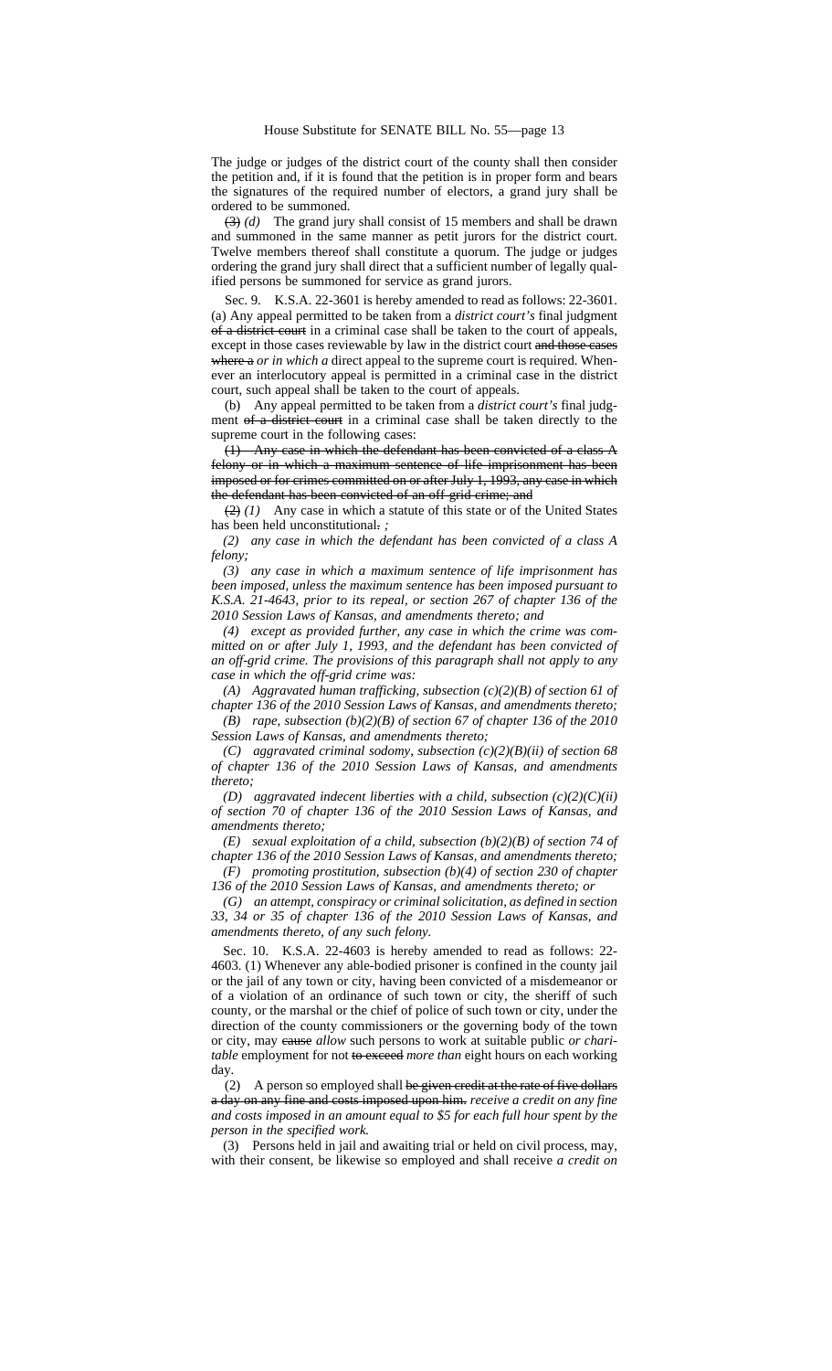The judge or judges of the district court of the county shall then consider the petition and, if it is found that the petition is in proper form and bears the signatures of the required number of electors, a grand jury shall be ordered to be summoned.

~~(3)~~ *(d)* The grand jury shall consist of 15 members and shall be drawn and summoned in the same manner as petit jurors for the district court. Twelve members thereof shall constitute a quorum. The judge or judges ordering the grand jury shall direct that a sufficient number of legally qualified persons be summoned for service as grand jurors.

Sec. 9. K.S.A. 22-3601 is hereby amended to read as follows: 22-3601. (a) Any appeal permitted to be taken from a *district court's* final judgment ~~of a district court~~ in a criminal case shall be taken to the court of appeals, except in those cases reviewable by law in the district court ~~and those cases where a~~ *or in which a* direct appeal to the supreme court is required. Whenever an interlocutory appeal is permitted in a criminal case in the district court, such appeal shall be taken to the court of appeals.

(b) Any appeal permitted to be taken from a *district court's* final judgment ~~of a district court~~ in a criminal case shall be taken directly to the supreme court in the following cases:

~~(1) Any case in which the defendant has been convicted of a class A felony or in which a maximum sentence of life imprisonment has been imposed or for crimes committed on or after July 1, 1993, any case in which the defendant has been convicted of an off-grid crime; and~~

~~(2)~~ *(1)* Any case in which a statute of this state or of the United States has been held unconstitutional~~.~~ *;*

*(2) any case in which the defendant has been convicted of a class A felony;*

*(3) any case in which a maximum sentence of life imprisonment has been imposed, unless the maximum sentence has been imposed pursuant to K.S.A. 21-4643, prior to its repeal, or section 267 of chapter 136 of the 2010 Session Laws of Kansas, and amendments thereto; and*

*(4) except as provided further, any case in which the crime was committed on or after July 1, 1993, and the defendant has been convicted of an off-grid crime. The provisions of this paragraph shall not apply to any case in which the off-grid crime was:*

*(A) Aggravated human trafficking, subsection (c)(2)(B) of section 61 of chapter 136 of the 2010 Session Laws of Kansas, and amendments thereto;*

*(B) rape, subsection (b)(2)(B) of section 67 of chapter 136 of the 2010 Session Laws of Kansas, and amendments thereto;*

*(C) aggravated criminal sodomy, subsection (c)(2)(B)(ii) of section 68 of chapter 136 of the 2010 Session Laws of Kansas, and amendments thereto;*

*(D) aggravated indecent liberties with a child, subsection (c)(2)(C)(ii) of section 70 of chapter 136 of the 2010 Session Laws of Kansas, and amendments thereto;*

*(E) sexual exploitation of a child, subsection (b)(2)(B) of section 74 of chapter 136 of the 2010 Session Laws of Kansas, and amendments thereto;*

*(F) promoting prostitution, subsection (b)(4) of section 230 of chapter 136 of the 2010 Session Laws of Kansas, and amendments thereto; or*

*(G) an attempt, conspiracy or criminal solicitation, as defined in section 33, 34 or 35 of chapter 136 of the 2010 Session Laws of Kansas, and amendments thereto, of any such felony.*

Sec. 10. K.S.A. 22-4603 is hereby amended to read as follows: 22-4603. (1) Whenever any able-bodied prisoner is confined in the county jail or the jail of any town or city, having been convicted of a misdemeanor or of a violation of an ordinance of such town or city, the sheriff of such county, or the marshal or the chief of police of such town or city, under the direction of the county commissioners or the governing body of the town or city, may ~~cause~~ *allow* such persons to work at suitable public *or charitable* employment for not ~~to exceed~~ *more than* eight hours on each working day.

(2) A person so employed shall ~~be given credit at the rate of five dollars a day on any fine and costs imposed upon him.~~ *receive a credit on any fine and costs imposed in an amount equal to $5 for each full hour spent by the person in the specified work.*

(3) Persons held in jail and awaiting trial or held on civil process, may, with their consent, be likewise so employed and shall receive *a credit on*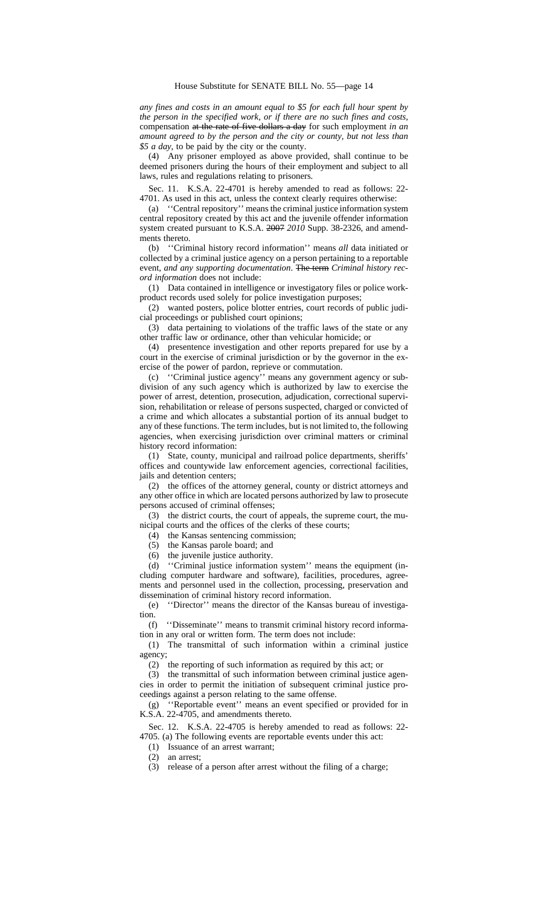*any fines and costs in an amount equal to $5 for each full hour spent by the person in the specified work, or if there are no such fines and costs,* compensation ~~at the rate of five dollars a day~~ for such employment *in an amount agreed to by the person and the city or county, but not less than $5 a day*, to be paid by the city or the county.

(4) Any prisoner employed as above provided, shall continue to be deemed prisoners during the hours of their employment and subject to all laws, rules and regulations relating to prisoners.

Sec. 11. K.S.A. 22-4701 is hereby amended to read as follows: 22-4701. As used in this act, unless the context clearly requires otherwise:

(a) ''Central repository'' means the criminal justice information system central repository created by this act and the juvenile offender information system created pursuant to K.S.A. ~~2007~~ *2010* Supp. 38-2326, and amendments thereto.

(b) ''Criminal history record information'' means *all* data initiated or collected by a criminal justice agency on a person pertaining to a reportable event*, and any supporting documentation*. ~~The term~~ *Criminal history record information* does not include:

(1) Data contained in intelligence or investigatory files or police work-product records used solely for police investigation purposes;

(2) wanted posters, police blotter entries, court records of public judicial proceedings or published court opinions;

(3) data pertaining to violations of the traffic laws of the state or any other traffic law or ordinance, other than vehicular homicide; or

(4) presentence investigation and other reports prepared for use by a court in the exercise of criminal jurisdiction or by the governor in the exercise of the power of pardon, reprieve or commutation.

(c) ''Criminal justice agency'' means any government agency or subdivision of any such agency which is authorized by law to exercise the power of arrest, detention, prosecution, adjudication, correctional supervision, rehabilitation or release of persons suspected, charged or convicted of a crime and which allocates a substantial portion of its annual budget to any of these functions. The term includes, but is not limited to, the following agencies, when exercising jurisdiction over criminal matters or criminal history record information:

(1) State, county, municipal and railroad police departments, sheriffs' offices and countywide law enforcement agencies, correctional facilities, jails and detention centers;

(2) the offices of the attorney general, county or district attorneys and any other office in which are located persons authorized by law to prosecute persons accused of criminal offenses;

(3) the district courts, the court of appeals, the supreme court, the municipal courts and the offices of the clerks of these courts;

(4) the Kansas sentencing commission;

(5) the Kansas parole board; and

(6) the juvenile justice authority.

(d) ''Criminal justice information system'' means the equipment (including computer hardware and software), facilities, procedures, agreements and personnel used in the collection, processing, preservation and dissemination of criminal history record information.

(e) ''Director'' means the director of the Kansas bureau of investigation.

(f) ''Disseminate'' means to transmit criminal history record information in any oral or written form. The term does not include:

(1) The transmittal of such information within a criminal justice agency;

(2) the reporting of such information as required by this act; or

(3) the transmittal of such information between criminal justice agencies in order to permit the initiation of subsequent criminal justice proceedings against a person relating to the same offense.

(g) ''Reportable event'' means an event specified or provided for in K.S.A. 22-4705, and amendments thereto.

Sec. 12. K.S.A. 22-4705 is hereby amended to read as follows: 22-4705. (a) The following events are reportable events under this act:

(1) Issuance of an arrest warrant;

(2) an arrest;

(3) release of a person after arrest without the filing of a charge;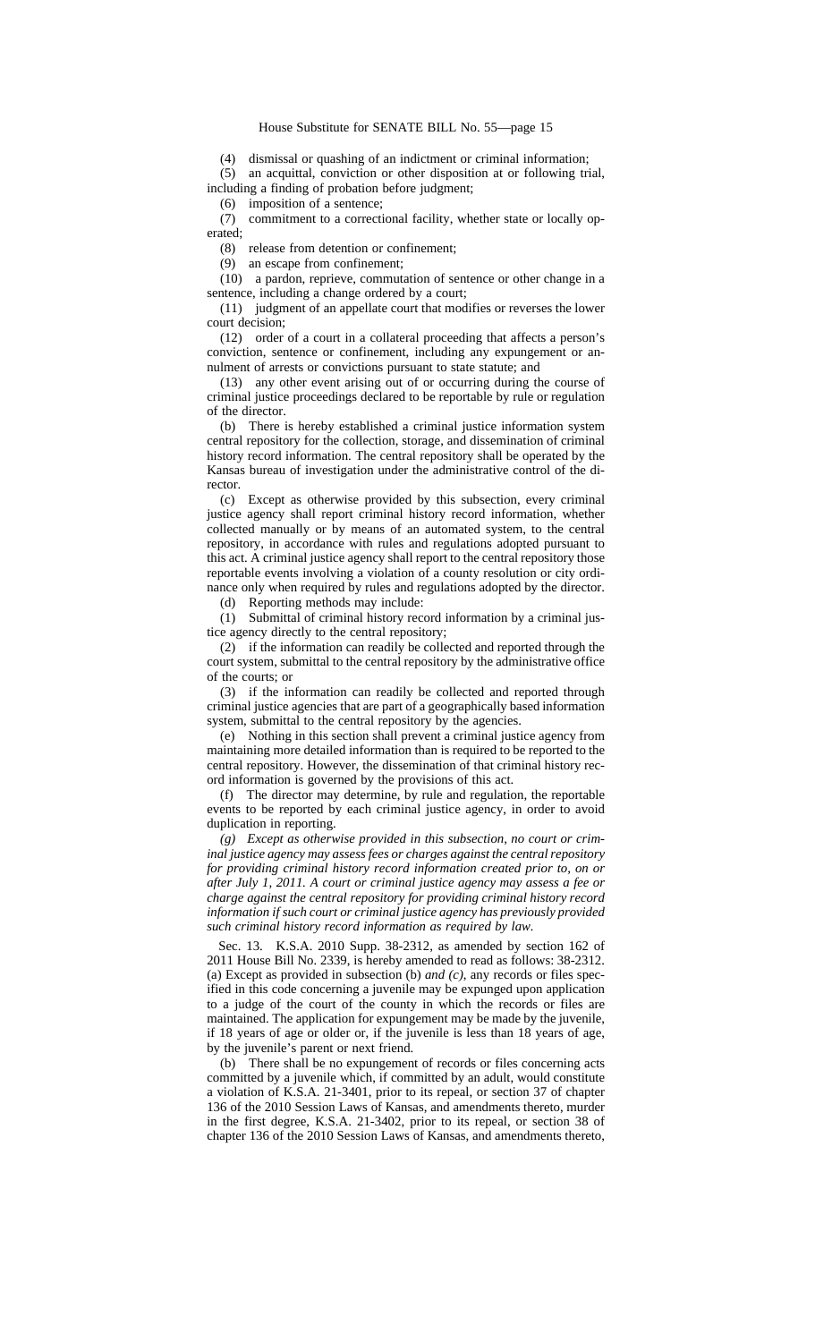(4) dismissal or quashing of an indictment or criminal information;

(5) an acquittal, conviction or other disposition at or following trial, including a finding of probation before judgment;

(6) imposition of a sentence;

(7) commitment to a correctional facility, whether state or locally operated;

(8) release from detention or confinement;

(9) an escape from confinement;

(10) a pardon, reprieve, commutation of sentence or other change in a sentence, including a change ordered by a court;

(11) judgment of an appellate court that modifies or reverses the lower court decision;

(12) order of a court in a collateral proceeding that affects a person's conviction, sentence or confinement, including any expungement or annulment of arrests or convictions pursuant to state statute; and

(13) any other event arising out of or occurring during the course of criminal justice proceedings declared to be reportable by rule or regulation of the director.

(b) There is hereby established a criminal justice information system central repository for the collection, storage, and dissemination of criminal history record information. The central repository shall be operated by the Kansas bureau of investigation under the administrative control of the director.

(c) Except as otherwise provided by this subsection, every criminal justice agency shall report criminal history record information, whether collected manually or by means of an automated system, to the central repository, in accordance with rules and regulations adopted pursuant to this act. A criminal justice agency shall report to the central repository those reportable events involving a violation of a county resolution or city ordinance only when required by rules and regulations adopted by the director.

(d) Reporting methods may include:

(1) Submittal of criminal history record information by a criminal justice agency directly to the central repository;

(2) if the information can readily be collected and reported through the court system, submittal to the central repository by the administrative office of the courts; or

(3) if the information can readily be collected and reported through criminal justice agencies that are part of a geographically based information system, submittal to the central repository by the agencies.

(e) Nothing in this section shall prevent a criminal justice agency from maintaining more detailed information than is required to be reported to the central repository. However, the dissemination of that criminal history record information is governed by the provisions of this act.

(f) The director may determine, by rule and regulation, the reportable events to be reported by each criminal justice agency, in order to avoid duplication in reporting.

*(g) Except as otherwise provided in this subsection, no court or criminal justice agency may assess fees or charges against the central repository for providing criminal history record information created prior to, on or after July 1, 2011. A court or criminal justice agency may assess a fee or charge against the central repository for providing criminal history record information if such court or criminal justice agency has previously provided such criminal history record information as required by law.*

Sec. 13. K.S.A. 2010 Supp. 38-2312, as amended by section 162 of 2011 House Bill No. 2339, is hereby amended to read as follows: 38-2312. (a) Except as provided in subsection (b) *and (c)*, any records or files specified in this code concerning a juvenile may be expunged upon application to a judge of the court of the county in which the records or files are maintained. The application for expungement may be made by the juvenile, if 18 years of age or older or, if the juvenile is less than 18 years of age, by the juvenile's parent or next friend.

(b) There shall be no expungement of records or files concerning acts committed by a juvenile which, if committed by an adult, would constitute a violation of K.S.A. 21-3401, prior to its repeal, or section 37 of chapter 136 of the 2010 Session Laws of Kansas, and amendments thereto, murder in the first degree, K.S.A. 21-3402, prior to its repeal, or section 38 of chapter 136 of the 2010 Session Laws of Kansas, and amendments thereto,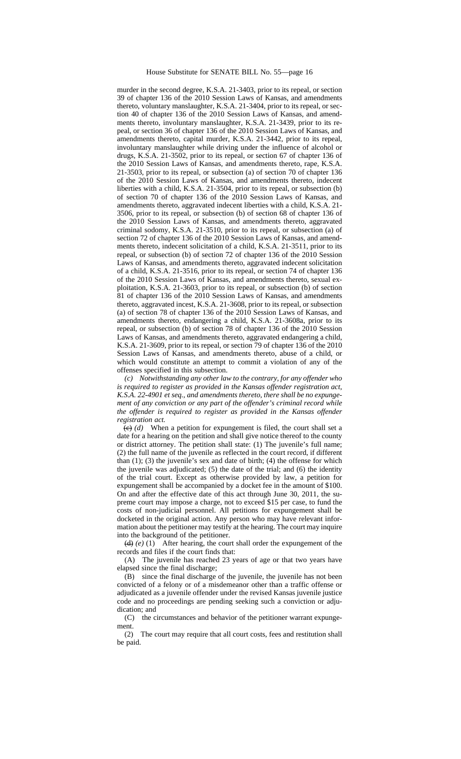murder in the second degree, K.S.A. 21-3403, prior to its repeal, or section 39 of chapter 136 of the 2010 Session Laws of Kansas, and amendments thereto, voluntary manslaughter, K.S.A. 21-3404, prior to its repeal, or section 40 of chapter 136 of the 2010 Session Laws of Kansas, and amendments thereto, involuntary manslaughter, K.S.A. 21-3439, prior to its repeal, or section 36 of chapter 136 of the 2010 Session Laws of Kansas, and amendments thereto, capital murder, K.S.A. 21-3442, prior to its repeal, involuntary manslaughter while driving under the influence of alcohol or drugs, K.S.A. 21-3502, prior to its repeal, or section 67 of chapter 136 of the 2010 Session Laws of Kansas, and amendments thereto, rape, K.S.A. 21-3503, prior to its repeal, or subsection (a) of section 70 of chapter 136 of the 2010 Session Laws of Kansas, and amendments thereto, indecent liberties with a child, K.S.A. 21-3504, prior to its repeal, or subsection (b) of section 70 of chapter 136 of the 2010 Session Laws of Kansas, and amendments thereto, aggravated indecent liberties with a child, K.S.A. 21-3506, prior to its repeal, or subsection (b) of section 68 of chapter 136 of the 2010 Session Laws of Kansas, and amendments thereto, aggravated criminal sodomy, K.S.A. 21-3510, prior to its repeal, or subsection (a) of section 72 of chapter 136 of the 2010 Session Laws of Kansas, and amendments thereto, indecent solicitation of a child, K.S.A. 21-3511, prior to its repeal, or subsection (b) of section 72 of chapter 136 of the 2010 Session Laws of Kansas, and amendments thereto, aggravated indecent solicitation of a child, K.S.A. 21-3516, prior to its repeal, or section 74 of chapter 136 of the 2010 Session Laws of Kansas, and amendments thereto, sexual exploitation, K.S.A. 21-3603, prior to its repeal, or subsection (b) of section 81 of chapter 136 of the 2010 Session Laws of Kansas, and amendments thereto, aggravated incest, K.S.A. 21-3608, prior to its repeal, or subsection (a) of section 78 of chapter 136 of the 2010 Session Laws of Kansas, and amendments thereto, endangering a child, K.S.A. 21-3608a, prior to its repeal, or subsection (b) of section 78 of chapter 136 of the 2010 Session Laws of Kansas, and amendments thereto, aggravated endangering a child, K.S.A. 21-3609, prior to its repeal, or section 79 of chapter 136 of the 2010 Session Laws of Kansas, and amendments thereto, abuse of a child, or which would constitute an attempt to commit a violation of any of the offenses specified in this subsection.

*(c) Notwithstanding any other law to the contrary, for any offender who is required to register as provided in the Kansas offender registration act, K.S.A. 22-4901 et seq., and amendments thereto, there shall be no expungement of any conviction or any part of the offender's criminal record while the offender is required to register as provided in the Kansas offender registration act.*

~~(c)~~ *(d)* When a petition for expungement is filed, the court shall set a date for a hearing on the petition and shall give notice thereof to the county or district attorney. The petition shall state: (1) The juvenile's full name; (2) the full name of the juvenile as reflected in the court record, if different than (1); (3) the juvenile's sex and date of birth; (4) the offense for which the juvenile was adjudicated; (5) the date of the trial; and (6) the identity of the trial court. Except as otherwise provided by law, a petition for expungement shall be accompanied by a docket fee in the amount of $100. On and after the effective date of this act through June 30, 2011, the supreme court may impose a charge, not to exceed $15 per case, to fund the costs of non-judicial personnel. All petitions for expungement shall be docketed in the original action. Any person who may have relevant information about the petitioner may testify at the hearing. The court may inquire into the background of the petitioner.

~~(d)~~ *(e)* (1) After hearing, the court shall order the expungement of the records and files if the court finds that:

(A) The juvenile has reached 23 years of age or that two years have elapsed since the final discharge;

(B) since the final discharge of the juvenile, the juvenile has not been convicted of a felony or of a misdemeanor other than a traffic offense or adjudicated as a juvenile offender under the revised Kansas juvenile justice code and no proceedings are pending seeking such a conviction or adjudication; and

(C) the circumstances and behavior of the petitioner warrant expungement.

(2) The court may require that all court costs, fees and restitution shall be paid.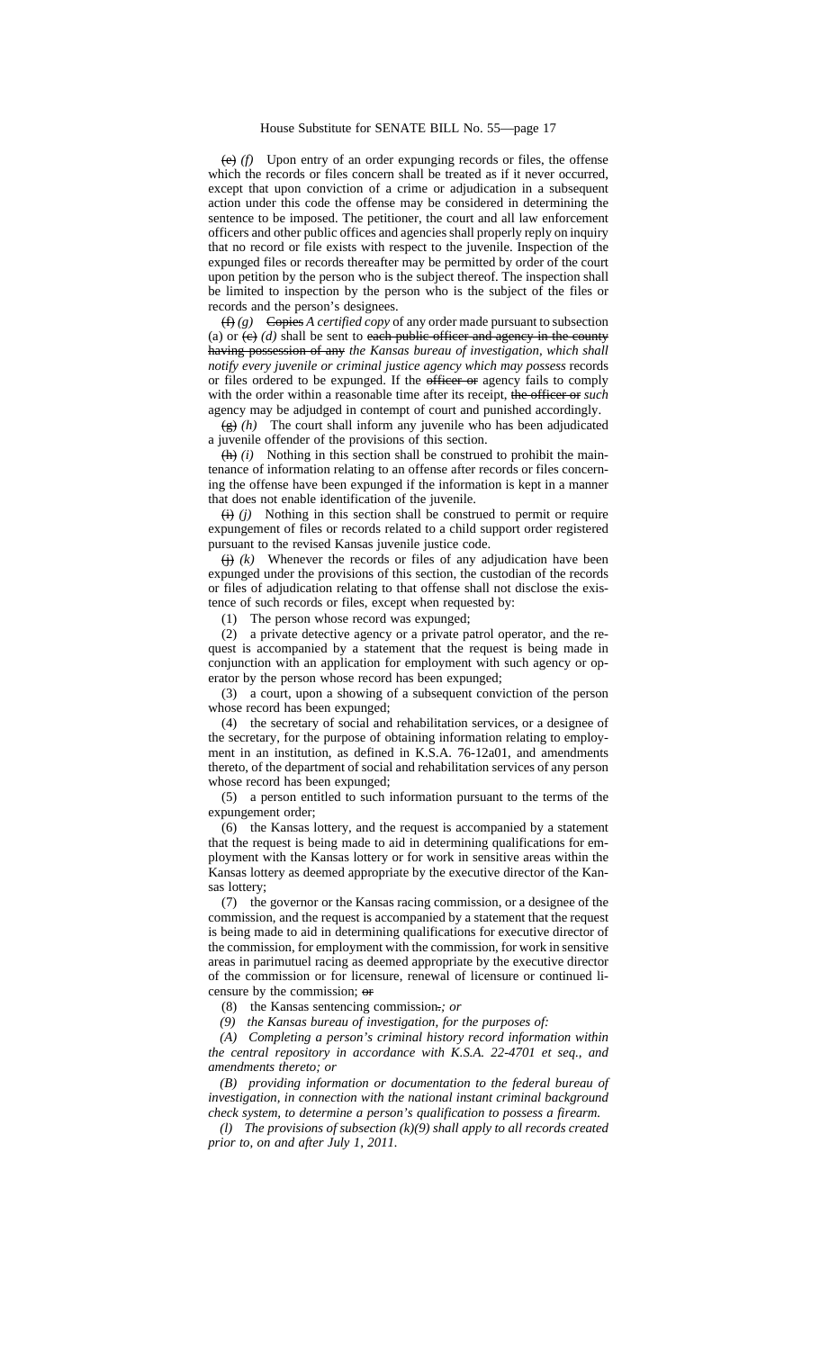~~(e)~~ *(f)* Upon entry of an order expunging records or files, the offense which the records or files concern shall be treated as if it never occurred, except that upon conviction of a crime or adjudication in a subsequent action under this code the offense may be considered in determining the sentence to be imposed. The petitioner, the court and all law enforcement officers and other public offices and agencies shall properly reply on inquiry that no record or file exists with respect to the juvenile. Inspection of the expunged files or records thereafter may be permitted by order of the court upon petition by the person who is the subject thereof. The inspection shall be limited to inspection by the person who is the subject of the files or records and the person's designees.

~~(f)~~ *(g)* ~~Copies~~ *A certified copy* of any order made pursuant to subsection (a) or ~~(c)~~ *(d)* shall be sent to ~~each public officer and agency in the county having possession of any~~ *the Kansas bureau of investigation, which shall notify every juvenile or criminal justice agency which may possess* records or files ordered to be expunged. If the ~~officer or~~ agency fails to comply with the order within a reasonable time after its receipt, ~~the officer or~~ *such* agency may be adjudged in contempt of court and punished accordingly.

~~(g)~~ *(h)* The court shall inform any juvenile who has been adjudicated a juvenile offender of the provisions of this section.

~~(h)~~ *(i)* Nothing in this section shall be construed to prohibit the maintenance of information relating to an offense after records or files concerning the offense have been expunged if the information is kept in a manner that does not enable identification of the juvenile.

~~(i)~~ *(j)* Nothing in this section shall be construed to permit or require expungement of files or records related to a child support order registered pursuant to the revised Kansas juvenile justice code.

~~(j)~~ *(k)* Whenever the records or files of any adjudication have been expunged under the provisions of this section, the custodian of the records or files of adjudication relating to that offense shall not disclose the existence of such records or files, except when requested by:

(1) The person whose record was expunged;

(2) a private detective agency or a private patrol operator, and the request is accompanied by a statement that the request is being made in conjunction with an application for employment with such agency or operator by the person whose record has been expunged;

(3) a court, upon a showing of a subsequent conviction of the person whose record has been expunged;

(4) the secretary of social and rehabilitation services, or a designee of the secretary, for the purpose of obtaining information relating to employment in an institution, as defined in K.S.A. 76-12a01, and amendments thereto, of the department of social and rehabilitation services of any person whose record has been expunged;

(5) a person entitled to such information pursuant to the terms of the expungement order;

(6) the Kansas lottery, and the request is accompanied by a statement that the request is being made to aid in determining qualifications for employment with the Kansas lottery or for work in sensitive areas within the Kansas lottery as deemed appropriate by the executive director of the Kansas lottery;

(7) the governor or the Kansas racing commission, or a designee of the commission, and the request is accompanied by a statement that the request is being made to aid in determining qualifications for executive director of the commission, for employment with the commission, for work in sensitive areas in parimutuel racing as deemed appropriate by the executive director of the commission or for licensure, renewal of licensure or continued licensure by the commission; ~~or~~

(8) the Kansas sentencing commission~~.~~*; or*

*(9) the Kansas bureau of investigation, for the purposes of:*

*(A) Completing a person's criminal history record information within the central repository in accordance with K.S.A. 22-4701 et seq., and amendments thereto; or*

*(B) providing information or documentation to the federal bureau of investigation, in connection with the national instant criminal background check system, to determine a person's qualification to possess a firearm.*

*(l) The provisions of subsection (k)(9) shall apply to all records created prior to, on and after July 1, 2011.*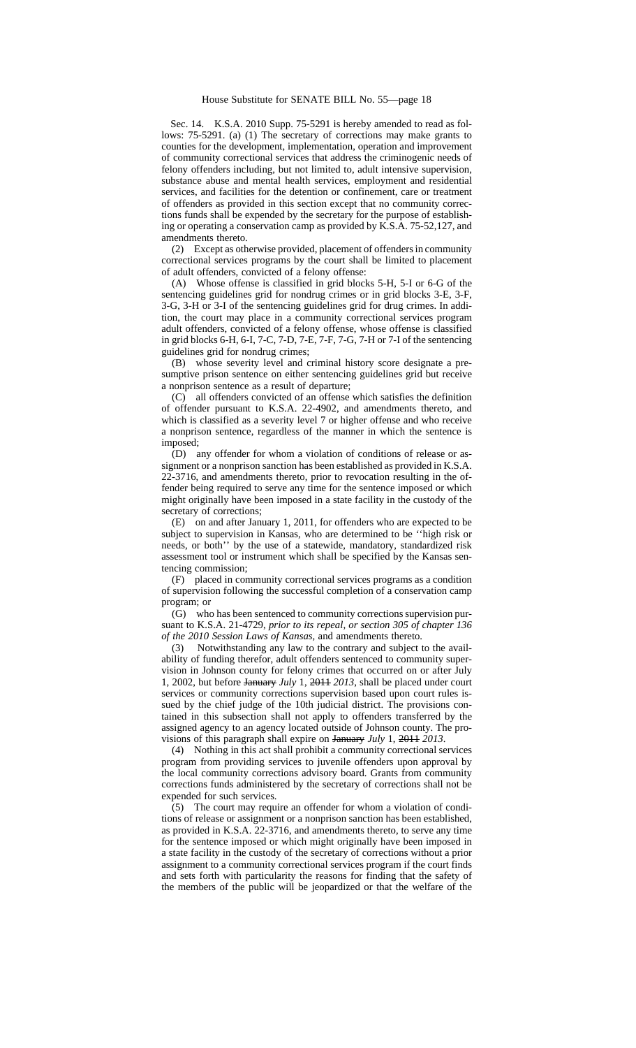Sec. 14. K.S.A. 2010 Supp. 75-5291 is hereby amended to read as follows: 75-5291. (a) (1) The secretary of corrections may make grants to counties for the development, implementation, operation and improvement of community correctional services that address the criminogenic needs of felony offenders including, but not limited to, adult intensive supervision, substance abuse and mental health services, employment and residential services, and facilities for the detention or confinement, care or treatment of offenders as provided in this section except that no community corrections funds shall be expended by the secretary for the purpose of establishing or operating a conservation camp as provided by K.S.A. 75-52,127, and amendments thereto.

(2) Except as otherwise provided, placement of offenders in community correctional services programs by the court shall be limited to placement of adult offenders, convicted of a felony offense:

(A) Whose offense is classified in grid blocks 5-H, 5-I or 6-G of the sentencing guidelines grid for nondrug crimes or in grid blocks 3-E, 3-F, 3-G, 3-H or 3-I of the sentencing guidelines grid for drug crimes. In addition, the court may place in a community correctional services program adult offenders, convicted of a felony offense, whose offense is classified in grid blocks 6-H, 6-I, 7-C, 7-D, 7-E, 7-F, 7-G, 7-H or 7-I of the sentencing guidelines grid for nondrug crimes;

(B) whose severity level and criminal history score designate a presumptive prison sentence on either sentencing guidelines grid but receive a nonprison sentence as a result of departure;

(C) all offenders convicted of an offense which satisfies the definition of offender pursuant to K.S.A. 22-4902, and amendments thereto, and which is classified as a severity level 7 or higher offense and who receive a nonprison sentence, regardless of the manner in which the sentence is imposed;

(D) any offender for whom a violation of conditions of release or assignment or a nonprison sanction has been established as provided in K.S.A. 22-3716, and amendments thereto, prior to revocation resulting in the offender being required to serve any time for the sentence imposed or which might originally have been imposed in a state facility in the custody of the secretary of corrections;

(E) on and after January 1, 2011, for offenders who are expected to be subject to supervision in Kansas, who are determined to be ''high risk or needs, or both'' by the use of a statewide, mandatory, standardized risk assessment tool or instrument which shall be specified by the Kansas sentencing commission;

(F) placed in community correctional services programs as a condition of supervision following the successful completion of a conservation camp program; or

(G) who has been sentenced to community corrections supervision pursuant to K.S.A. 21-4729, *prior to its repeal, or section 305 of chapter 136 of the 2010 Session Laws of Kansas,* and amendments thereto.

(3) Notwithstanding any law to the contrary and subject to the availability of funding therefor, adult offenders sentenced to community supervision in Johnson county for felony crimes that occurred on or after July 1, 2002, but before ~~January~~ *July* 1, ~~2011~~ *2013*, shall be placed under court services or community corrections supervision based upon court rules issued by the chief judge of the 10th judicial district. The provisions contained in this subsection shall not apply to offenders transferred by the assigned agency to an agency located outside of Johnson county. The provisions of this paragraph shall expire on ~~January~~ *July* 1, ~~2011~~ *2013*.

(4) Nothing in this act shall prohibit a community correctional services program from providing services to juvenile offenders upon approval by the local community corrections advisory board. Grants from community corrections funds administered by the secretary of corrections shall not be expended for such services.

(5) The court may require an offender for whom a violation of conditions of release or assignment or a nonprison sanction has been established, as provided in K.S.A. 22-3716, and amendments thereto, to serve any time for the sentence imposed or which might originally have been imposed in a state facility in the custody of the secretary of corrections without a prior assignment to a community correctional services program if the court finds and sets forth with particularity the reasons for finding that the safety of the members of the public will be jeopardized or that the welfare of the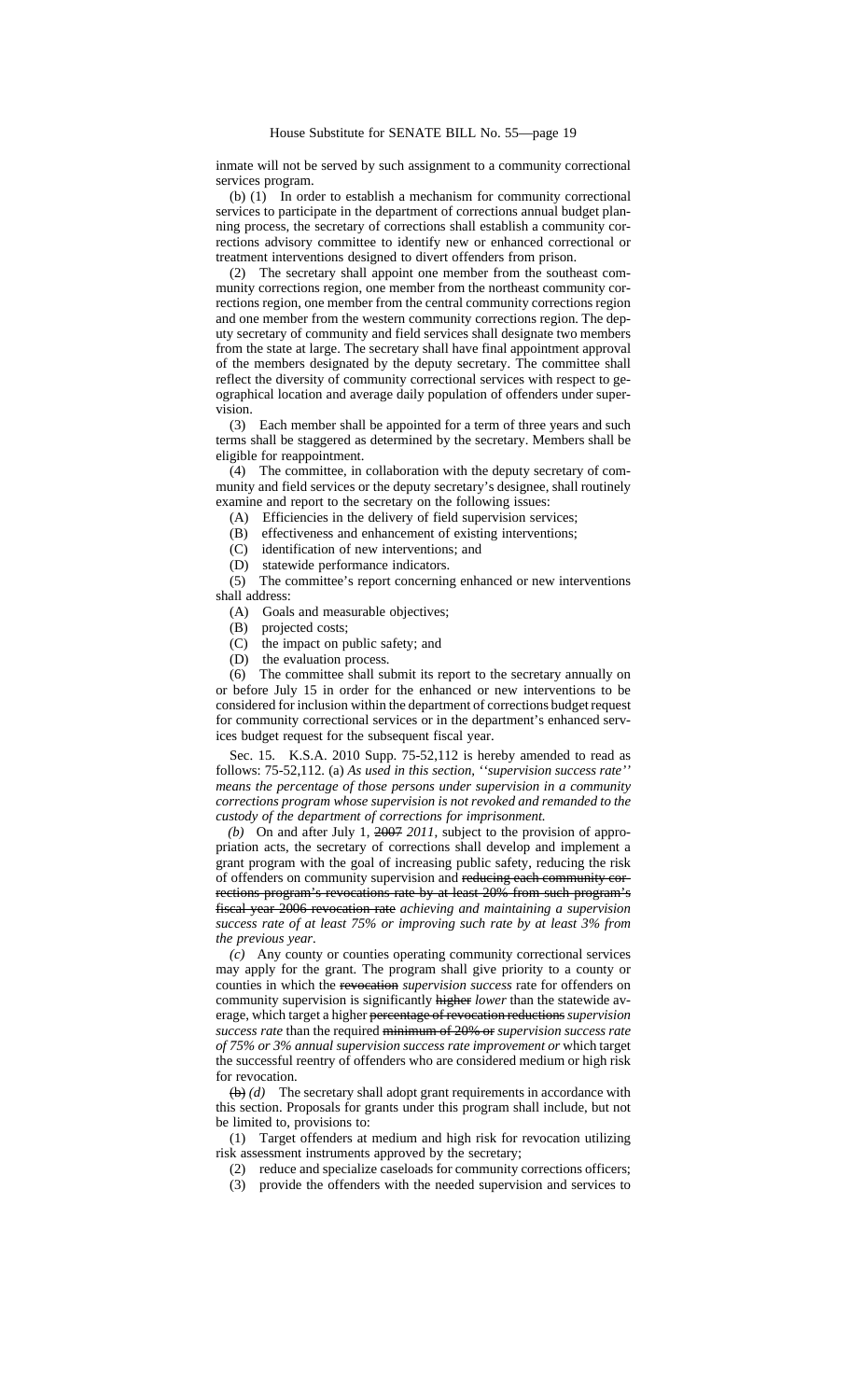inmate will not be served by such assignment to a community correctional services program.

(b) (1) In order to establish a mechanism for community correctional services to participate in the department of corrections annual budget planning process, the secretary of corrections shall establish a community corrections advisory committee to identify new or enhanced correctional or treatment interventions designed to divert offenders from prison.

(2) The secretary shall appoint one member from the southeast community corrections region, one member from the northeast community corrections region, one member from the central community corrections region and one member from the western community corrections region. The deputy secretary of community and field services shall designate two members from the state at large. The secretary shall have final appointment approval of the members designated by the deputy secretary. The committee shall reflect the diversity of community correctional services with respect to geographical location and average daily population of offenders under supervision.

(3) Each member shall be appointed for a term of three years and such terms shall be staggered as determined by the secretary. Members shall be eligible for reappointment.

(4) The committee, in collaboration with the deputy secretary of community and field services or the deputy secretary's designee, shall routinely examine and report to the secretary on the following issues:

(A) Efficiencies in the delivery of field supervision services;

(B) effectiveness and enhancement of existing interventions;

(C) identification of new interventions; and

(D) statewide performance indicators.

(5) The committee's report concerning enhanced or new interventions shall address:

(A) Goals and measurable objectives;

(B) projected costs;

(C) the impact on public safety; and

(D) the evaluation process.

(6) The committee shall submit its report to the secretary annually on or before July 15 in order for the enhanced or new interventions to be considered for inclusion within the department of corrections budget request for community correctional services or in the department's enhanced services budget request for the subsequent fiscal year.

Sec. 15. K.S.A. 2010 Supp. 75-52,112 is hereby amended to read as follows: 75-52,112. (a) *As used in this section, ''supervision success rate'' means the percentage of those persons under supervision in a community corrections program whose supervision is not revoked and remanded to the custody of the department of corrections for imprisonment.*

*(b)* On and after July 1, ~~2007~~ *2011*, subject to the provision of appropriation acts, the secretary of corrections shall develop and implement a grant program with the goal of increasing public safety, reducing the risk of offenders on community supervision and ~~reducing each community corrections program's revocations rate by at least 20% from such program's fiscal year 2006 revocation rate~~ *achieving and maintaining a supervision success rate of at least 75% or improving such rate by at least 3% from the previous year*.

*(c)* Any county or counties operating community correctional services may apply for the grant. The program shall give priority to a county or counties in which the ~~revocation~~ *supervision success* rate for offenders on community supervision is significantly ~~higher~~ *lower* than the statewide average, which target a higher ~~percentage of revocation reductions~~ *supervision success rate* than the required ~~minimum of 20% or~~ *supervision success rate of 75% or 3% annual supervision success rate improvement or* which target the successful reentry of offenders who are considered medium or high risk for revocation.

~~(b)~~ *(d)* The secretary shall adopt grant requirements in accordance with this section. Proposals for grants under this program shall include, but not be limited to, provisions to:

(1) Target offenders at medium and high risk for revocation utilizing risk assessment instruments approved by the secretary;

(2) reduce and specialize caseloads for community corrections officers;

(3) provide the offenders with the needed supervision and services to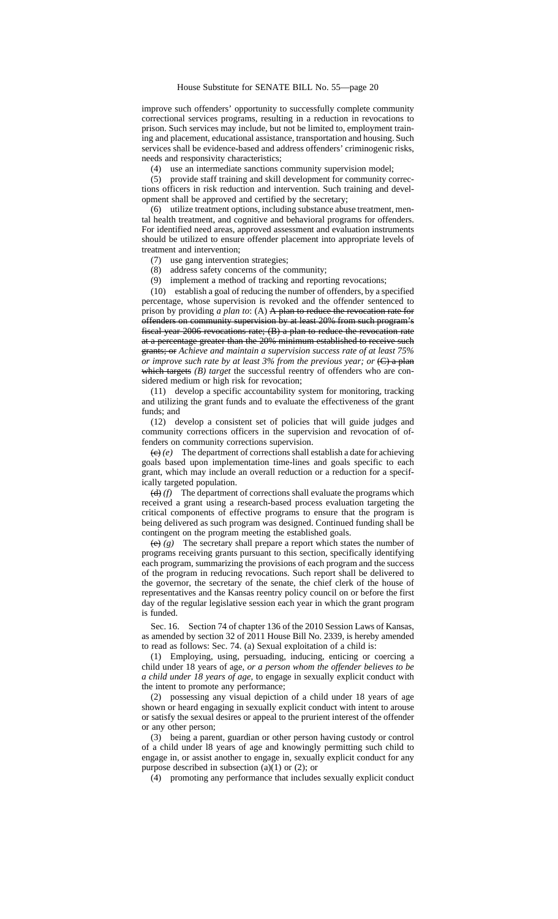improve such offenders' opportunity to successfully complete community correctional services programs, resulting in a reduction in revocations to prison. Such services may include, but not be limited to, employment training and placement, educational assistance, transportation and housing. Such services shall be evidence-based and address offenders' criminogenic risks, needs and responsivity characteristics;

(4) use an intermediate sanctions community supervision model;

(5) provide staff training and skill development for community corrections officers in risk reduction and intervention. Such training and development shall be approved and certified by the secretary;

(6) utilize treatment options, including substance abuse treatment, mental health treatment, and cognitive and behavioral programs for offenders. For identified need areas, approved assessment and evaluation instruments should be utilized to ensure offender placement into appropriate levels of treatment and intervention;

(7) use gang intervention strategies;

(8) address safety concerns of the community;

(9) implement a method of tracking and reporting revocations;

(10) establish a goal of reducing the number of offenders, by a specified percentage, whose supervision is revoked and the offender sentenced to prison by providing *a plan to*: (A) ~~A plan to reduce the revocation rate for offenders on community supervision by at least 20% from such program's fiscal year 2006 revocations rate; (B) a plan to reduce the revocation rate at a percentage greater than the 20% minimum established to receive such grants; or~~ *Achieve and maintain a supervision success rate of at least 75% or improve such rate by at least 3% from the previous year; or* ~~(C) a plan which targets~~ *(B) target* the successful reentry of offenders who are considered medium or high risk for revocation;

(11) develop a specific accountability system for monitoring, tracking and utilizing the grant funds and to evaluate the effectiveness of the grant funds; and

(12) develop a consistent set of policies that will guide judges and community corrections officers in the supervision and revocation of offenders on community corrections supervision.

~~(c)~~ *(e)* The department of corrections shall establish a date for achieving goals based upon implementation time-lines and goals specific to each grant, which may include an overall reduction or a reduction for a specifically targeted population.

~~(d)~~ *(f)* The department of corrections shall evaluate the programs which received a grant using a research-based process evaluation targeting the critical components of effective programs to ensure that the program is being delivered as such program was designed. Continued funding shall be contingent on the program meeting the established goals.

~~(e)~~ *(g)* The secretary shall prepare a report which states the number of programs receiving grants pursuant to this section, specifically identifying each program, summarizing the provisions of each program and the success of the program in reducing revocations. Such report shall be delivered to the governor, the secretary of the senate, the chief clerk of the house of representatives and the Kansas reentry policy council on or before the first day of the regular legislative session each year in which the grant program is funded.

Sec. 16. Section 74 of chapter 136 of the 2010 Session Laws of Kansas, as amended by section 32 of 2011 House Bill No. 2339, is hereby amended to read as follows: Sec. 74. (a) Sexual exploitation of a child is:

(1) Employing, using, persuading, inducing, enticing or coercing a child under 18 years of age*, or a person whom the offender believes to be a child under 18 years of age,* to engage in sexually explicit conduct with the intent to promote any performance;

(2) possessing any visual depiction of a child under 18 years of age shown or heard engaging in sexually explicit conduct with intent to arouse or satisfy the sexual desires or appeal to the prurient interest of the offender or any other person;

(3) being a parent, guardian or other person having custody or control of a child under l8 years of age and knowingly permitting such child to engage in, or assist another to engage in, sexually explicit conduct for any purpose described in subsection (a)(1) or (2); or

(4) promoting any performance that includes sexually explicit conduct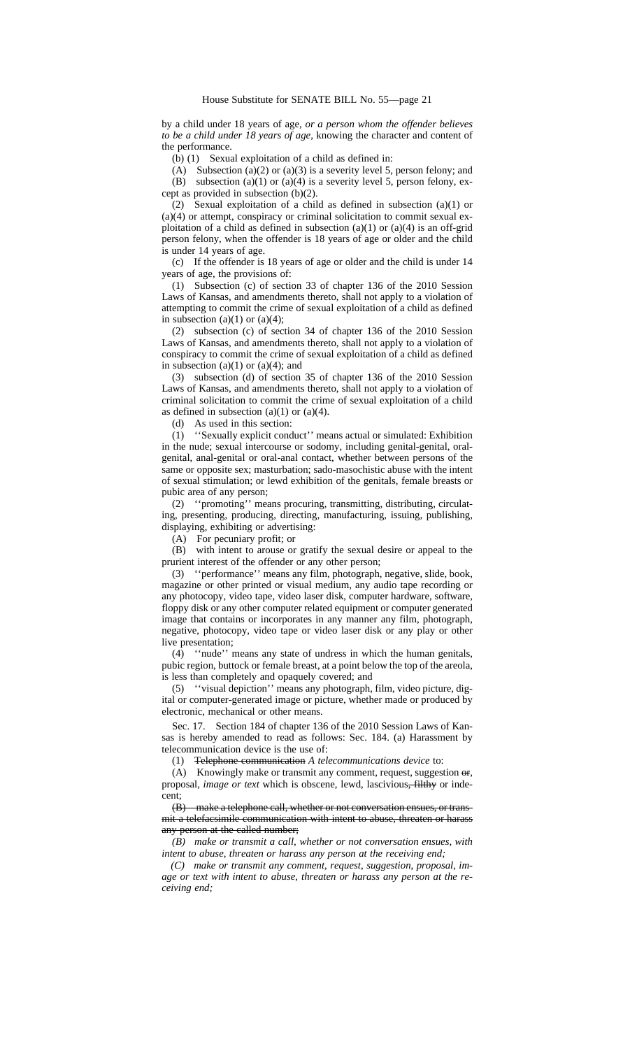by a child under 18 years of age, *or a person whom the offender believes to be a child under 18 years of age*, knowing the character and content of the performance.

(b) (1) Sexual exploitation of a child as defined in:

(A) Subsection (a)(2) or (a)(3) is a severity level 5, person felony; and

(B) subsection (a)(1) or (a)(4) is a severity level 5, person felony, except as provided in subsection (b)(2).

(2) Sexual exploitation of a child as defined in subsection (a)(1) or (a)(4) or attempt, conspiracy or criminal solicitation to commit sexual exploitation of a child as defined in subsection (a)(1) or (a)(4) is an off-grid person felony, when the offender is 18 years of age or older and the child is under 14 years of age.

(c) If the offender is 18 years of age or older and the child is under 14 years of age, the provisions of:

(1) Subsection (c) of section 33 of chapter 136 of the 2010 Session Laws of Kansas, and amendments thereto, shall not apply to a violation of attempting to commit the crime of sexual exploitation of a child as defined in subsection (a)(1) or (a)(4);

(2) subsection (c) of section 34 of chapter 136 of the 2010 Session Laws of Kansas, and amendments thereto, shall not apply to a violation of conspiracy to commit the crime of sexual exploitation of a child as defined in subsection (a)(1) or (a)(4); and

(3) subsection (d) of section 35 of chapter 136 of the 2010 Session Laws of Kansas, and amendments thereto, shall not apply to a violation of criminal solicitation to commit the crime of sexual exploitation of a child as defined in subsection (a)(1) or (a)(4).

(d) As used in this section:

(1) ''Sexually explicit conduct'' means actual or simulated: Exhibition in the nude; sexual intercourse or sodomy, including genital-genital, oral-genital, anal-genital or oral-anal contact, whether between persons of the same or opposite sex; masturbation; sado-masochistic abuse with the intent of sexual stimulation; or lewd exhibition of the genitals, female breasts or pubic area of any person;

(2) ''promoting'' means procuring, transmitting, distributing, circulating, presenting, producing, directing, manufacturing, issuing, publishing, displaying, exhibiting or advertising:

(A) For pecuniary profit; or

(B) with intent to arouse or gratify the sexual desire or appeal to the prurient interest of the offender or any other person;

(3) ''performance'' means any film, photograph, negative, slide, book, magazine or other printed or visual medium, any audio tape recording or any photocopy, video tape, video laser disk, computer hardware, software, floppy disk or any other computer related equipment or computer generated image that contains or incorporates in any manner any film, photograph, negative, photocopy, video tape or video laser disk or any play or other live presentation;

(4) ''nude'' means any state of undress in which the human genitals, pubic region, buttock or female breast, at a point below the top of the areola, is less than completely and opaquely covered; and

(5) ''visual depiction'' means any photograph, film, video picture, digital or computer-generated image or picture, whether made or produced by electronic, mechanical or other means.

Sec. 17. Section 184 of chapter 136 of the 2010 Session Laws of Kansas is hereby amended to read as follows: Sec. 184. (a) Harassment by telecommunication device is the use of:

(1) ~~Telephone communication~~ *A telecommunications device* to:

(A) Knowingly make or transmit any comment, request, suggestion ~~or~~, proposal, *image or text* which is obscene, lewd, lascivious~~, filthy~~ or indecent;

~~(B) make a telephone call, whether or not conversation ensues, or transmit a telefacsimile communication with intent to abuse, threaten or harass any person at the called number;~~

*(B) make or transmit a call, whether or not conversation ensues, with intent to abuse, threaten or harass any person at the receiving end;*

*(C) make or transmit any comment, request, suggestion, proposal, image or text with intent to abuse, threaten or harass any person at the receiving end;*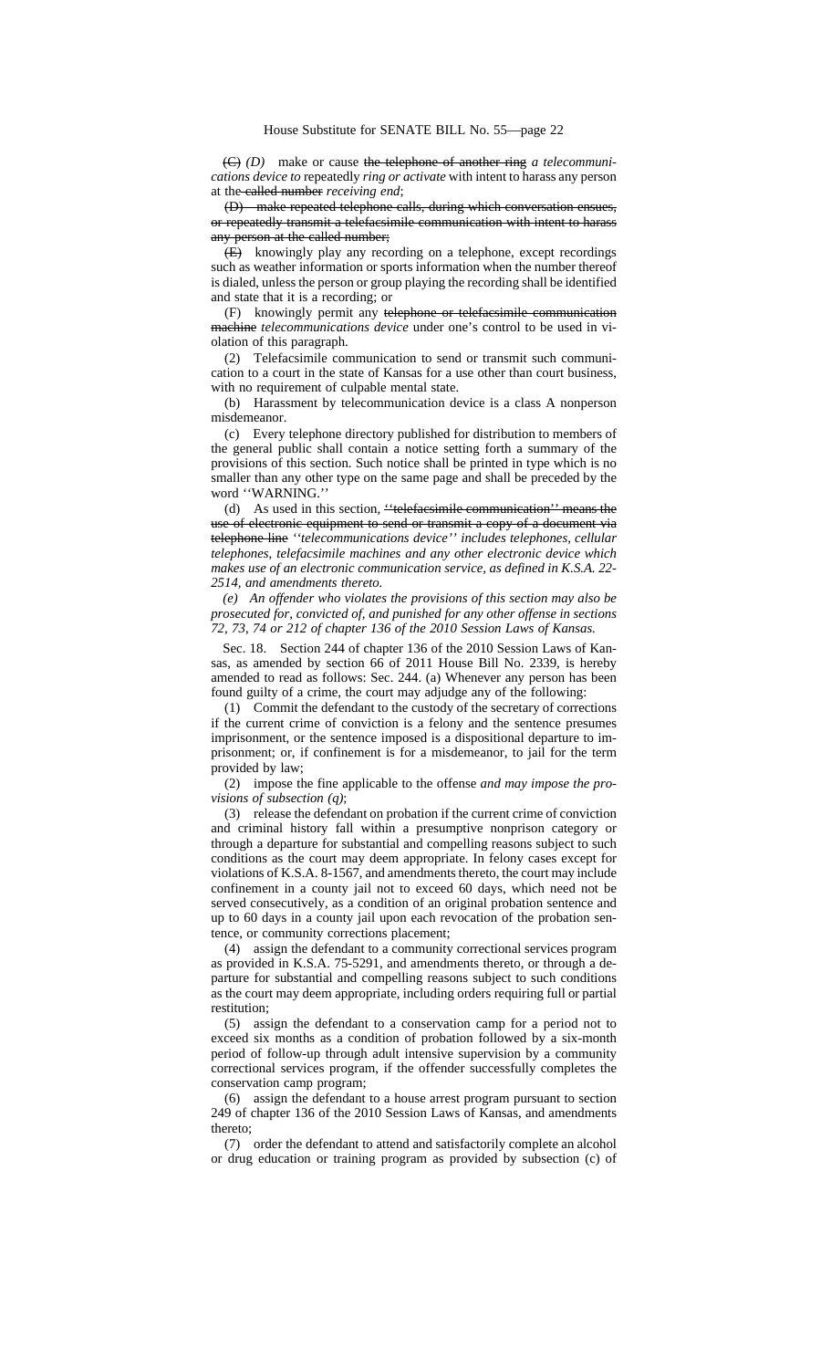~~(C)~~ *(D)* make or cause ~~the telephone of another ring~~ *a telecommunications device to* repeatedly *ring or activate* with intent to harass any person at the ~~called number~~ *receiving end*;

~~(D) make repeated telephone calls, during which conversation ensues, or repeatedly transmit a telefacsimile communication with intent to harass any person at the called number;~~

~~(E)~~ knowingly play any recording on a telephone, except recordings such as weather information or sports information when the number thereof is dialed, unless the person or group playing the recording shall be identified and state that it is a recording; or

(F) knowingly permit any ~~telephone or telefacsimile communication machine~~ *telecommunications device* under one's control to be used in violation of this paragraph.

(2) Telefacsimile communication to send or transmit such communication to a court in the state of Kansas for a use other than court business, with no requirement of culpable mental state.

(b) Harassment by telecommunication device is a class A nonperson misdemeanor.

(c) Every telephone directory published for distribution to members of the general public shall contain a notice setting forth a summary of the provisions of this section. Such notice shall be printed in type which is no smaller than any other type on the same page and shall be preceded by the word ''WARNING.''

(d) As used in this section, ~~''telefacsimile communication'' means the use of electronic equipment to send or transmit a copy of a document via telephone line~~ *''telecommunications device'' includes telephones, cellular telephones, telefacsimile machines and any other electronic device which makes use of an electronic communication service, as defined in K.S.A. 22-2514, and amendments thereto.*

*(e) An offender who violates the provisions of this section may also be prosecuted for, convicted of, and punished for any other offense in sections 72, 73, 74 or 212 of chapter 136 of the 2010 Session Laws of Kansas.*

Sec. 18. Section 244 of chapter 136 of the 2010 Session Laws of Kansas, as amended by section 66 of 2011 House Bill No. 2339, is hereby amended to read as follows: Sec. 244. (a) Whenever any person has been found guilty of a crime, the court may adjudge any of the following:

(1) Commit the defendant to the custody of the secretary of corrections if the current crime of conviction is a felony and the sentence presumes imprisonment, or the sentence imposed is a dispositional departure to imprisonment; or, if confinement is for a misdemeanor, to jail for the term provided by law;

(2) impose the fine applicable to the offense *and may impose the provisions of subsection (q)*;

(3) release the defendant on probation if the current crime of conviction and criminal history fall within a presumptive nonprison category or through a departure for substantial and compelling reasons subject to such conditions as the court may deem appropriate. In felony cases except for violations of K.S.A. 8-1567, and amendments thereto, the court may include confinement in a county jail not to exceed 60 days, which need not be served consecutively, as a condition of an original probation sentence and up to 60 days in a county jail upon each revocation of the probation sentence, or community corrections placement;

(4) assign the defendant to a community correctional services program as provided in K.S.A. 75-5291, and amendments thereto, or through a departure for substantial and compelling reasons subject to such conditions as the court may deem appropriate, including orders requiring full or partial restitution;

(5) assign the defendant to a conservation camp for a period not to exceed six months as a condition of probation followed by a six-month period of follow-up through adult intensive supervision by a community correctional services program, if the offender successfully completes the conservation camp program;

(6) assign the defendant to a house arrest program pursuant to section 249 of chapter 136 of the 2010 Session Laws of Kansas, and amendments thereto;

(7) order the defendant to attend and satisfactorily complete an alcohol or drug education or training program as provided by subsection (c) of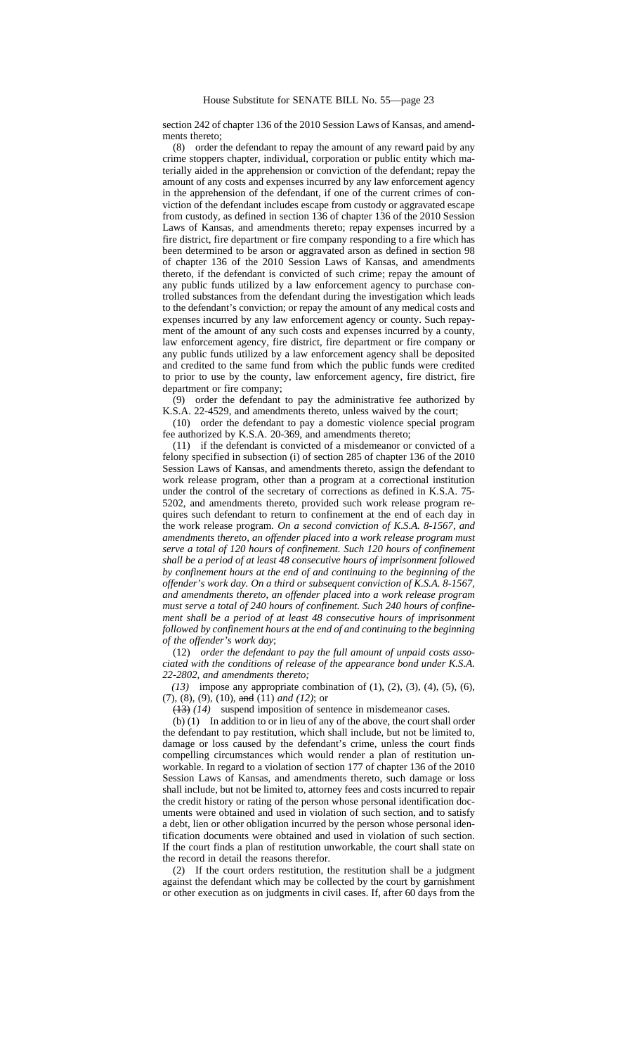section 242 of chapter 136 of the 2010 Session Laws of Kansas, and amendments thereto;

(8) order the defendant to repay the amount of any reward paid by any crime stoppers chapter, individual, corporation or public entity which materially aided in the apprehension or conviction of the defendant; repay the amount of any costs and expenses incurred by any law enforcement agency in the apprehension of the defendant, if one of the current crimes of conviction of the defendant includes escape from custody or aggravated escape from custody, as defined in section 136 of chapter 136 of the 2010 Session Laws of Kansas, and amendments thereto; repay expenses incurred by a fire district, fire department or fire company responding to a fire which has been determined to be arson or aggravated arson as defined in section 98 of chapter 136 of the 2010 Session Laws of Kansas, and amendments thereto, if the defendant is convicted of such crime; repay the amount of any public funds utilized by a law enforcement agency to purchase controlled substances from the defendant during the investigation which leads to the defendant's conviction; or repay the amount of any medical costs and expenses incurred by any law enforcement agency or county. Such repayment of the amount of any such costs and expenses incurred by a county, law enforcement agency, fire district, fire department or fire company or any public funds utilized by a law enforcement agency shall be deposited and credited to the same fund from which the public funds were credited to prior to use by the county, law enforcement agency, fire district, fire department or fire company;

(9) order the defendant to pay the administrative fee authorized by K.S.A. 22-4529, and amendments thereto, unless waived by the court;

(10) order the defendant to pay a domestic violence special program fee authorized by K.S.A. 20-369, and amendments thereto;

(11) if the defendant is convicted of a misdemeanor or convicted of a felony specified in subsection (i) of section 285 of chapter 136 of the 2010 Session Laws of Kansas, and amendments thereto, assign the defendant to work release program, other than a program at a correctional institution under the control of the secretary of corrections as defined in K.S.A. 75-5202, and amendments thereto, provided such work release program requires such defendant to return to confinement at the end of each day in the work release program. *On a second conviction of K.S.A. 8-1567, and amendments thereto, an offender placed into a work release program must serve a total of 120 hours of confinement. Such 120 hours of confinement shall be a period of at least 48 consecutive hours of imprisonment followed by confinement hours at the end of and continuing to the beginning of the offender's work day. On a third or subsequent conviction of K.S.A. 8-1567, and amendments thereto, an offender placed into a work release program must serve a total of 240 hours of confinement. Such 240 hours of confinement shall be a period of at least 48 consecutive hours of imprisonment followed by confinement hours at the end of and continuing to the beginning of the offender's work day*;

(12) *order the defendant to pay the full amount of unpaid costs associated with the conditions of release of the appearance bond under K.S.A. 22-2802, and amendments thereto;*

*(13)* impose any appropriate combination of (1), (2), (3), (4), (5), (6), (7), (8), (9), (10), ~~and~~ (11) *and (12)*; or

~~(13)~~ *(14)* suspend imposition of sentence in misdemeanor cases.

(b) (1) In addition to or in lieu of any of the above, the court shall order the defendant to pay restitution, which shall include, but not be limited to, damage or loss caused by the defendant's crime, unless the court finds compelling circumstances which would render a plan of restitution unworkable. In regard to a violation of section 177 of chapter 136 of the 2010 Session Laws of Kansas, and amendments thereto, such damage or loss shall include, but not be limited to, attorney fees and costs incurred to repair the credit history or rating of the person whose personal identification documents were obtained and used in violation of such section, and to satisfy a debt, lien or other obligation incurred by the person whose personal identification documents were obtained and used in violation of such section. If the court finds a plan of restitution unworkable, the court shall state on the record in detail the reasons therefor.

(2) If the court orders restitution, the restitution shall be a judgment against the defendant which may be collected by the court by garnishment or other execution as on judgments in civil cases. If, after 60 days from the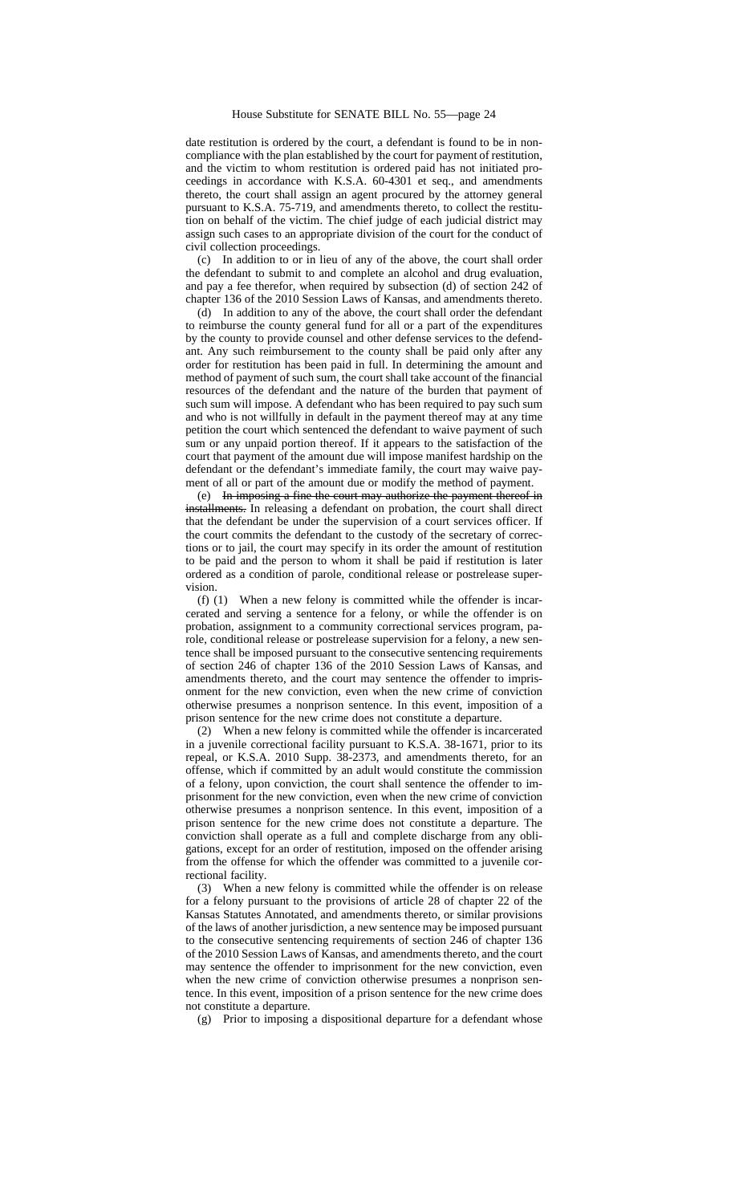date restitution is ordered by the court, a defendant is found to be in noncompliance with the plan established by the court for payment of restitution, and the victim to whom restitution is ordered paid has not initiated proceedings in accordance with K.S.A. 60-4301 et seq., and amendments thereto, the court shall assign an agent procured by the attorney general pursuant to K.S.A. 75-719, and amendments thereto, to collect the restitution on behalf of the victim. The chief judge of each judicial district may assign such cases to an appropriate division of the court for the conduct of civil collection proceedings.

(c) In addition to or in lieu of any of the above, the court shall order the defendant to submit to and complete an alcohol and drug evaluation, and pay a fee therefor, when required by subsection (d) of section 242 of chapter 136 of the 2010 Session Laws of Kansas, and amendments thereto.

(d) In addition to any of the above, the court shall order the defendant to reimburse the county general fund for all or a part of the expenditures by the county to provide counsel and other defense services to the defendant. Any such reimbursement to the county shall be paid only after any order for restitution has been paid in full. In determining the amount and method of payment of such sum, the court shall take account of the financial resources of the defendant and the nature of the burden that payment of such sum will impose. A defendant who has been required to pay such sum and who is not willfully in default in the payment thereof may at any time petition the court which sentenced the defendant to waive payment of such sum or any unpaid portion thereof. If it appears to the satisfaction of the court that payment of the amount due will impose manifest hardship on the defendant or the defendant's immediate family, the court may waive payment of all or part of the amount due or modify the method of payment.

(e) ~~In imposing a fine the court may authorize the payment thereof in installments.~~ In releasing a defendant on probation, the court shall direct that the defendant be under the supervision of a court services officer. If the court commits the defendant to the custody of the secretary of corrections or to jail, the court may specify in its order the amount of restitution to be paid and the person to whom it shall be paid if restitution is later ordered as a condition of parole, conditional release or postrelease supervision.

(f) (1) When a new felony is committed while the offender is incarcerated and serving a sentence for a felony, or while the offender is on probation, assignment to a community correctional services program, parole, conditional release or postrelease supervision for a felony, a new sentence shall be imposed pursuant to the consecutive sentencing requirements of section 246 of chapter 136 of the 2010 Session Laws of Kansas, and amendments thereto, and the court may sentence the offender to imprisonment for the new conviction, even when the new crime of conviction otherwise presumes a nonprison sentence. In this event, imposition of a prison sentence for the new crime does not constitute a departure.

(2) When a new felony is committed while the offender is incarcerated in a juvenile correctional facility pursuant to K.S.A. 38-1671, prior to its repeal, or K.S.A. 2010 Supp. 38-2373, and amendments thereto, for an offense, which if committed by an adult would constitute the commission of a felony, upon conviction, the court shall sentence the offender to imprisonment for the new conviction, even when the new crime of conviction otherwise presumes a nonprison sentence. In this event, imposition of a prison sentence for the new crime does not constitute a departure. The conviction shall operate as a full and complete discharge from any obligations, except for an order of restitution, imposed on the offender arising from the offense for which the offender was committed to a juvenile correctional facility.

(3) When a new felony is committed while the offender is on release for a felony pursuant to the provisions of article 28 of chapter 22 of the Kansas Statutes Annotated, and amendments thereto, or similar provisions of the laws of another jurisdiction, a new sentence may be imposed pursuant to the consecutive sentencing requirements of section 246 of chapter 136 of the 2010 Session Laws of Kansas, and amendments thereto, and the court may sentence the offender to imprisonment for the new conviction, even when the new crime of conviction otherwise presumes a nonprison sentence. In this event, imposition of a prison sentence for the new crime does not constitute a departure.

(g) Prior to imposing a dispositional departure for a defendant whose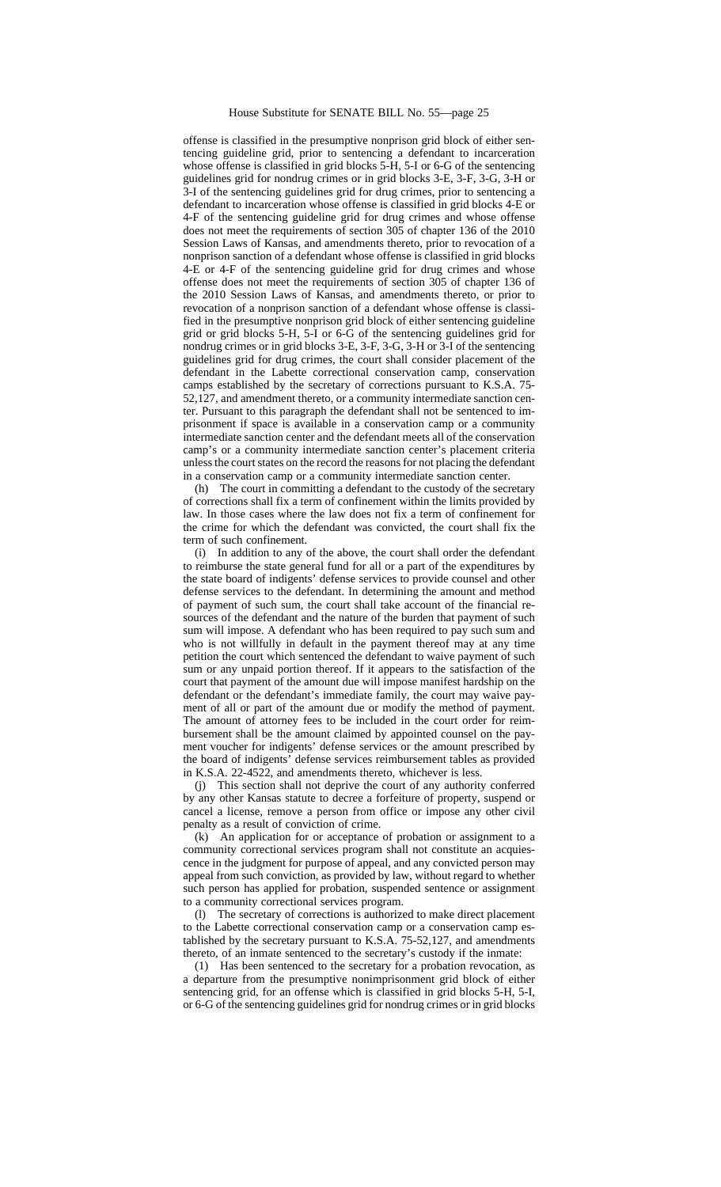offense is classified in the presumptive nonprison grid block of either sentencing guideline grid, prior to sentencing a defendant to incarceration whose offense is classified in grid blocks 5-H, 5-I or 6-G of the sentencing guidelines grid for nondrug crimes or in grid blocks 3-E, 3-F, 3-G, 3-H or 3-I of the sentencing guidelines grid for drug crimes, prior to sentencing a defendant to incarceration whose offense is classified in grid blocks 4-E or 4-F of the sentencing guideline grid for drug crimes and whose offense does not meet the requirements of section 305 of chapter 136 of the 2010 Session Laws of Kansas, and amendments thereto, prior to revocation of a nonprison sanction of a defendant whose offense is classified in grid blocks 4-E or 4-F of the sentencing guideline grid for drug crimes and whose offense does not meet the requirements of section 305 of chapter 136 of the 2010 Session Laws of Kansas, and amendments thereto, or prior to revocation of a nonprison sanction of a defendant whose offense is classified in the presumptive nonprison grid block of either sentencing guideline grid or grid blocks 5-H, 5-I or 6-G of the sentencing guidelines grid for nondrug crimes or in grid blocks 3-E, 3-F, 3-G, 3-H or 3-I of the sentencing guidelines grid for drug crimes, the court shall consider placement of the defendant in the Labette correctional conservation camp, conservation camps established by the secretary of corrections pursuant to K.S.A. 75-52,127, and amendment thereto, or a community intermediate sanction center. Pursuant to this paragraph the defendant shall not be sentenced to imprisonment if space is available in a conservation camp or a community intermediate sanction center and the defendant meets all of the conservation camp's or a community intermediate sanction center's placement criteria unless the court states on the record the reasons for not placing the defendant in a conservation camp or a community intermediate sanction center.

(h) The court in committing a defendant to the custody of the secretary of corrections shall fix a term of confinement within the limits provided by law. In those cases where the law does not fix a term of confinement for the crime for which the defendant was convicted, the court shall fix the term of such confinement.

(i) In addition to any of the above, the court shall order the defendant to reimburse the state general fund for all or a part of the expenditures by the state board of indigents' defense services to provide counsel and other defense services to the defendant. In determining the amount and method of payment of such sum, the court shall take account of the financial resources of the defendant and the nature of the burden that payment of such sum will impose. A defendant who has been required to pay such sum and who is not willfully in default in the payment thereof may at any time petition the court which sentenced the defendant to waive payment of such sum or any unpaid portion thereof. If it appears to the satisfaction of the court that payment of the amount due will impose manifest hardship on the defendant or the defendant's immediate family, the court may waive payment of all or part of the amount due or modify the method of payment. The amount of attorney fees to be included in the court order for reimbursement shall be the amount claimed by appointed counsel on the payment voucher for indigents' defense services or the amount prescribed by the board of indigents' defense services reimbursement tables as provided in K.S.A. 22-4522, and amendments thereto, whichever is less.

(j) This section shall not deprive the court of any authority conferred by any other Kansas statute to decree a forfeiture of property, suspend or cancel a license, remove a person from office or impose any other civil penalty as a result of conviction of crime.

(k) An application for or acceptance of probation or assignment to a community correctional services program shall not constitute an acquiescence in the judgment for purpose of appeal, and any convicted person may appeal from such conviction, as provided by law, without regard to whether such person has applied for probation, suspended sentence or assignment to a community correctional services program.

(l) The secretary of corrections is authorized to make direct placement to the Labette correctional conservation camp or a conservation camp established by the secretary pursuant to K.S.A. 75-52,127, and amendments thereto, of an inmate sentenced to the secretary's custody if the inmate:

(1) Has been sentenced to the secretary for a probation revocation, as a departure from the presumptive nonimprisonment grid block of either sentencing grid, for an offense which is classified in grid blocks 5-H, 5-I, or 6-G of the sentencing guidelines grid for nondrug crimes or in grid blocks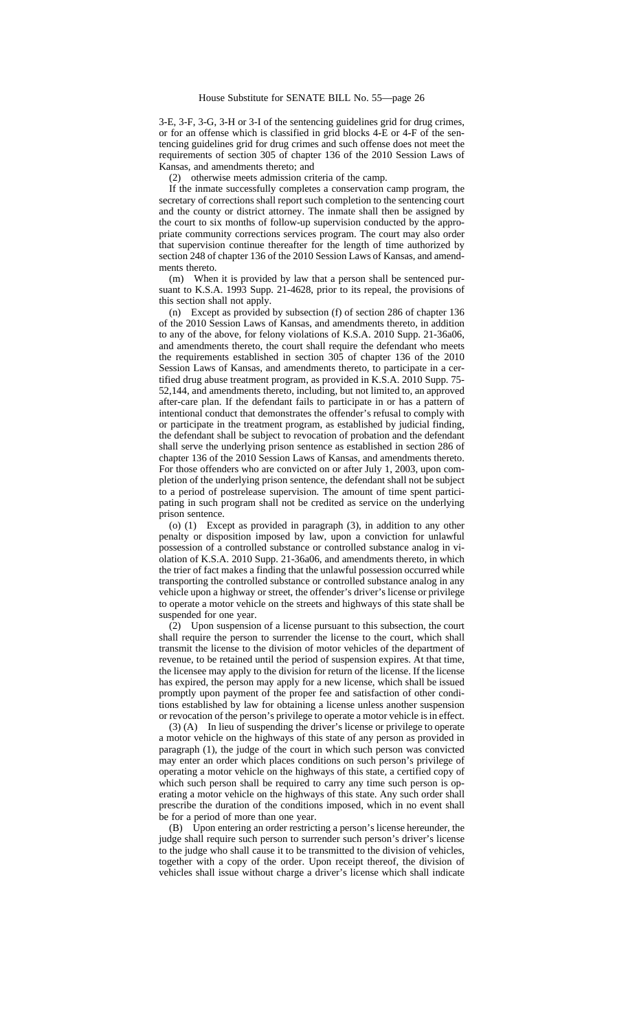3-E, 3-F, 3-G, 3-H or 3-I of the sentencing guidelines grid for drug crimes, or for an offense which is classified in grid blocks 4-E or 4-F of the sentencing guidelines grid for drug crimes and such offense does not meet the requirements of section 305 of chapter 136 of the 2010 Session Laws of Kansas, and amendments thereto; and

(2) otherwise meets admission criteria of the camp.

If the inmate successfully completes a conservation camp program, the secretary of corrections shall report such completion to the sentencing court and the county or district attorney. The inmate shall then be assigned by the court to six months of follow-up supervision conducted by the appropriate community corrections services program. The court may also order that supervision continue thereafter for the length of time authorized by section 248 of chapter 136 of the 2010 Session Laws of Kansas, and amendments thereto.

(m) When it is provided by law that a person shall be sentenced pursuant to K.S.A. 1993 Supp. 21-4628, prior to its repeal, the provisions of this section shall not apply.

(n) Except as provided by subsection (f) of section 286 of chapter 136 of the 2010 Session Laws of Kansas, and amendments thereto, in addition to any of the above, for felony violations of K.S.A. 2010 Supp. 21-36a06, and amendments thereto, the court shall require the defendant who meets the requirements established in section 305 of chapter 136 of the 2010 Session Laws of Kansas, and amendments thereto, to participate in a certified drug abuse treatment program, as provided in K.S.A. 2010 Supp. 75-52,144, and amendments thereto, including, but not limited to, an approved after-care plan. If the defendant fails to participate in or has a pattern of intentional conduct that demonstrates the offender's refusal to comply with or participate in the treatment program, as established by judicial finding, the defendant shall be subject to revocation of probation and the defendant shall serve the underlying prison sentence as established in section 286 of chapter 136 of the 2010 Session Laws of Kansas, and amendments thereto. For those offenders who are convicted on or after July 1, 2003, upon completion of the underlying prison sentence, the defendant shall not be subject to a period of postrelease supervision. The amount of time spent participating in such program shall not be credited as service on the underlying prison sentence.

(o) (1) Except as provided in paragraph (3), in addition to any other penalty or disposition imposed by law, upon a conviction for unlawful possession of a controlled substance or controlled substance analog in violation of K.S.A. 2010 Supp. 21-36a06, and amendments thereto, in which the trier of fact makes a finding that the unlawful possession occurred while transporting the controlled substance or controlled substance analog in any vehicle upon a highway or street, the offender's driver's license or privilege to operate a motor vehicle on the streets and highways of this state shall be suspended for one year.

(2) Upon suspension of a license pursuant to this subsection, the court shall require the person to surrender the license to the court, which shall transmit the license to the division of motor vehicles of the department of revenue, to be retained until the period of suspension expires. At that time, the licensee may apply to the division for return of the license. If the license has expired, the person may apply for a new license, which shall be issued promptly upon payment of the proper fee and satisfaction of other conditions established by law for obtaining a license unless another suspension or revocation of the person's privilege to operate a motor vehicle is in effect.

(3) (A) In lieu of suspending the driver's license or privilege to operate a motor vehicle on the highways of this state of any person as provided in paragraph (1), the judge of the court in which such person was convicted may enter an order which places conditions on such person's privilege of operating a motor vehicle on the highways of this state, a certified copy of which such person shall be required to carry any time such person is operating a motor vehicle on the highways of this state. Any such order shall prescribe the duration of the conditions imposed, which in no event shall be for a period of more than one year.

(B) Upon entering an order restricting a person's license hereunder, the judge shall require such person to surrender such person's driver's license to the judge who shall cause it to be transmitted to the division of vehicles, together with a copy of the order. Upon receipt thereof, the division of vehicles shall issue without charge a driver's license which shall indicate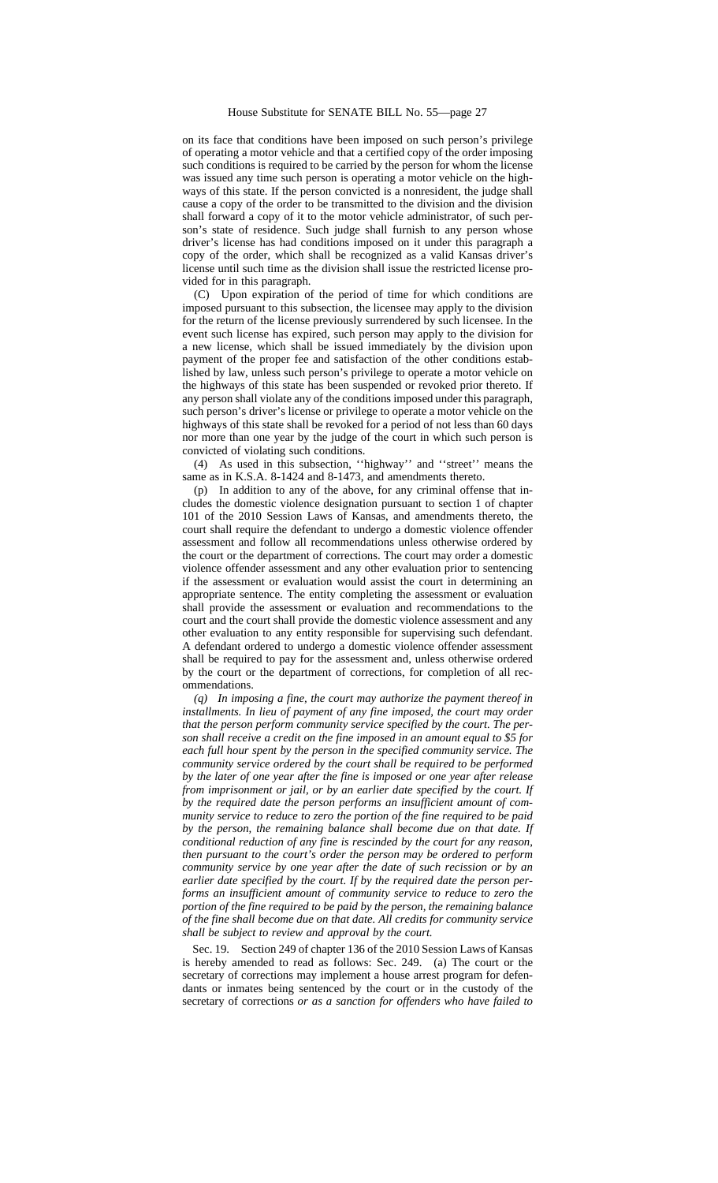on its face that conditions have been imposed on such person's privilege of operating a motor vehicle and that a certified copy of the order imposing such conditions is required to be carried by the person for whom the license was issued any time such person is operating a motor vehicle on the highways of this state. If the person convicted is a nonresident, the judge shall cause a copy of the order to be transmitted to the division and the division shall forward a copy of it to the motor vehicle administrator, of such person's state of residence. Such judge shall furnish to any person whose driver's license has had conditions imposed on it under this paragraph a copy of the order, which shall be recognized as a valid Kansas driver's license until such time as the division shall issue the restricted license provided for in this paragraph.

(C) Upon expiration of the period of time for which conditions are imposed pursuant to this subsection, the licensee may apply to the division for the return of the license previously surrendered by such licensee. In the event such license has expired, such person may apply to the division for a new license, which shall be issued immediately by the division upon payment of the proper fee and satisfaction of the other conditions established by law, unless such person's privilege to operate a motor vehicle on the highways of this state has been suspended or revoked prior thereto. If any person shall violate any of the conditions imposed under this paragraph, such person's driver's license or privilege to operate a motor vehicle on the highways of this state shall be revoked for a period of not less than 60 days nor more than one year by the judge of the court in which such person is convicted of violating such conditions.

(4) As used in this subsection, ''highway'' and ''street'' means the same as in K.S.A. 8-1424 and 8-1473, and amendments thereto.

(p) In addition to any of the above, for any criminal offense that includes the domestic violence designation pursuant to section 1 of chapter 101 of the 2010 Session Laws of Kansas, and amendments thereto, the court shall require the defendant to undergo a domestic violence offender assessment and follow all recommendations unless otherwise ordered by the court or the department of corrections. The court may order a domestic violence offender assessment and any other evaluation prior to sentencing if the assessment or evaluation would assist the court in determining an appropriate sentence. The entity completing the assessment or evaluation shall provide the assessment or evaluation and recommendations to the court and the court shall provide the domestic violence assessment and any other evaluation to any entity responsible for supervising such defendant. A defendant ordered to undergo a domestic violence offender assessment shall be required to pay for the assessment and, unless otherwise ordered by the court or the department of corrections, for completion of all recommendations.

*(q) In imposing a fine, the court may authorize the payment thereof in installments. In lieu of payment of any fine imposed, the court may order that the person perform community service specified by the court. The person shall receive a credit on the fine imposed in an amount equal to $5 for each full hour spent by the person in the specified community service. The community service ordered by the court shall be required to be performed by the later of one year after the fine is imposed or one year after release from imprisonment or jail, or by an earlier date specified by the court. If by the required date the person performs an insufficient amount of community service to reduce to zero the portion of the fine required to be paid by the person, the remaining balance shall become due on that date. If conditional reduction of any fine is rescinded by the court for any reason, then pursuant to the court's order the person may be ordered to perform community service by one year after the date of such recission or by an earlier date specified by the court. If by the required date the person performs an insufficient amount of community service to reduce to zero the portion of the fine required to be paid by the person, the remaining balance of the fine shall become due on that date. All credits for community service shall be subject to review and approval by the court.*

Sec. 19. Section 249 of chapter 136 of the 2010 Session Laws of Kansas is hereby amended to read as follows: Sec. 249. (a) The court or the secretary of corrections may implement a house arrest program for defendants or inmates being sentenced by the court or in the custody of the secretary of corrections *or as a sanction for offenders who have failed to*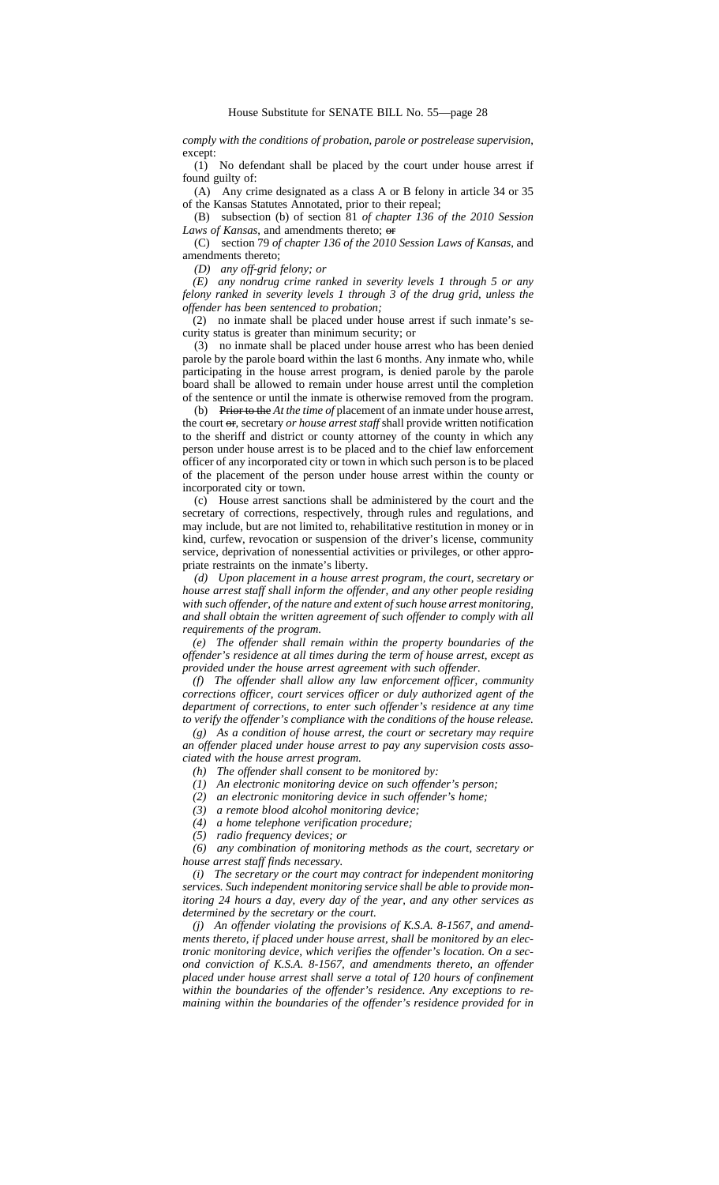*comply with the conditions of probation, parole or postrelease supervision*, except:

(1) No defendant shall be placed by the court under house arrest if found guilty of:

(A) Any crime designated as a class A or B felony in article 34 or 35 of the Kansas Statutes Annotated, prior to their repeal;

(B) subsection (b) of section 81 *of chapter 136 of the 2010 Session Laws of Kansas*, and amendments thereto; ~~or~~

(C) section 79 *of chapter 136 of the 2010 Session Laws of Kansas*, and amendments thereto;

*(D) any off-grid felony; or*

*(E) any nondrug crime ranked in severity levels 1 through 5 or any felony ranked in severity levels 1 through 3 of the drug grid, unless the offender has been sentenced to probation;*

(2) no inmate shall be placed under house arrest if such inmate's security status is greater than minimum security; or

(3) no inmate shall be placed under house arrest who has been denied parole by the parole board within the last 6 months. Any inmate who, while participating in the house arrest program, is denied parole by the parole board shall be allowed to remain under house arrest until the completion of the sentence or until the inmate is otherwise removed from the program.

(b) ~~Prior to the~~ *At the time of* placement of an inmate under house arrest, the court ~~or,~~ secretary *or house arrest staff* shall provide written notification to the sheriff and district or county attorney of the county in which any person under house arrest is to be placed and to the chief law enforcement officer of any incorporated city or town in which such person is to be placed of the placement of the person under house arrest within the county or incorporated city or town.

(c) House arrest sanctions shall be administered by the court and the secretary of corrections, respectively, through rules and regulations, and may include, but are not limited to, rehabilitative restitution in money or in kind, curfew, revocation or suspension of the driver's license, community service, deprivation of nonessential activities or privileges, or other appropriate restraints on the inmate's liberty.

*(d) Upon placement in a house arrest program, the court, secretary or house arrest staff shall inform the offender, and any other people residing with such offender, of the nature and extent of such house arrest monitoring, and shall obtain the written agreement of such offender to comply with all requirements of the program.*

*(e) The offender shall remain within the property boundaries of the offender's residence at all times during the term of house arrest, except as provided under the house arrest agreement with such offender.*

*(f) The offender shall allow any law enforcement officer, community corrections officer, court services officer or duly authorized agent of the department of corrections, to enter such offender's residence at any time to verify the offender's compliance with the conditions of the house release.*

*(g) As a condition of house arrest, the court or secretary may require an offender placed under house arrest to pay any supervision costs associated with the house arrest program.*

*(h) The offender shall consent to be monitored by:*

*(1) An electronic monitoring device on such offender's person;*

*(2) an electronic monitoring device in such offender's home;*

*(3) a remote blood alcohol monitoring device;*

*(4) a home telephone verification procedure;*

*(5) radio frequency devices; or*

*(6) any combination of monitoring methods as the court, secretary or house arrest staff finds necessary.*

*(i) The secretary or the court may contract for independent monitoring services. Such independent monitoring service shall be able to provide monitoring 24 hours a day, every day of the year, and any other services as determined by the secretary or the court.*

*(j) An offender violating the provisions of K.S.A. 8-1567, and amendments thereto, if placed under house arrest, shall be monitored by an electronic monitoring device, which verifies the offender's location. On a second conviction of K.S.A. 8-1567, and amendments thereto, an offender placed under house arrest shall serve a total of 120 hours of confinement within the boundaries of the offender's residence. Any exceptions to remaining within the boundaries of the offender's residence provided for in*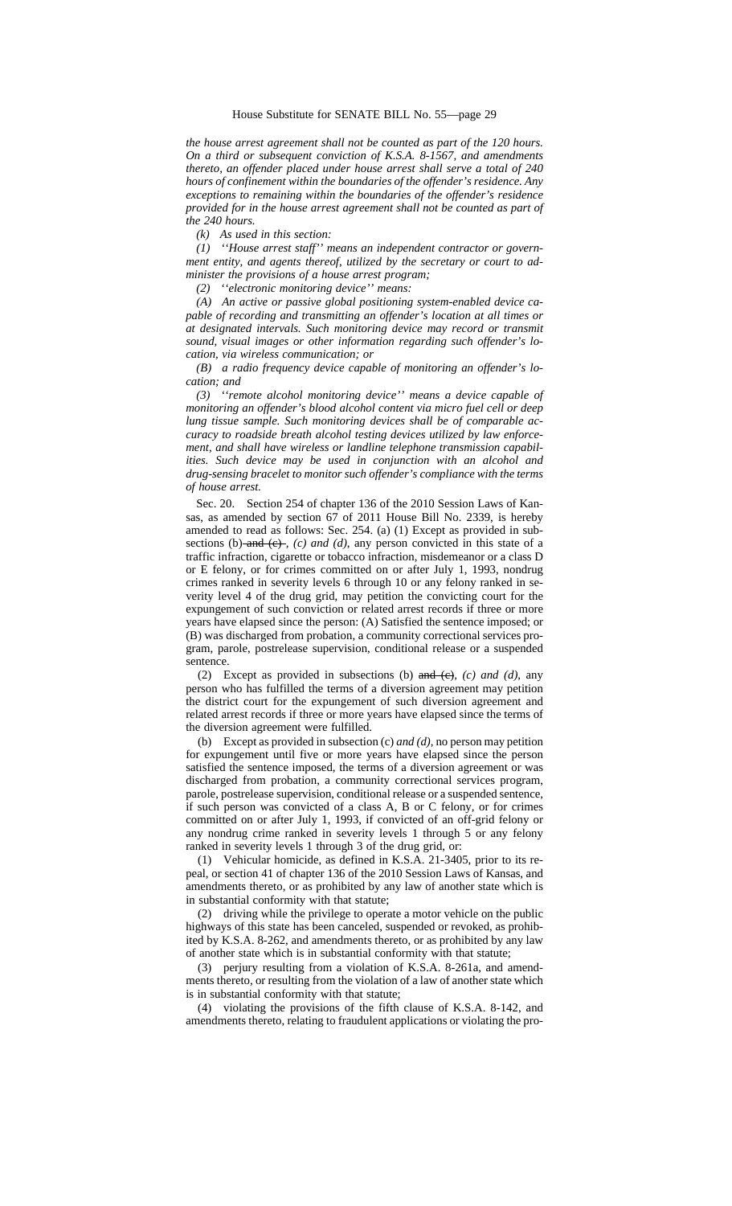*the house arrest agreement shall not be counted as part of the 120 hours. On a third or subsequent conviction of K.S.A. 8-1567, and amendments thereto, an offender placed under house arrest shall serve a total of 240 hours of confinement within the boundaries of the offender's residence. Any exceptions to remaining within the boundaries of the offender's residence provided for in the house arrest agreement shall not be counted as part of the 240 hours.*

*(k) As used in this section:*

*(1) ''House arrest staff'' means an independent contractor or government entity, and agents thereof, utilized by the secretary or court to administer the provisions of a house arrest program;*

*(2) ''electronic monitoring device'' means:*

*(A) An active or passive global positioning system-enabled device capable of recording and transmitting an offender's location at all times or at designated intervals. Such monitoring device may record or transmit sound, visual images or other information regarding such offender's location, via wireless communication; or*

*(B) a radio frequency device capable of monitoring an offender's location; and*

*(3) ''remote alcohol monitoring device'' means a device capable of monitoring an offender's blood alcohol content via micro fuel cell or deep lung tissue sample. Such monitoring devices shall be of comparable accuracy to roadside breath alcohol testing devices utilized by law enforcement, and shall have wireless or landline telephone transmission capabilities. Such device may be used in conjunction with an alcohol and drug-sensing bracelet to monitor such offender's compliance with the terms of house arrest.*

Sec. 20. Section 254 of chapter 136 of the 2010 Session Laws of Kansas, as amended by section 67 of 2011 House Bill No. 2339, is hereby amended to read as follows: Sec. 254. (a) (1) Except as provided in subsections (b) ~~and (c)~~, *(c) and (d)*, any person convicted in this state of a traffic infraction, cigarette or tobacco infraction, misdemeanor or a class D or E felony, or for crimes committed on or after July 1, 1993, nondrug crimes ranked in severity levels 6 through 10 or any felony ranked in severity level 4 of the drug grid, may petition the convicting court for the expungement of such conviction or related arrest records if three or more years have elapsed since the person: (A) Satisfied the sentence imposed; or (B) was discharged from probation, a community correctional services program, parole, postrelease supervision, conditional release or a suspended sentence.

(2) Except as provided in subsections (b) ~~and (c)~~, *(c) and (d)*, any person who has fulfilled the terms of a diversion agreement may petition the district court for the expungement of such diversion agreement and related arrest records if three or more years have elapsed since the terms of the diversion agreement were fulfilled.

(b) Except as provided in subsection (c) *and (d)*, no person may petition for expungement until five or more years have elapsed since the person satisfied the sentence imposed, the terms of a diversion agreement or was discharged from probation, a community correctional services program, parole, postrelease supervision, conditional release or a suspended sentence, if such person was convicted of a class A, B or C felony, or for crimes committed on or after July 1, 1993, if convicted of an off-grid felony or any nondrug crime ranked in severity levels 1 through 5 or any felony ranked in severity levels 1 through 3 of the drug grid, or:

(1) Vehicular homicide, as defined in K.S.A. 21-3405, prior to its repeal, or section 41 of chapter 136 of the 2010 Session Laws of Kansas, and amendments thereto, or as prohibited by any law of another state which is in substantial conformity with that statute;

(2) driving while the privilege to operate a motor vehicle on the public highways of this state has been canceled, suspended or revoked, as prohibited by K.S.A. 8-262, and amendments thereto, or as prohibited by any law of another state which is in substantial conformity with that statute;

(3) perjury resulting from a violation of K.S.A. 8-261a, and amendments thereto, or resulting from the violation of a law of another state which is in substantial conformity with that statute;

(4) violating the provisions of the fifth clause of K.S.A. 8-142, and amendments thereto, relating to fraudulent applications or violating the pro-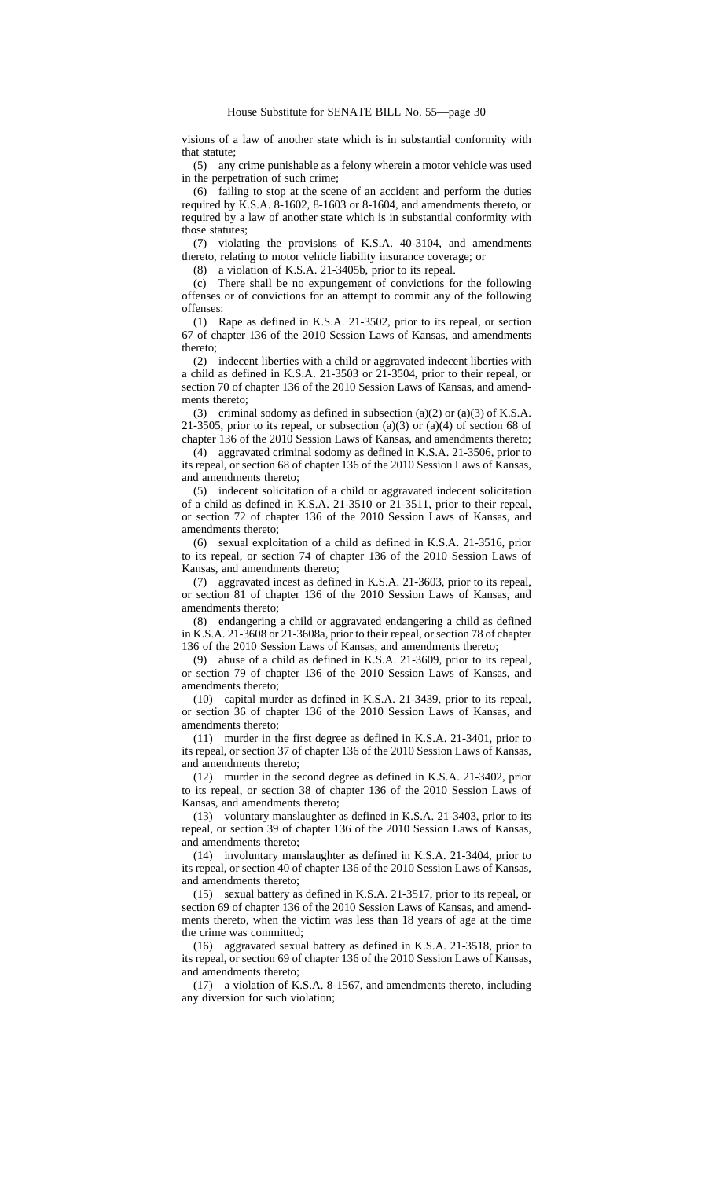visions of a law of another state which is in substantial conformity with that statute;

(5) any crime punishable as a felony wherein a motor vehicle was used in the perpetration of such crime;

(6) failing to stop at the scene of an accident and perform the duties required by K.S.A. 8-1602, 8-1603 or 8-1604, and amendments thereto, or required by a law of another state which is in substantial conformity with those statutes;

(7) violating the provisions of K.S.A. 40-3104, and amendments thereto, relating to motor vehicle liability insurance coverage; or

(8) a violation of K.S.A. 21-3405b, prior to its repeal.

(c) There shall be no expungement of convictions for the following offenses or of convictions for an attempt to commit any of the following offenses:

(1) Rape as defined in K.S.A. 21-3502, prior to its repeal, or section 67 of chapter 136 of the 2010 Session Laws of Kansas, and amendments thereto;

(2) indecent liberties with a child or aggravated indecent liberties with a child as defined in K.S.A. 21-3503 or 21-3504, prior to their repeal, or section 70 of chapter 136 of the 2010 Session Laws of Kansas, and amendments thereto;

(3) criminal sodomy as defined in subsection (a)(2) or (a)(3) of K.S.A. 21-3505, prior to its repeal, or subsection (a)(3) or (a)(4) of section 68 of chapter 136 of the 2010 Session Laws of Kansas, and amendments thereto;

(4) aggravated criminal sodomy as defined in K.S.A. 21-3506, prior to its repeal, or section 68 of chapter 136 of the 2010 Session Laws of Kansas, and amendments thereto;

(5) indecent solicitation of a child or aggravated indecent solicitation of a child as defined in K.S.A. 21-3510 or 21-3511, prior to their repeal, or section 72 of chapter 136 of the 2010 Session Laws of Kansas, and amendments thereto;

(6) sexual exploitation of a child as defined in K.S.A. 21-3516, prior to its repeal, or section 74 of chapter 136 of the 2010 Session Laws of Kansas, and amendments thereto;

(7) aggravated incest as defined in K.S.A. 21-3603, prior to its repeal, or section 81 of chapter 136 of the 2010 Session Laws of Kansas, and amendments thereto;

(8) endangering a child or aggravated endangering a child as defined in K.S.A. 21-3608 or 21-3608a, prior to their repeal, or section 78 of chapter 136 of the 2010 Session Laws of Kansas, and amendments thereto;

(9) abuse of a child as defined in K.S.A. 21-3609, prior to its repeal, or section 79 of chapter 136 of the 2010 Session Laws of Kansas, and amendments thereto;

(10) capital murder as defined in K.S.A. 21-3439, prior to its repeal, or section 36 of chapter 136 of the 2010 Session Laws of Kansas, and amendments thereto;

(11) murder in the first degree as defined in K.S.A. 21-3401, prior to its repeal, or section 37 of chapter 136 of the 2010 Session Laws of Kansas, and amendments thereto;

(12) murder in the second degree as defined in K.S.A. 21-3402, prior to its repeal, or section 38 of chapter 136 of the 2010 Session Laws of Kansas, and amendments thereto;

(13) voluntary manslaughter as defined in K.S.A. 21-3403, prior to its repeal, or section 39 of chapter 136 of the 2010 Session Laws of Kansas, and amendments thereto;

(14) involuntary manslaughter as defined in K.S.A. 21-3404, prior to its repeal, or section 40 of chapter 136 of the 2010 Session Laws of Kansas, and amendments thereto;

(15) sexual battery as defined in K.S.A. 21-3517, prior to its repeal, or section 69 of chapter 136 of the 2010 Session Laws of Kansas, and amendments thereto, when the victim was less than 18 years of age at the time the crime was committed;

(16) aggravated sexual battery as defined in K.S.A. 21-3518, prior to its repeal, or section 69 of chapter 136 of the 2010 Session Laws of Kansas, and amendments thereto;

(17) a violation of K.S.A. 8-1567, and amendments thereto, including any diversion for such violation;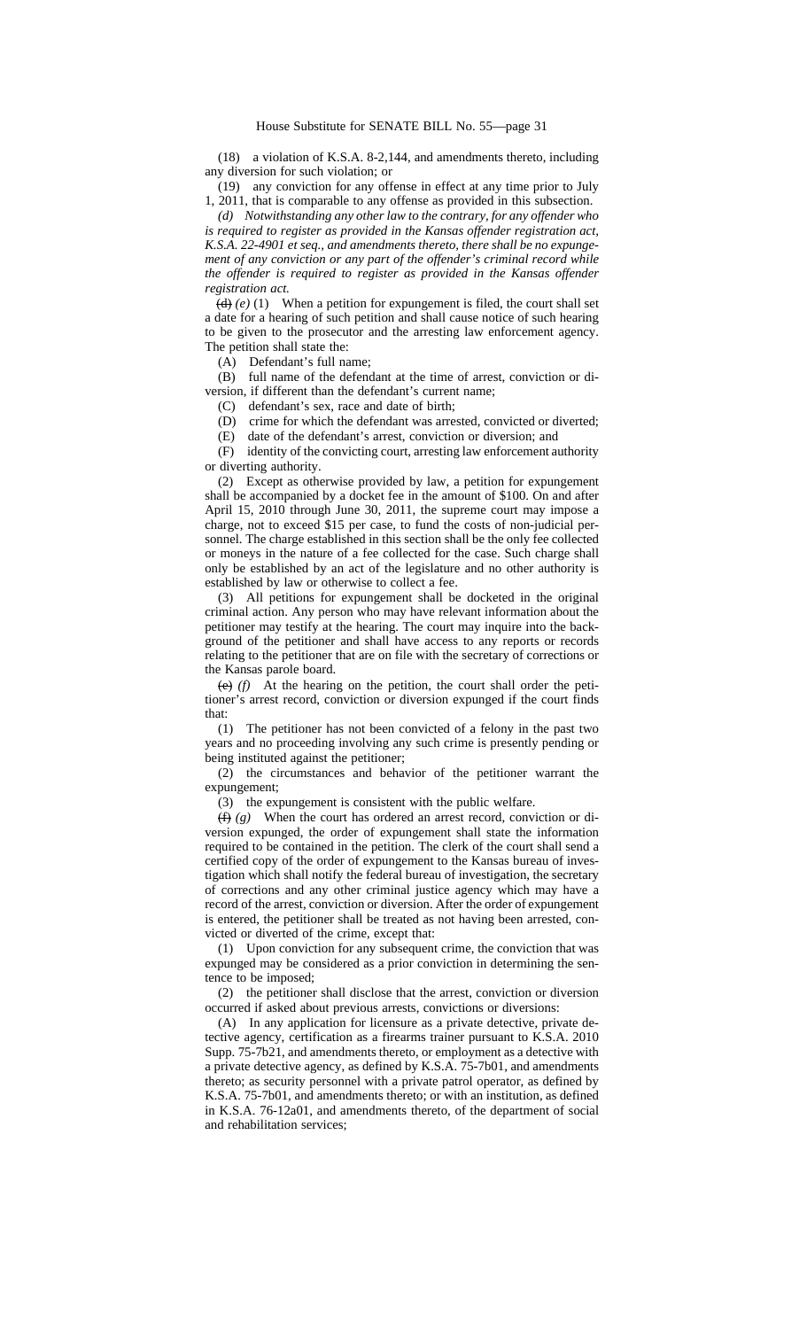(18) a violation of K.S.A. 8-2,144, and amendments thereto, including any diversion for such violation; or

(19) any conviction for any offense in effect at any time prior to July 1, 2011, that is comparable to any offense as provided in this subsection.

*(d) Notwithstanding any other law to the contrary, for any offender who is required to register as provided in the Kansas offender registration act, K.S.A. 22-4901 et seq., and amendments thereto, there shall be no expungement of any conviction or any part of the offender's criminal record while the offender is required to register as provided in the Kansas offender registration act.*

~~(d)~~ *(e)* (1) When a petition for expungement is filed, the court shall set a date for a hearing of such petition and shall cause notice of such hearing to be given to the prosecutor and the arresting law enforcement agency. The petition shall state the:

(A) Defendant's full name;

(B) full name of the defendant at the time of arrest, conviction or diversion, if different than the defendant's current name;

(C) defendant's sex, race and date of birth;

(D) crime for which the defendant was arrested, convicted or diverted;

(E) date of the defendant's arrest, conviction or diversion; and

(F) identity of the convicting court, arresting law enforcement authority or diverting authority.

(2) Except as otherwise provided by law, a petition for expungement shall be accompanied by a docket fee in the amount of $100. On and after April 15, 2010 through June 30, 2011, the supreme court may impose a charge, not to exceed $15 per case, to fund the costs of non-judicial personnel. The charge established in this section shall be the only fee collected or moneys in the nature of a fee collected for the case. Such charge shall only be established by an act of the legislature and no other authority is established by law or otherwise to collect a fee.

(3) All petitions for expungement shall be docketed in the original criminal action. Any person who may have relevant information about the petitioner may testify at the hearing. The court may inquire into the background of the petitioner and shall have access to any reports or records relating to the petitioner that are on file with the secretary of corrections or the Kansas parole board.

~~(e)~~ *(f)* At the hearing on the petition, the court shall order the petitioner's arrest record, conviction or diversion expunged if the court finds that:

(1) The petitioner has not been convicted of a felony in the past two years and no proceeding involving any such crime is presently pending or being instituted against the petitioner;

(2) the circumstances and behavior of the petitioner warrant the expungement;

(3) the expungement is consistent with the public welfare.

~~(f)~~ *(g)* When the court has ordered an arrest record, conviction or diversion expunged, the order of expungement shall state the information required to be contained in the petition. The clerk of the court shall send a certified copy of the order of expungement to the Kansas bureau of investigation which shall notify the federal bureau of investigation, the secretary of corrections and any other criminal justice agency which may have a record of the arrest, conviction or diversion. After the order of expungement is entered, the petitioner shall be treated as not having been arrested, convicted or diverted of the crime, except that:

(1) Upon conviction for any subsequent crime, the conviction that was expunged may be considered as a prior conviction in determining the sentence to be imposed;

(2) the petitioner shall disclose that the arrest, conviction or diversion occurred if asked about previous arrests, convictions or diversions:

(A) In any application for licensure as a private detective, private detective agency, certification as a firearms trainer pursuant to K.S.A. 2010 Supp. 75-7b21, and amendments thereto, or employment as a detective with a private detective agency, as defined by K.S.A. 75-7b01, and amendments thereto; as security personnel with a private patrol operator, as defined by K.S.A. 75-7b01, and amendments thereto; or with an institution, as defined in K.S.A. 76-12a01, and amendments thereto, of the department of social and rehabilitation services;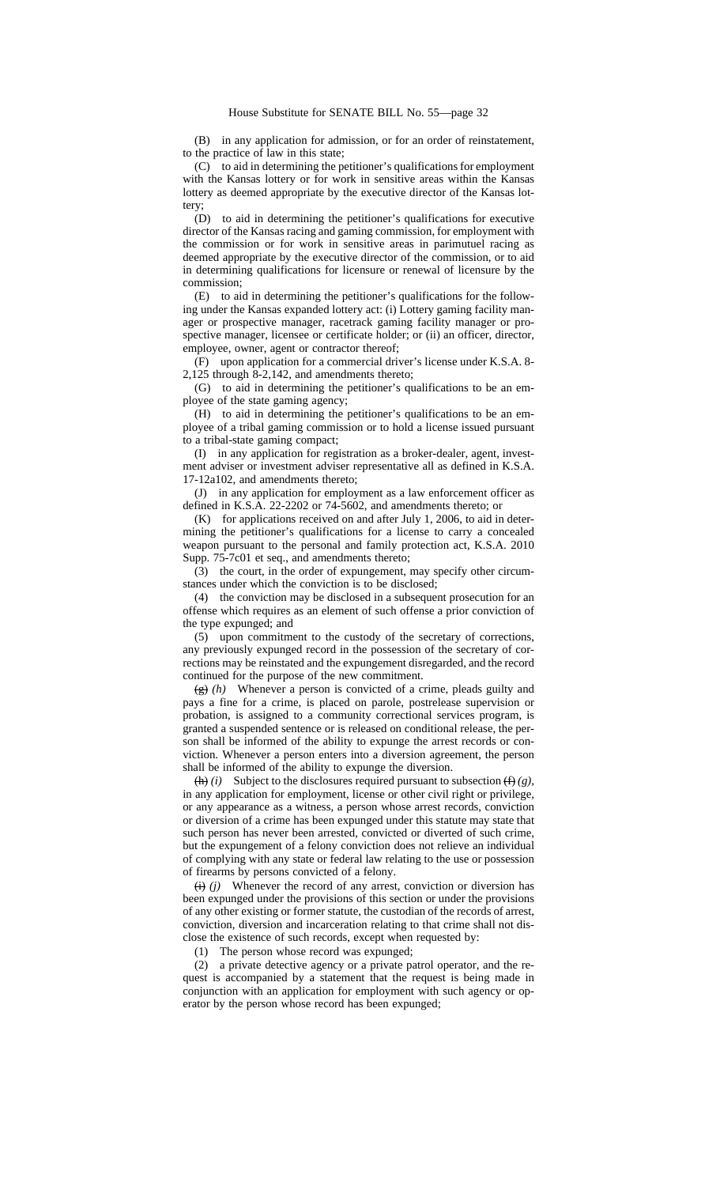(B) in any application for admission, or for an order of reinstatement, to the practice of law in this state;

(C) to aid in determining the petitioner's qualifications for employment with the Kansas lottery or for work in sensitive areas within the Kansas lottery as deemed appropriate by the executive director of the Kansas lottery;

(D) to aid in determining the petitioner's qualifications for executive director of the Kansas racing and gaming commission, for employment with the commission or for work in sensitive areas in parimutuel racing as deemed appropriate by the executive director of the commission, or to aid in determining qualifications for licensure or renewal of licensure by the commission;

(E) to aid in determining the petitioner's qualifications for the following under the Kansas expanded lottery act: (i) Lottery gaming facility manager or prospective manager, racetrack gaming facility manager or prospective manager, licensee or certificate holder; or (ii) an officer, director, employee, owner, agent or contractor thereof;

(F) upon application for a commercial driver's license under K.S.A. 8-2,125 through 8-2,142, and amendments thereto;

(G) to aid in determining the petitioner's qualifications to be an employee of the state gaming agency;

(H) to aid in determining the petitioner's qualifications to be an employee of a tribal gaming commission or to hold a license issued pursuant to a tribal-state gaming compact;

(I) in any application for registration as a broker-dealer, agent, investment adviser or investment adviser representative all as defined in K.S.A. 17-12a102, and amendments thereto;

(J) in any application for employment as a law enforcement officer as defined in K.S.A. 22-2202 or 74-5602, and amendments thereto; or

(K) for applications received on and after July 1, 2006, to aid in determining the petitioner's qualifications for a license to carry a concealed weapon pursuant to the personal and family protection act, K.S.A. 2010 Supp. 75-7c01 et seq., and amendments thereto;

(3) the court, in the order of expungement, may specify other circumstances under which the conviction is to be disclosed;

(4) the conviction may be disclosed in a subsequent prosecution for an offense which requires as an element of such offense a prior conviction of the type expunged; and

(5) upon commitment to the custody of the secretary of corrections, any previously expunged record in the possession of the secretary of corrections may be reinstated and the expungement disregarded, and the record continued for the purpose of the new commitment.

~~(g)~~ *(h)* Whenever a person is convicted of a crime, pleads guilty and pays a fine for a crime, is placed on parole, postrelease supervision or probation, is assigned to a community correctional services program, is granted a suspended sentence or is released on conditional release, the person shall be informed of the ability to expunge the arrest records or conviction. Whenever a person enters into a diversion agreement, the person shall be informed of the ability to expunge the diversion.

~~(h)~~ *(i)* Subject to the disclosures required pursuant to subsection ~~(f)~~ *(g)*, in any application for employment, license or other civil right or privilege, or any appearance as a witness, a person whose arrest records, conviction or diversion of a crime has been expunged under this statute may state that such person has never been arrested, convicted or diverted of such crime, but the expungement of a felony conviction does not relieve an individual of complying with any state or federal law relating to the use or possession of firearms by persons convicted of a felony.

~~(i)~~ *(j)* Whenever the record of any arrest, conviction or diversion has been expunged under the provisions of this section or under the provisions of any other existing or former statute, the custodian of the records of arrest, conviction, diversion and incarceration relating to that crime shall not disclose the existence of such records, except when requested by:

(1) The person whose record was expunged;

(2) a private detective agency or a private patrol operator, and the request is accompanied by a statement that the request is being made in conjunction with an application for employment with such agency or operator by the person whose record has been expunged;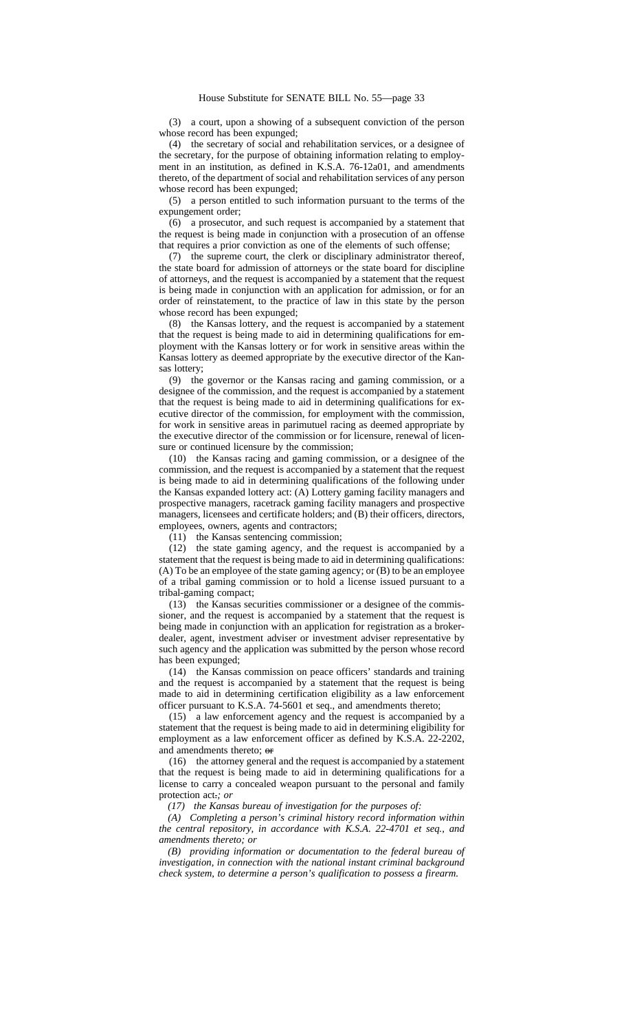(3) a court, upon a showing of a subsequent conviction of the person whose record has been expunged;

(4) the secretary of social and rehabilitation services, or a designee of the secretary, for the purpose of obtaining information relating to employment in an institution, as defined in K.S.A. 76-12a01, and amendments thereto, of the department of social and rehabilitation services of any person whose record has been expunged;

(5) a person entitled to such information pursuant to the terms of the expungement order;

(6) a prosecutor, and such request is accompanied by a statement that the request is being made in conjunction with a prosecution of an offense that requires a prior conviction as one of the elements of such offense;

(7) the supreme court, the clerk or disciplinary administrator thereof, the state board for admission of attorneys or the state board for discipline of attorneys, and the request is accompanied by a statement that the request is being made in conjunction with an application for admission, or for an order of reinstatement, to the practice of law in this state by the person whose record has been expunged;

(8) the Kansas lottery, and the request is accompanied by a statement that the request is being made to aid in determining qualifications for employment with the Kansas lottery or for work in sensitive areas within the Kansas lottery as deemed appropriate by the executive director of the Kansas lottery;

(9) the governor or the Kansas racing and gaming commission, or a designee of the commission, and the request is accompanied by a statement that the request is being made to aid in determining qualifications for executive director of the commission, for employment with the commission, for work in sensitive areas in parimutuel racing as deemed appropriate by the executive director of the commission or for licensure, renewal of licensure or continued licensure by the commission;

(10) the Kansas racing and gaming commission, or a designee of the commission, and the request is accompanied by a statement that the request is being made to aid in determining qualifications of the following under the Kansas expanded lottery act: (A) Lottery gaming facility managers and prospective managers, racetrack gaming facility managers and prospective managers, licensees and certificate holders; and (B) their officers, directors, employees, owners, agents and contractors;

(11) the Kansas sentencing commission;

(12) the state gaming agency, and the request is accompanied by a statement that the request is being made to aid in determining qualifications: (A) To be an employee of the state gaming agency; or (B) to be an employee of a tribal gaming commission or to hold a license issued pursuant to a tribal-gaming compact;

(13) the Kansas securities commissioner or a designee of the commissioner, and the request is accompanied by a statement that the request is being made in conjunction with an application for registration as a broker-dealer, agent, investment adviser or investment adviser representative by such agency and the application was submitted by the person whose record has been expunged;

(14) the Kansas commission on peace officers' standards and training and the request is accompanied by a statement that the request is being made to aid in determining certification eligibility as a law enforcement officer pursuant to K.S.A. 74-5601 et seq., and amendments thereto;

(15) a law enforcement agency and the request is accompanied by a statement that the request is being made to aid in determining eligibility for employment as a law enforcement officer as defined by K.S.A. 22-2202, and amendments thereto; ~~or~~

(16) the attorney general and the request is accompanied by a statement that the request is being made to aid in determining qualifications for a license to carry a concealed weapon pursuant to the personal and family protection act~~.~~*; or*

*(17) the Kansas bureau of investigation for the purposes of:*

*(A) Completing a person's criminal history record information within the central repository, in accordance with K.S.A. 22-4701 et seq., and amendments thereto; or*

*(B) providing information or documentation to the federal bureau of investigation, in connection with the national instant criminal background check system, to determine a person's qualification to possess a firearm.*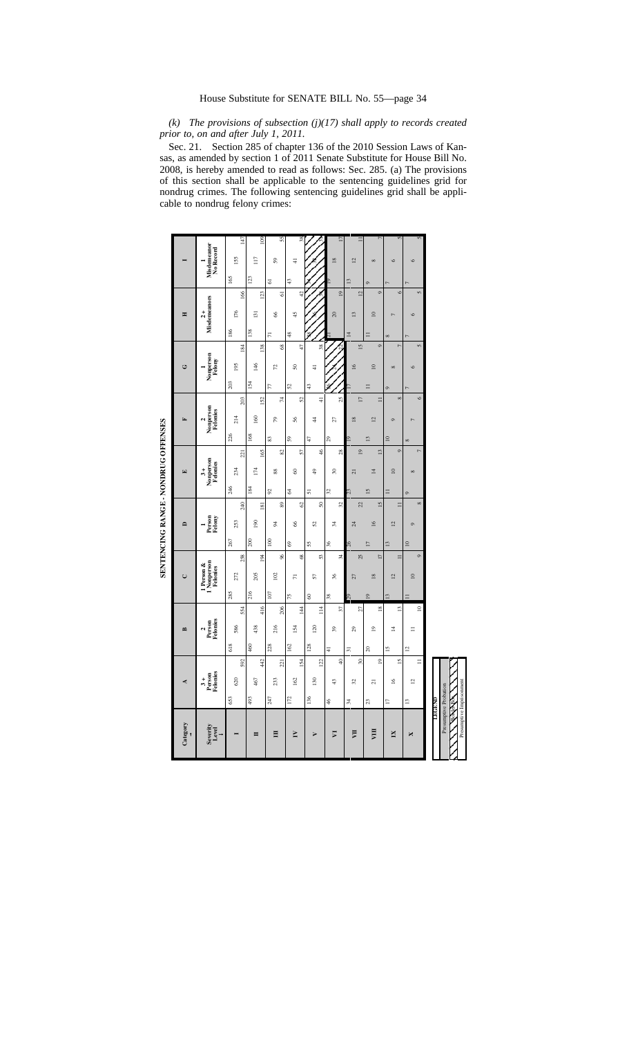*(k) The provisions of subsection (j)(17) shall apply to records created prior to, on and after July 1, 2011.*

Sec. 21. Section 285 of chapter 136 of the 2010 Session Laws of Kansas, as amended by section 1 of 2011 Senate Substitute for House Bill No. 2008, is hereby amended to read as follows: Sec. 285. (a) The provisions of this section shall be applicable to the sentencing guidelines grid for nondrug crimes. The following sentencing guidelines grid shall be applicable to nondrug felony crimes:

**SENTENCING RANGE - NONDRUG OFFENSES**

| Category → / Severity Level ↓ | A 3 + Person Felonies | B 2 Person Felonies | C 1 Person & 1 Nonperson Felonies | D 1 Person Felony | E 3 + Nonperson Felonies | F 2 Nonperson Felonies | G 1 Nonperson Felony | H 2 + Misdemeanors | I 1 Misdemeanor No Record |
|---|---|---|---|---|---|---|---|---|---|
| I | 653 620 592 | 618 586 554 | 285 272 258 | 267 253 240 | 246 234 221 | 226 214 203 | 203 195 184 | 186 176 166 | 165 155 147 |
| II | 493 467 442 | 460 438 416 | 216 205 194 | 200 190 181 | 184 174 165 | 168 160 152 | 154 146 138 | 138 131 123 | 123 117 109 |
| III | 247 233 221 | 228 216 206 | 107 102 96 | 100 94 89 | 92 88 82 | 83 79 74 | 77 72 68 | 71 66 61 | 61 59 55 |
| IV | 172 162 154 | 162 154 144 | 75 71 68 | 69 66 62 | 64 60 57 | 59 56 52 | 52 50 47 | 48 45 42 | 43 41 38 |
| V | 136 130 122 | 128 120 114 | 60 57 53 | 55 52 50 | 51 49 46 | 47 44 41 | 43 41 38 | 38 36 34 | 36 34 32 |
| VI | 46 43 40 | 41 39 37 | 38 36 34 | 36 34 32 | 32 30 28 | 29 27 25 | 26 24 22 | 21 20 19 | 19 18 17 |
| VII | 34 32 30 | 31 29 27 | 29 27 25 | 26 24 22 | 23 21 19 | 19 18 17 | 17 16 15 | 14 13 12 | 13 12 11 |
| VIII | 23 21 19 | 20 19 18 | 19 18 17 | 17 16 15 | 15 14 13 | 13 12 11 | 11 10 9 | 11 10 9 | 9 8 7 |
| IX | 17 16 15 | 15 14 13 | 13 12 11 | 13 12 11 | 11 10 9 | 10 9 8 | 9 8 7 | 8 7 6 | 7 6 5 |
| X | 13 12 11 | 12 11 10 | 11 10 9 | 10 9 8 | 9 8 7 | 8 7 6 | 7 6 5 | 7 6 5 | 7 6 5 |

**LEGEND**

- Presumptive Probation
- Border Box
- Presumptive Imprisonment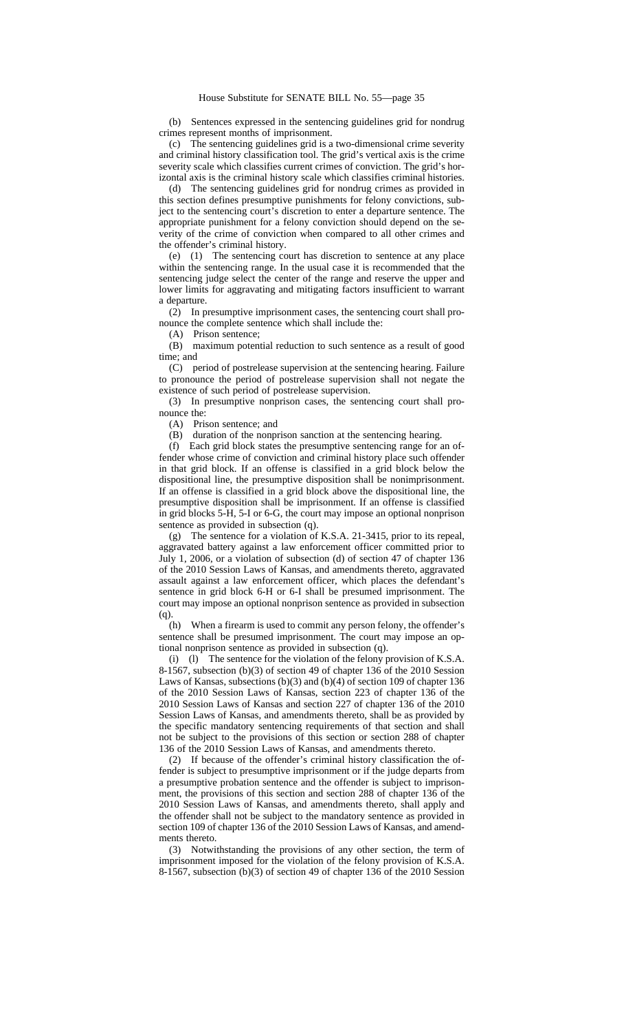(b) Sentences expressed in the sentencing guidelines grid for nondrug crimes represent months of imprisonment.

(c) The sentencing guidelines grid is a two-dimensional crime severity and criminal history classification tool. The grid's vertical axis is the crime severity scale which classifies current crimes of conviction. The grid's horizontal axis is the criminal history scale which classifies criminal histories.

(d) The sentencing guidelines grid for nondrug crimes as provided in this section defines presumptive punishments for felony convictions, subject to the sentencing court's discretion to enter a departure sentence. The appropriate punishment for a felony conviction should depend on the severity of the crime of conviction when compared to all other crimes and the offender's criminal history.

(e) (1) The sentencing court has discretion to sentence at any place within the sentencing range. In the usual case it is recommended that the sentencing judge select the center of the range and reserve the upper and lower limits for aggravating and mitigating factors insufficient to warrant a departure.

(2) In presumptive imprisonment cases, the sentencing court shall pronounce the complete sentence which shall include the:

(A) Prison sentence;

(B) maximum potential reduction to such sentence as a result of good time; and

(C) period of postrelease supervision at the sentencing hearing. Failure to pronounce the period of postrelease supervision shall not negate the existence of such period of postrelease supervision.

(3) In presumptive nonprison cases, the sentencing court shall pronounce the:

(A) Prison sentence; and

(B) duration of the nonprison sanction at the sentencing hearing.

(f) Each grid block states the presumptive sentencing range for an offender whose crime of conviction and criminal history place such offender in that grid block. If an offense is classified in a grid block below the dispositional line, the presumptive disposition shall be nonimprisonment. If an offense is classified in a grid block above the dispositional line, the presumptive disposition shall be imprisonment. If an offense is classified in grid blocks 5-H, 5-I or 6-G, the court may impose an optional nonprison sentence as provided in subsection (q).

(g) The sentence for a violation of K.S.A. 21-3415, prior to its repeal, aggravated battery against a law enforcement officer committed prior to July 1, 2006, or a violation of subsection (d) of section 47 of chapter 136 of the 2010 Session Laws of Kansas, and amendments thereto, aggravated assault against a law enforcement officer, which places the defendant's sentence in grid block 6-H or 6-I shall be presumed imprisonment. The court may impose an optional nonprison sentence as provided in subsection (q).

(h) When a firearm is used to commit any person felony, the offender's sentence shall be presumed imprisonment. The court may impose an optional nonprison sentence as provided in subsection (q).

(i) (l) The sentence for the violation of the felony provision of K.S.A. 8-1567, subsection (b)(3) of section 49 of chapter 136 of the 2010 Session Laws of Kansas, subsections (b)(3) and (b)(4) of section 109 of chapter 136 of the 2010 Session Laws of Kansas, section 223 of chapter 136 of the 2010 Session Laws of Kansas and section 227 of chapter 136 of the 2010 Session Laws of Kansas, and amendments thereto, shall be as provided by the specific mandatory sentencing requirements of that section and shall not be subject to the provisions of this section or section 288 of chapter 136 of the 2010 Session Laws of Kansas, and amendments thereto.

(2) If because of the offender's criminal history classification the offender is subject to presumptive imprisonment or if the judge departs from a presumptive probation sentence and the offender is subject to imprisonment, the provisions of this section and section 288 of chapter 136 of the 2010 Session Laws of Kansas, and amendments thereto, shall apply and the offender shall not be subject to the mandatory sentence as provided in section 109 of chapter 136 of the 2010 Session Laws of Kansas, and amendments thereto.

(3) Notwithstanding the provisions of any other section, the term of imprisonment imposed for the violation of the felony provision of K.S.A. 8-1567, subsection (b)(3) of section 49 of chapter 136 of the 2010 Session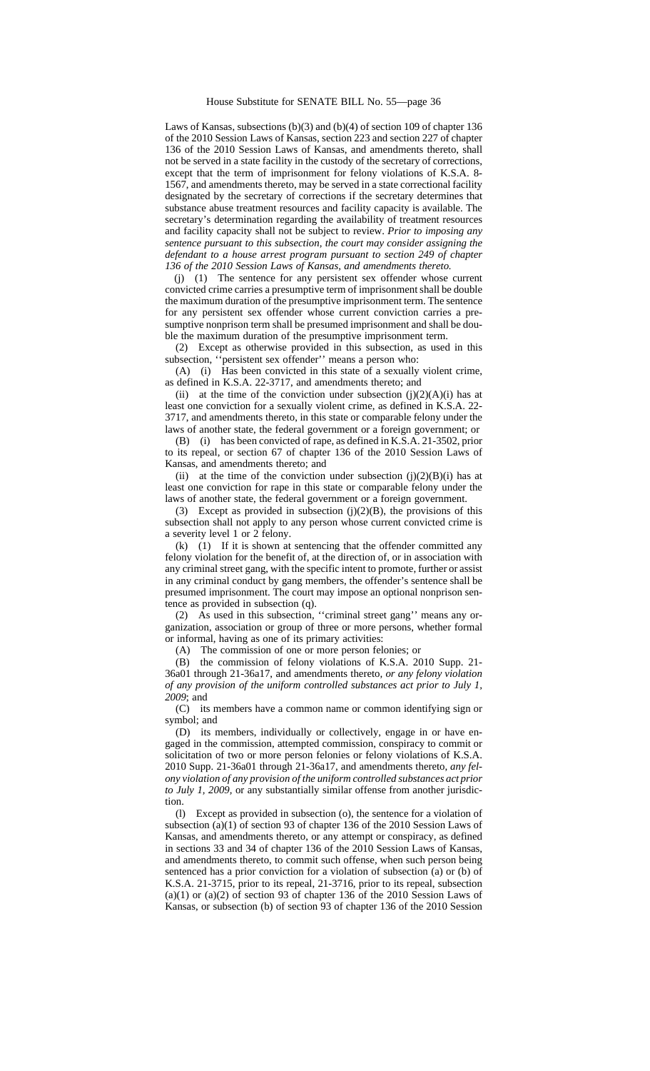Laws of Kansas, subsections (b)(3) and (b)(4) of section 109 of chapter 136 of the 2010 Session Laws of Kansas, section 223 and section 227 of chapter 136 of the 2010 Session Laws of Kansas, and amendments thereto, shall not be served in a state facility in the custody of the secretary of corrections, except that the term of imprisonment for felony violations of K.S.A. 8-1567, and amendments thereto, may be served in a state correctional facility designated by the secretary of corrections if the secretary determines that substance abuse treatment resources and facility capacity is available. The secretary's determination regarding the availability of treatment resources and facility capacity shall not be subject to review. *Prior to imposing any sentence pursuant to this subsection, the court may consider assigning the defendant to a house arrest program pursuant to section 249 of chapter 136 of the 2010 Session Laws of Kansas, and amendments thereto.*

(j) (1) The sentence for any persistent sex offender whose current convicted crime carries a presumptive term of imprisonment shall be double the maximum duration of the presumptive imprisonment term. The sentence for any persistent sex offender whose current conviction carries a presumptive nonprison term shall be presumed imprisonment and shall be double the maximum duration of the presumptive imprisonment term.

(2) Except as otherwise provided in this subsection, as used in this subsection, ''persistent sex offender'' means a person who:

(A) (i) Has been convicted in this state of a sexually violent crime, as defined in K.S.A. 22-3717, and amendments thereto; and

(ii) at the time of the conviction under subsection (j)(2)(A)(i) has at least one conviction for a sexually violent crime, as defined in K.S.A. 22-3717, and amendments thereto, in this state or comparable felony under the laws of another state, the federal government or a foreign government; or

(B) (i) has been convicted of rape, as defined in K.S.A. 21-3502, prior to its repeal, or section 67 of chapter 136 of the 2010 Session Laws of Kansas, and amendments thereto; and

(ii) at the time of the conviction under subsection (j)(2)(B)(i) has at least one conviction for rape in this state or comparable felony under the laws of another state, the federal government or a foreign government.

(3) Except as provided in subsection (j)(2)(B), the provisions of this subsection shall not apply to any person whose current convicted crime is a severity level 1 or 2 felony.

(k) (1) If it is shown at sentencing that the offender committed any felony violation for the benefit of, at the direction of, or in association with any criminal street gang, with the specific intent to promote, further or assist in any criminal conduct by gang members, the offender's sentence shall be presumed imprisonment. The court may impose an optional nonprison sentence as provided in subsection (q).

(2) As used in this subsection, ''criminal street gang'' means any organization, association or group of three or more persons, whether formal or informal, having as one of its primary activities:

(A) The commission of one or more person felonies; or

(B) the commission of felony violations of K.S.A. 2010 Supp. 21-36a01 through 21-36a17, and amendments thereto, *or any felony violation of any provision of the uniform controlled substances act prior to July 1, 2009*; and

(C) its members have a common name or common identifying sign or symbol; and

(D) its members, individually or collectively, engage in or have engaged in the commission, attempted commission, conspiracy to commit or solicitation of two or more person felonies or felony violations of K.S.A. 2010 Supp. 21-36a01 through 21-36a17, and amendments thereto, *any felony violation of any provision of the uniform controlled substances act prior to July 1, 2009*, or any substantially similar offense from another jurisdiction.

(l) Except as provided in subsection (o), the sentence for a violation of subsection (a)(1) of section 93 of chapter 136 of the 2010 Session Laws of Kansas, and amendments thereto, or any attempt or conspiracy, as defined in sections 33 and 34 of chapter 136 of the 2010 Session Laws of Kansas, and amendments thereto, to commit such offense, when such person being sentenced has a prior conviction for a violation of subsection (a) or (b) of K.S.A. 21-3715, prior to its repeal, 21-3716, prior to its repeal, subsection (a)(1) or (a)(2) of section 93 of chapter 136 of the 2010 Session Laws of Kansas, or subsection (b) of section 93 of chapter 136 of the 2010 Session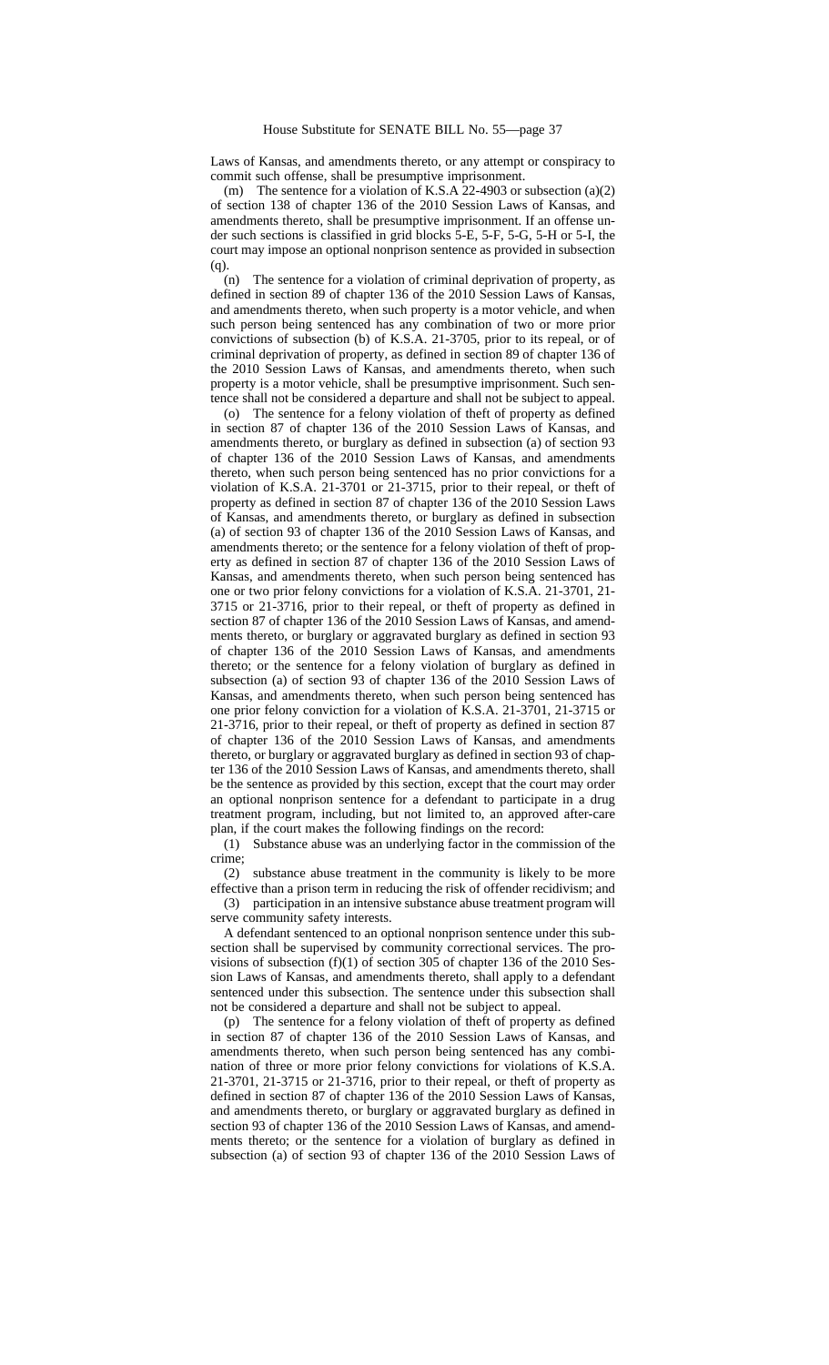Laws of Kansas, and amendments thereto, or any attempt or conspiracy to commit such offense, shall be presumptive imprisonment.

(m) The sentence for a violation of K.S.A 22-4903 or subsection (a)(2) of section 138 of chapter 136 of the 2010 Session Laws of Kansas, and amendments thereto, shall be presumptive imprisonment. If an offense under such sections is classified in grid blocks 5-E, 5-F, 5-G, 5-H or 5-I, the court may impose an optional nonprison sentence as provided in subsection (q).

(n) The sentence for a violation of criminal deprivation of property, as defined in section 89 of chapter 136 of the 2010 Session Laws of Kansas, and amendments thereto, when such property is a motor vehicle, and when such person being sentenced has any combination of two or more prior convictions of subsection (b) of K.S.A. 21-3705, prior to its repeal, or of criminal deprivation of property, as defined in section 89 of chapter 136 of the 2010 Session Laws of Kansas, and amendments thereto, when such property is a motor vehicle, shall be presumptive imprisonment. Such sentence shall not be considered a departure and shall not be subject to appeal.

(o) The sentence for a felony violation of theft of property as defined in section 87 of chapter 136 of the 2010 Session Laws of Kansas, and amendments thereto, or burglary as defined in subsection (a) of section 93 of chapter 136 of the 2010 Session Laws of Kansas, and amendments thereto, when such person being sentenced has no prior convictions for a violation of K.S.A. 21-3701 or 21-3715, prior to their repeal, or theft of property as defined in section 87 of chapter 136 of the 2010 Session Laws of Kansas, and amendments thereto, or burglary as defined in subsection (a) of section 93 of chapter 136 of the 2010 Session Laws of Kansas, and amendments thereto; or the sentence for a felony violation of theft of property as defined in section 87 of chapter 136 of the 2010 Session Laws of Kansas, and amendments thereto, when such person being sentenced has one or two prior felony convictions for a violation of K.S.A. 21-3701, 21-3715 or 21-3716, prior to their repeal, or theft of property as defined in section 87 of chapter 136 of the 2010 Session Laws of Kansas, and amendments thereto, or burglary or aggravated burglary as defined in section 93 of chapter 136 of the 2010 Session Laws of Kansas, and amendments thereto; or the sentence for a felony violation of burglary as defined in subsection (a) of section 93 of chapter 136 of the 2010 Session Laws of Kansas, and amendments thereto, when such person being sentenced has one prior felony conviction for a violation of K.S.A. 21-3701, 21-3715 or 21-3716, prior to their repeal, or theft of property as defined in section 87 of chapter 136 of the 2010 Session Laws of Kansas, and amendments thereto, or burglary or aggravated burglary as defined in section 93 of chapter 136 of the 2010 Session Laws of Kansas, and amendments thereto, shall be the sentence as provided by this section, except that the court may order an optional nonprison sentence for a defendant to participate in a drug treatment program, including, but not limited to, an approved after-care plan, if the court makes the following findings on the record:

(1) Substance abuse was an underlying factor in the commission of the crime;

(2) substance abuse treatment in the community is likely to be more effective than a prison term in reducing the risk of offender recidivism; and

(3) participation in an intensive substance abuse treatment program will serve community safety interests.

A defendant sentenced to an optional nonprison sentence under this subsection shall be supervised by community correctional services. The provisions of subsection (f)(1) of section 305 of chapter 136 of the 2010 Session Laws of Kansas, and amendments thereto, shall apply to a defendant sentenced under this subsection. The sentence under this subsection shall not be considered a departure and shall not be subject to appeal.

(p) The sentence for a felony violation of theft of property as defined in section 87 of chapter 136 of the 2010 Session Laws of Kansas, and amendments thereto, when such person being sentenced has any combination of three or more prior felony convictions for violations of K.S.A. 21-3701, 21-3715 or 21-3716, prior to their repeal, or theft of property as defined in section 87 of chapter 136 of the 2010 Session Laws of Kansas, and amendments thereto, or burglary or aggravated burglary as defined in section 93 of chapter 136 of the 2010 Session Laws of Kansas, and amendments thereto; or the sentence for a violation of burglary as defined in subsection (a) of section 93 of chapter 136 of the 2010 Session Laws of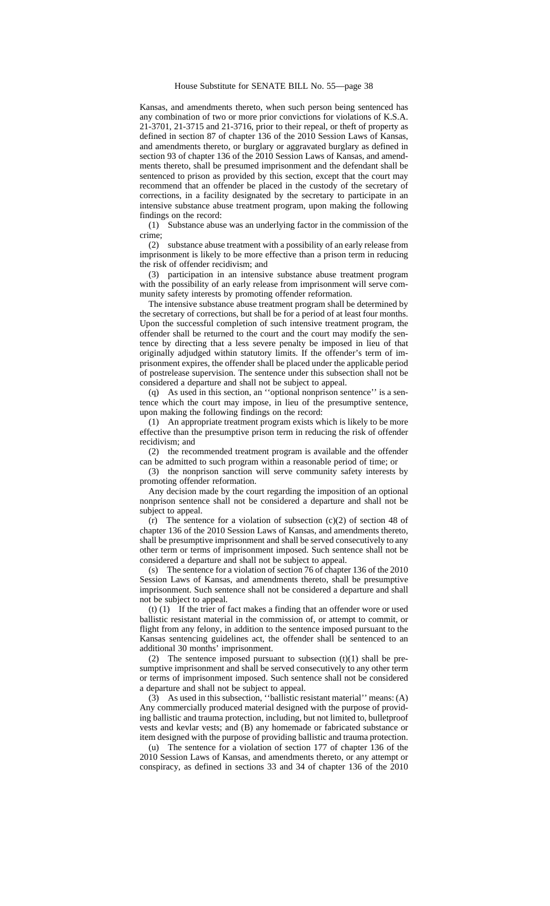Kansas, and amendments thereto, when such person being sentenced has any combination of two or more prior convictions for violations of K.S.A. 21-3701, 21-3715 and 21-3716, prior to their repeal, or theft of property as defined in section 87 of chapter 136 of the 2010 Session Laws of Kansas, and amendments thereto, or burglary or aggravated burglary as defined in section 93 of chapter 136 of the 2010 Session Laws of Kansas, and amendments thereto, shall be presumed imprisonment and the defendant shall be sentenced to prison as provided by this section, except that the court may recommend that an offender be placed in the custody of the secretary of corrections, in a facility designated by the secretary to participate in an intensive substance abuse treatment program, upon making the following findings on the record:

(1) Substance abuse was an underlying factor in the commission of the crime;

(2) substance abuse treatment with a possibility of an early release from imprisonment is likely to be more effective than a prison term in reducing the risk of offender recidivism; and

(3) participation in an intensive substance abuse treatment program with the possibility of an early release from imprisonment will serve community safety interests by promoting offender reformation.

The intensive substance abuse treatment program shall be determined by the secretary of corrections, but shall be for a period of at least four months. Upon the successful completion of such intensive treatment program, the offender shall be returned to the court and the court may modify the sentence by directing that a less severe penalty be imposed in lieu of that originally adjudged within statutory limits. If the offender's term of imprisonment expires, the offender shall be placed under the applicable period of postrelease supervision. The sentence under this subsection shall not be considered a departure and shall not be subject to appeal.

(q) As used in this section, an ''optional nonprison sentence'' is a sentence which the court may impose, in lieu of the presumptive sentence, upon making the following findings on the record:

(1) An appropriate treatment program exists which is likely to be more effective than the presumptive prison term in reducing the risk of offender recidivism; and

(2) the recommended treatment program is available and the offender can be admitted to such program within a reasonable period of time; or

(3) the nonprison sanction will serve community safety interests by promoting offender reformation.

Any decision made by the court regarding the imposition of an optional nonprison sentence shall not be considered a departure and shall not be subject to appeal.

(r) The sentence for a violation of subsection (c)(2) of section 48 of chapter 136 of the 2010 Session Laws of Kansas, and amendments thereto, shall be presumptive imprisonment and shall be served consecutively to any other term or terms of imprisonment imposed. Such sentence shall not be considered a departure and shall not be subject to appeal.

(s) The sentence for a violation of section 76 of chapter 136 of the 2010 Session Laws of Kansas, and amendments thereto, shall be presumptive imprisonment. Such sentence shall not be considered a departure and shall not be subject to appeal.

(t) (1) If the trier of fact makes a finding that an offender wore or used ballistic resistant material in the commission of, or attempt to commit, or flight from any felony, in addition to the sentence imposed pursuant to the Kansas sentencing guidelines act, the offender shall be sentenced to an additional 30 months' imprisonment.

(2) The sentence imposed pursuant to subsection (t)(1) shall be presumptive imprisonment and shall be served consecutively to any other term or terms of imprisonment imposed. Such sentence shall not be considered a departure and shall not be subject to appeal.

(3) As used in this subsection, ''ballistic resistant material'' means: (A) Any commercially produced material designed with the purpose of providing ballistic and trauma protection, including, but not limited to, bulletproof vests and kevlar vests; and (B) any homemade or fabricated substance or item designed with the purpose of providing ballistic and trauma protection.

(u) The sentence for a violation of section 177 of chapter 136 of the 2010 Session Laws of Kansas, and amendments thereto, or any attempt or conspiracy, as defined in sections 33 and 34 of chapter 136 of the 2010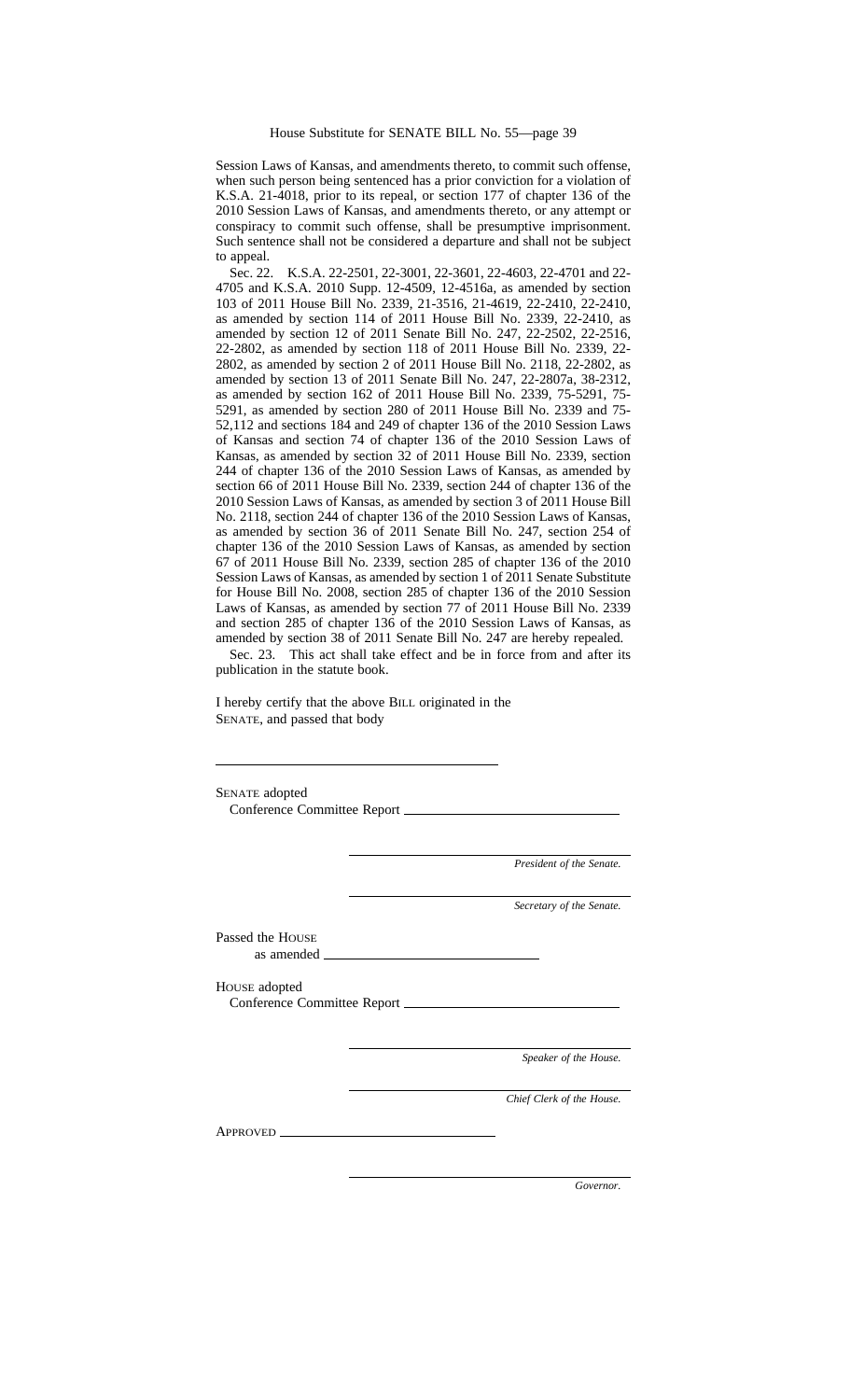Session Laws of Kansas, and amendments thereto, to commit such offense, when such person being sentenced has a prior conviction for a violation of K.S.A. 21-4018, prior to its repeal, or section 177 of chapter 136 of the 2010 Session Laws of Kansas, and amendments thereto, or any attempt or conspiracy to commit such offense, shall be presumptive imprisonment. Such sentence shall not be considered a departure and shall not be subject to appeal.

Sec. 22. K.S.A. 22-2501, 22-3001, 22-3601, 22-4603, 22-4701 and 22-4705 and K.S.A. 2010 Supp. 12-4509, 12-4516a, as amended by section 103 of 2011 House Bill No. 2339, 21-3516, 21-4619, 22-2410, 22-2410, as amended by section 114 of 2011 House Bill No. 2339, 22-2410, as amended by section 12 of 2011 Senate Bill No. 247, 22-2502, 22-2516, 22-2802, as amended by section 118 of 2011 House Bill No. 2339, 22-2802, as amended by section 2 of 2011 House Bill No. 2118, 22-2802, as amended by section 13 of 2011 Senate Bill No. 247, 22-2807a, 38-2312, as amended by section 162 of 2011 House Bill No. 2339, 75-5291, 75-5291, as amended by section 280 of 2011 House Bill No. 2339 and 75-52,112 and sections 184 and 249 of chapter 136 of the 2010 Session Laws of Kansas and section 74 of chapter 136 of the 2010 Session Laws of Kansas, as amended by section 32 of 2011 House Bill No. 2339, section 244 of chapter 136 of the 2010 Session Laws of Kansas, as amended by section 66 of 2011 House Bill No. 2339, section 244 of chapter 136 of the 2010 Session Laws of Kansas, as amended by section 3 of 2011 House Bill No. 2118, section 244 of chapter 136 of the 2010 Session Laws of Kansas, as amended by section 36 of 2011 Senate Bill No. 247, section 254 of chapter 136 of the 2010 Session Laws of Kansas, as amended by section 67 of 2011 House Bill No. 2339, section 285 of chapter 136 of the 2010 Session Laws of Kansas, as amended by section 1 of 2011 Senate Substitute for House Bill No. 2008, section 285 of chapter 136 of the 2010 Session Laws of Kansas, as amended by section 77 of 2011 House Bill No. 2339 and section 285 of chapter 136 of the 2010 Session Laws of Kansas, as amended by section 38 of 2011 Senate Bill No. 247 are hereby repealed.

Sec. 23. This act shall take effect and be in force from and after its publication in the statute book.

I hereby certify that the above BILL originated in the SENATE, and passed that body

\_\_\_\_\_\_\_\_\_\_\_\_\_\_\_\_\_\_\_\_\_\_\_\_\_\_\_\_

SENATE adopted
Conference Committee Report \_\_\_\_\_\_\_\_\_\_\_\_\_\_\_\_\_\_\_\_\_\_\_\_

\_\_\_\_\_\_\_\_\_\_\_\_\_\_\_\_\_\_\_\_\_\_\_\_\_\_\_\_
*President of the Senate.*

\_\_\_\_\_\_\_\_\_\_\_\_\_\_\_\_\_\_\_\_\_\_\_\_\_\_\_\_
*Secretary of the Senate.*

Passed the HOUSE
as amended \_\_\_\_\_\_\_\_\_\_\_\_\_\_\_\_\_\_\_\_\_\_\_\_

HOUSE adopted
Conference Committee Report \_\_\_\_\_\_\_\_\_\_\_\_\_\_\_\_\_\_\_\_\_\_\_\_

\_\_\_\_\_\_\_\_\_\_\_\_\_\_\_\_\_\_\_\_\_\_\_\_\_\_\_\_
*Speaker of the House.*

\_\_\_\_\_\_\_\_\_\_\_\_\_\_\_\_\_\_\_\_\_\_\_\_\_\_\_\_
*Chief Clerk of the House.*

APPROVED \_\_\_\_\_\_\_\_\_\_\_\_\_\_\_\_\_\_\_\_\_\_\_\_

\_\_\_\_\_\_\_\_\_\_\_\_\_\_\_\_\_\_\_\_\_\_\_\_\_\_\_\_
*Governor.*